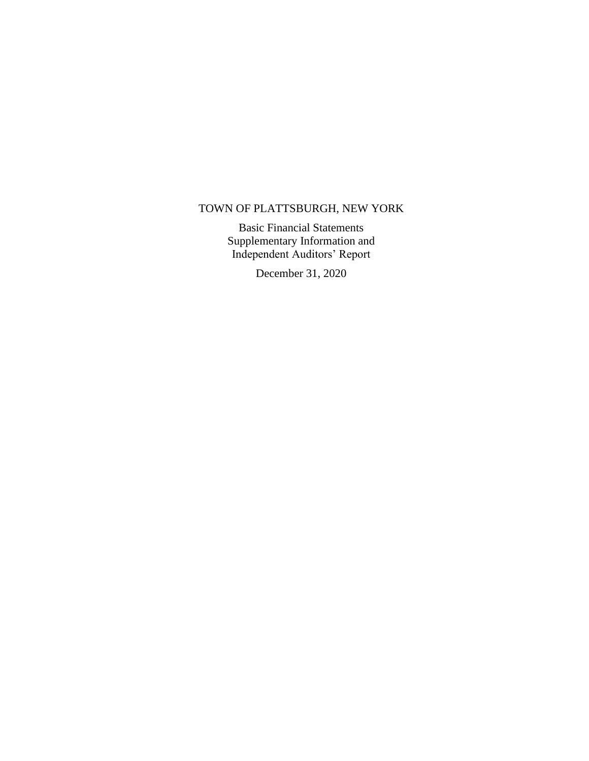# TOWN OF PLATTSBURGH, NEW YORK

Basic Financial Statements
Supplementary Information and
Independent Auditors' Report

December 31, 2020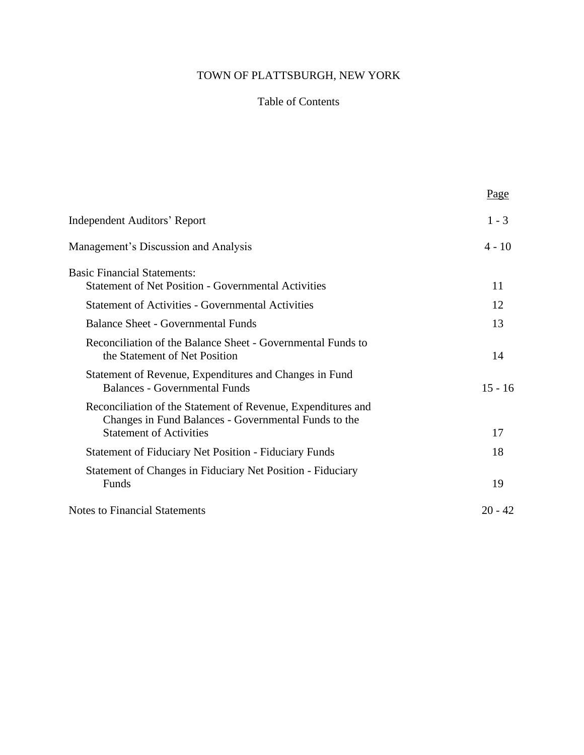# TOWN OF PLATTSBURGH, NEW YORK

## Table of Contents

| | Page |
|---|---|
| Independent Auditors' Report | 1 - 3 |
| Management's Discussion and Analysis | 4 - 10 |
| Basic Financial Statements: | |
| Statement of Net Position - Governmental Activities | 11 |
| Statement of Activities - Governmental Activities | 12 |
| Balance Sheet - Governmental Funds | 13 |
| Reconciliation of the Balance Sheet - Governmental Funds to the Statement of Net Position | 14 |
| Statement of Revenue, Expenditures and Changes in Fund Balances - Governmental Funds | 15 - 16 |
| Reconciliation of the Statement of Revenue, Expenditures and Changes in Fund Balances - Governmental Funds to the Statement of Activities | 17 |
| Statement of Fiduciary Net Position - Fiduciary Funds | 18 |
| Statement of Changes in Fiduciary Net Position - Fiduciary Funds | 19 |
| Notes to Financial Statements | 20 - 42 |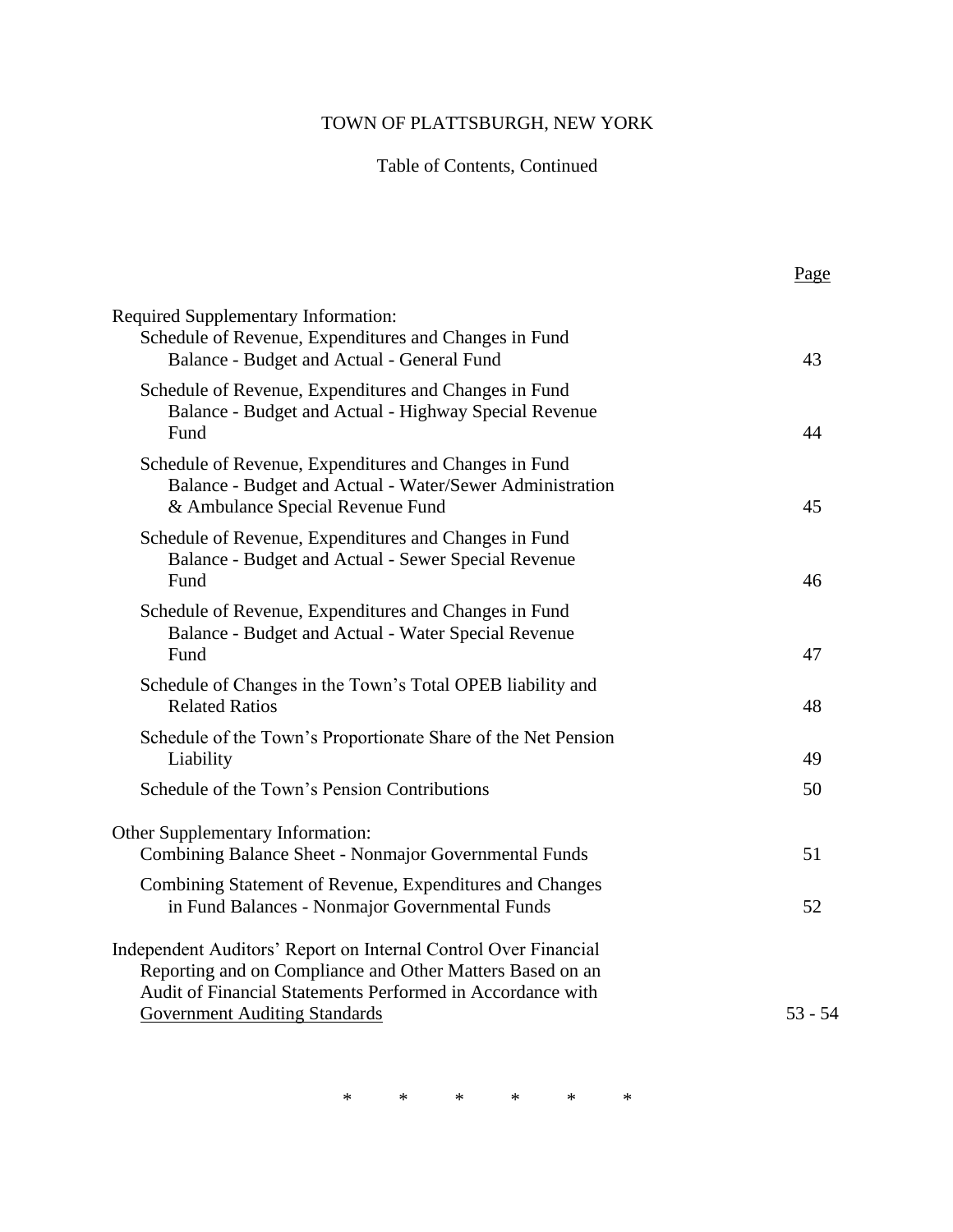# TOWN OF PLATTSBURGH, NEW YORK

## Table of Contents, Continued

| | Page |
|---|---|
| Required Supplementary Information: | |
| Schedule of Revenue, Expenditures and Changes in Fund Balance - Budget and Actual - General Fund | 43 |
| Schedule of Revenue, Expenditures and Changes in Fund Balance - Budget and Actual - Highway Special Revenue Fund | 44 |
| Schedule of Revenue, Expenditures and Changes in Fund Balance - Budget and Actual - Water/Sewer Administration & Ambulance Special Revenue Fund | 45 |
| Schedule of Revenue, Expenditures and Changes in Fund Balance - Budget and Actual - Sewer Special Revenue Fund | 46 |
| Schedule of Revenue, Expenditures and Changes in Fund Balance - Budget and Actual - Water Special Revenue Fund | 47 |
| Schedule of Changes in the Town's Total OPEB liability and Related Ratios | 48 |
| Schedule of the Town's Proportionate Share of the Net Pension Liability | 49 |
| Schedule of the Town's Pension Contributions | 50 |
| Other Supplementary Information: | |
| Combining Balance Sheet - Nonmajor Governmental Funds | 51 |
| Combining Statement of Revenue, Expenditures and Changes in Fund Balances - Nonmajor Governmental Funds | 52 |
| Independent Auditors' Report on Internal Control Over Financial Reporting and on Compliance and Other Matters Based on an Audit of Financial Statements Performed in Accordance with Government Auditing Standards | 53 - 54 |

\* \* \* \* \* \*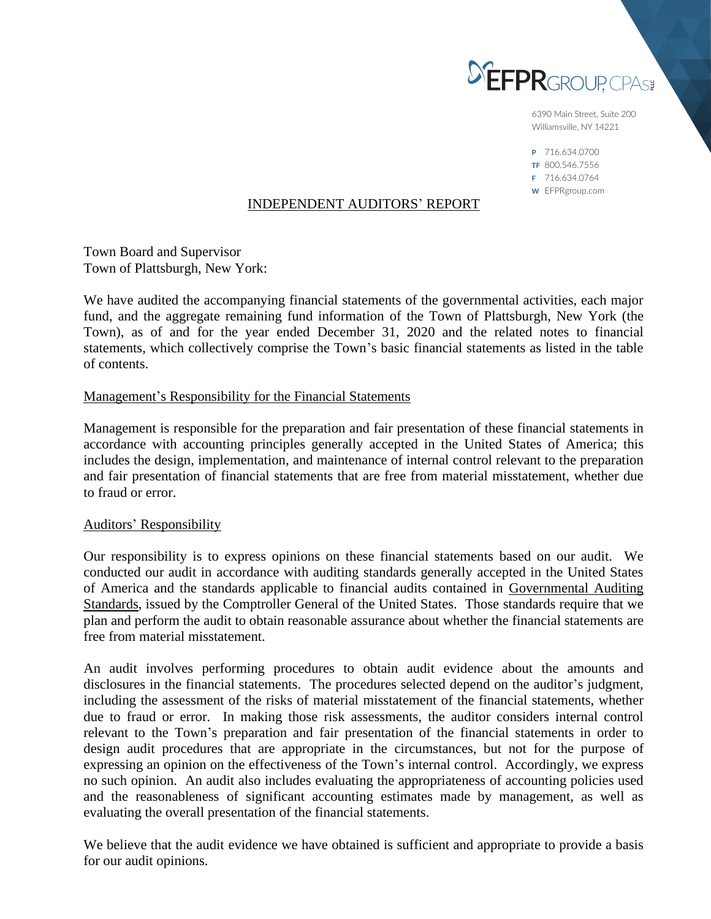EFPR GROUP, CPAs PLLC

6390 Main Street, Suite 200
Williamsville, NY 14221

P 716.634.0700
TF 800.546.7556
F 716.634.0764
W EFPRgroup.com

# INDEPENDENT AUDITORS' REPORT

Town Board and Supervisor
Town of Plattsburgh, New York:

We have audited the accompanying financial statements of the governmental activities, each major fund, and the aggregate remaining fund information of the Town of Plattsburgh, New York (the Town), as of and for the year ended December 31, 2020 and the related notes to financial statements, which collectively comprise the Town's basic financial statements as listed in the table of contents.

## Management's Responsibility for the Financial Statements

Management is responsible for the preparation and fair presentation of these financial statements in accordance with accounting principles generally accepted in the United States of America; this includes the design, implementation, and maintenance of internal control relevant to the preparation and fair presentation of financial statements that are free from material misstatement, whether due to fraud or error.

## Auditors' Responsibility

Our responsibility is to express opinions on these financial statements based on our audit. We conducted our audit in accordance with auditing standards generally accepted in the United States of America and the standards applicable to financial audits contained in Governmental Auditing Standards, issued by the Comptroller General of the United States. Those standards require that we plan and perform the audit to obtain reasonable assurance about whether the financial statements are free from material misstatement.

An audit involves performing procedures to obtain audit evidence about the amounts and disclosures in the financial statements. The procedures selected depend on the auditor's judgment, including the assessment of the risks of material misstatement of the financial statements, whether due to fraud or error. In making those risk assessments, the auditor considers internal control relevant to the Town's preparation and fair presentation of the financial statements in order to design audit procedures that are appropriate in the circumstances, but not for the purpose of expressing an opinion on the effectiveness of the Town's internal control. Accordingly, we express no such opinion. An audit also includes evaluating the appropriateness of accounting policies used and the reasonableness of significant accounting estimates made by management, as well as evaluating the overall presentation of the financial statements.

We believe that the audit evidence we have obtained is sufficient and appropriate to provide a basis for our audit opinions.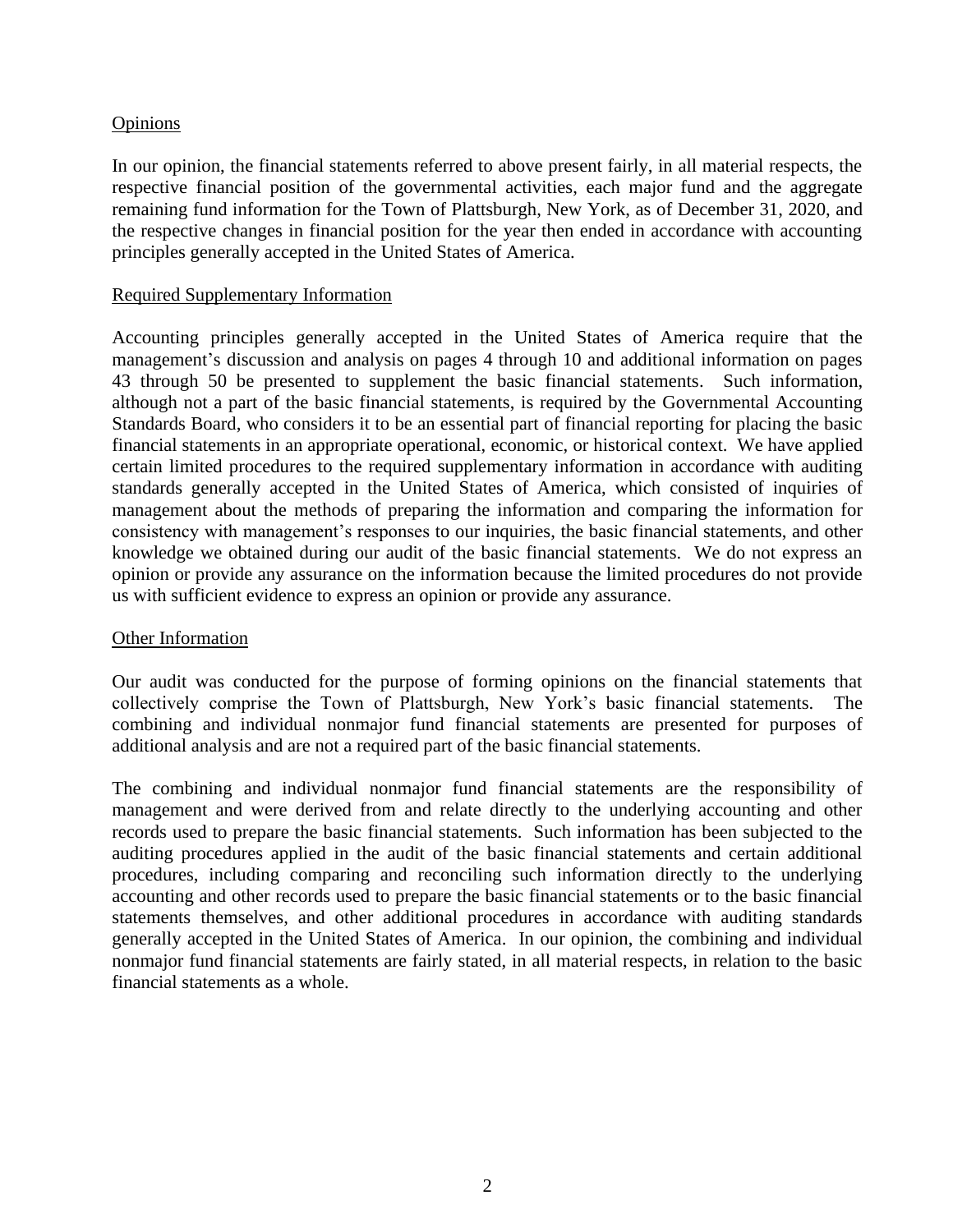## Opinions

In our opinion, the financial statements referred to above present fairly, in all material respects, the respective financial position of the governmental activities, each major fund and the aggregate remaining fund information for the Town of Plattsburgh, New York, as of December 31, 2020, and the respective changes in financial position for the year then ended in accordance with accounting principles generally accepted in the United States of America.

## Required Supplementary Information

Accounting principles generally accepted in the United States of America require that the management's discussion and analysis on pages 4 through 10 and additional information on pages 43 through 50 be presented to supplement the basic financial statements. Such information, although not a part of the basic financial statements, is required by the Governmental Accounting Standards Board, who considers it to be an essential part of financial reporting for placing the basic financial statements in an appropriate operational, economic, or historical context. We have applied certain limited procedures to the required supplementary information in accordance with auditing standards generally accepted in the United States of America, which consisted of inquiries of management about the methods of preparing the information and comparing the information for consistency with management's responses to our inquiries, the basic financial statements, and other knowledge we obtained during our audit of the basic financial statements. We do not express an opinion or provide any assurance on the information because the limited procedures do not provide us with sufficient evidence to express an opinion or provide any assurance.

## Other Information

Our audit was conducted for the purpose of forming opinions on the financial statements that collectively comprise the Town of Plattsburgh, New York's basic financial statements. The combining and individual nonmajor fund financial statements are presented for purposes of additional analysis and are not a required part of the basic financial statements.

The combining and individual nonmajor fund financial statements are the responsibility of management and were derived from and relate directly to the underlying accounting and other records used to prepare the basic financial statements. Such information has been subjected to the auditing procedures applied in the audit of the basic financial statements and certain additional procedures, including comparing and reconciling such information directly to the underlying accounting and other records used to prepare the basic financial statements or to the basic financial statements themselves, and other additional procedures in accordance with auditing standards generally accepted in the United States of America. In our opinion, the combining and individual nonmajor fund financial statements are fairly stated, in all material respects, in relation to the basic financial statements as a whole.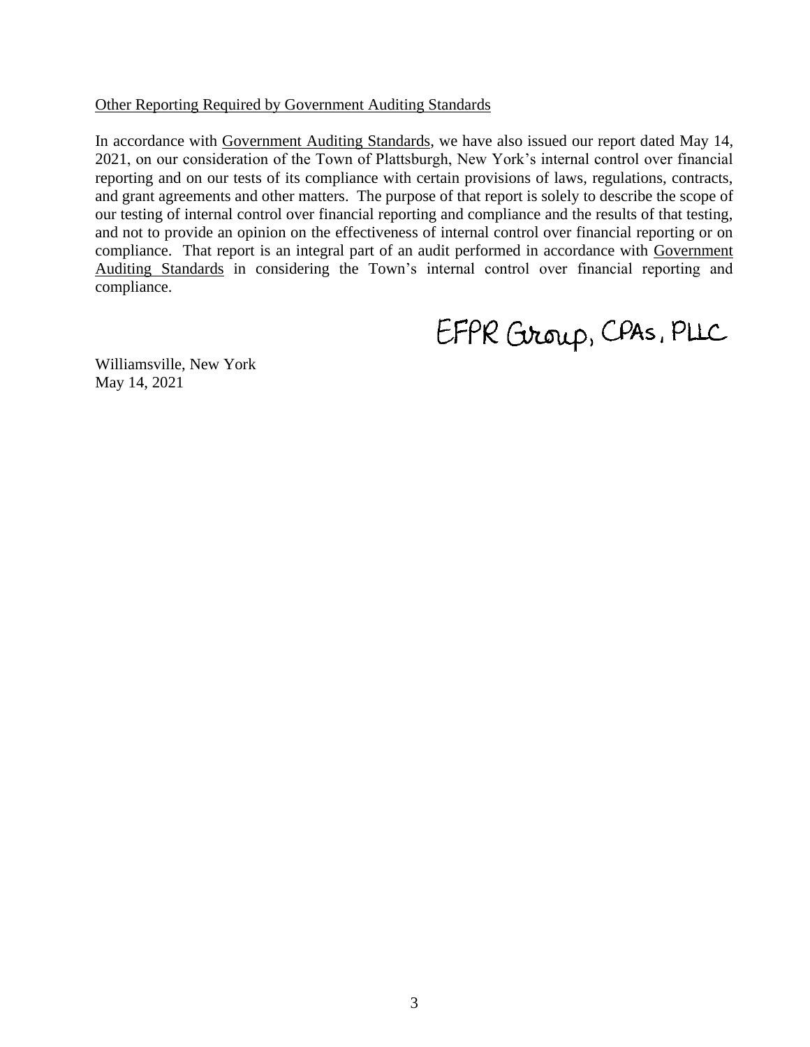Other Reporting Required by Government Auditing Standards

In accordance with Government Auditing Standards, we have also issued our report dated May 14, 2021, on our consideration of the Town of Plattsburgh, New York's internal control over financial reporting and on our tests of its compliance with certain provisions of laws, regulations, contracts, and grant agreements and other matters. The purpose of that report is solely to describe the scope of our testing of internal control over financial reporting and compliance and the results of that testing, and not to provide an opinion on the effectiveness of internal control over financial reporting or on compliance. That report is an integral part of an audit performed in accordance with Government Auditing Standards in considering the Town's internal control over financial reporting and compliance.

EFPR Group, CPAs, PLLC

Williamsville, New York
May 14, 2021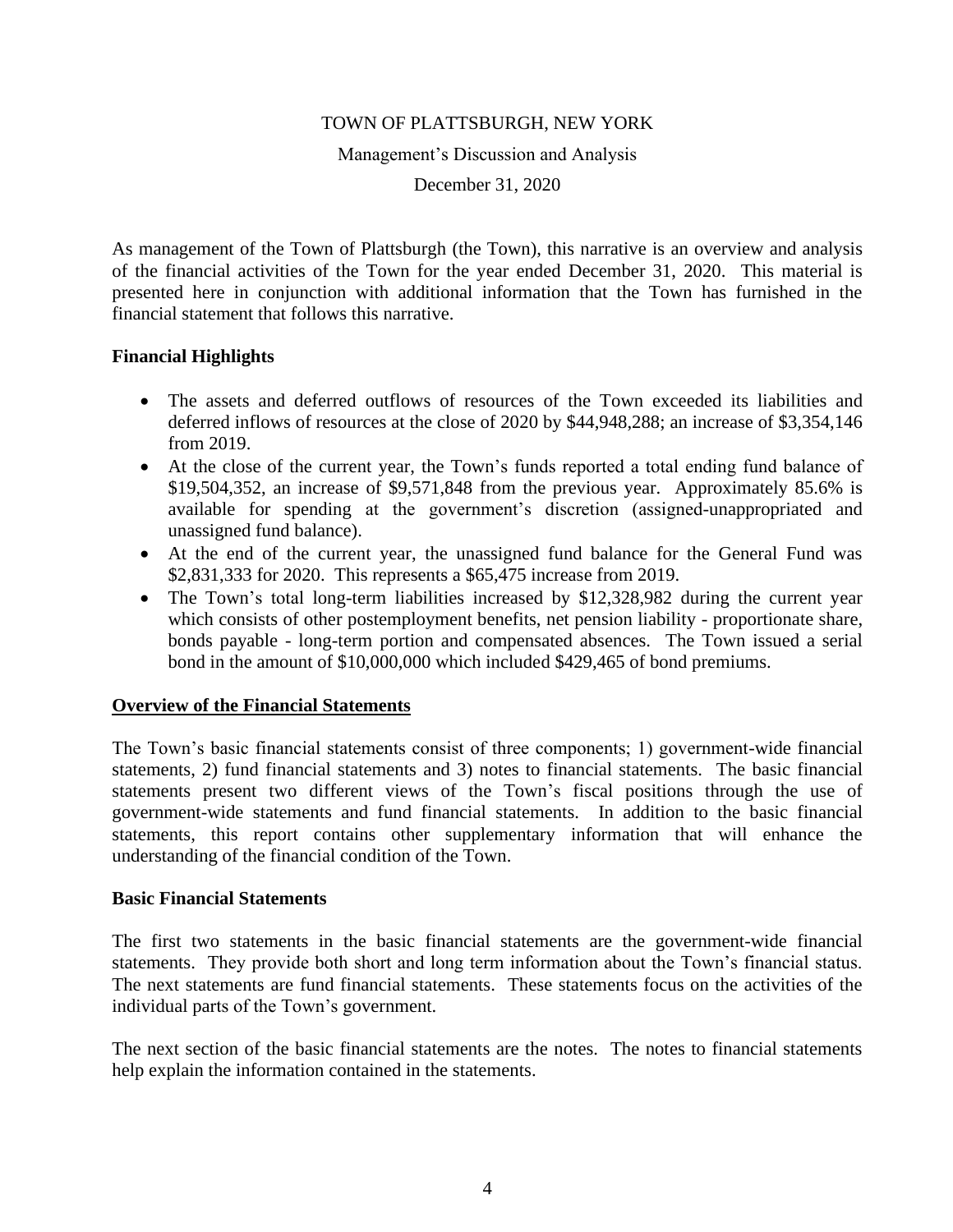TOWN OF PLATTSBURGH, NEW YORK

Management's Discussion and Analysis

December 31, 2020

As management of the Town of Plattsburgh (the Town), this narrative is an overview and analysis of the financial activities of the Town for the year ended December 31, 2020. This material is presented here in conjunction with additional information that the Town has furnished in the financial statement that follows this narrative.

## Financial Highlights

- The assets and deferred outflows of resources of the Town exceeded its liabilities and deferred inflows of resources at the close of 2020 by $44,948,288; an increase of $3,354,146 from 2019.
- At the close of the current year, the Town's funds reported a total ending fund balance of $19,504,352, an increase of $9,571,848 from the previous year. Approximately 85.6% is available for spending at the government's discretion (assigned-unappropriated and unassigned fund balance).
- At the end of the current year, the unassigned fund balance for the General Fund was $2,831,333 for 2020. This represents a $65,475 increase from 2019.
- The Town's total long-term liabilities increased by $12,328,982 during the current year which consists of other postemployment benefits, net pension liability - proportionate share, bonds payable - long-term portion and compensated absences. The Town issued a serial bond in the amount of $10,000,000 which included $429,465 of bond premiums.

## Overview of the Financial Statements

The Town's basic financial statements consist of three components; 1) government-wide financial statements, 2) fund financial statements and 3) notes to financial statements. The basic financial statements present two different views of the Town's fiscal positions through the use of government-wide statements and fund financial statements. In addition to the basic financial statements, this report contains other supplementary information that will enhance the understanding of the financial condition of the Town.

## Basic Financial Statements

The first two statements in the basic financial statements are the government-wide financial statements. They provide both short and long term information about the Town's financial status. The next statements are fund financial statements. These statements focus on the activities of the individual parts of the Town's government.

The next section of the basic financial statements are the notes. The notes to financial statements help explain the information contained in the statements.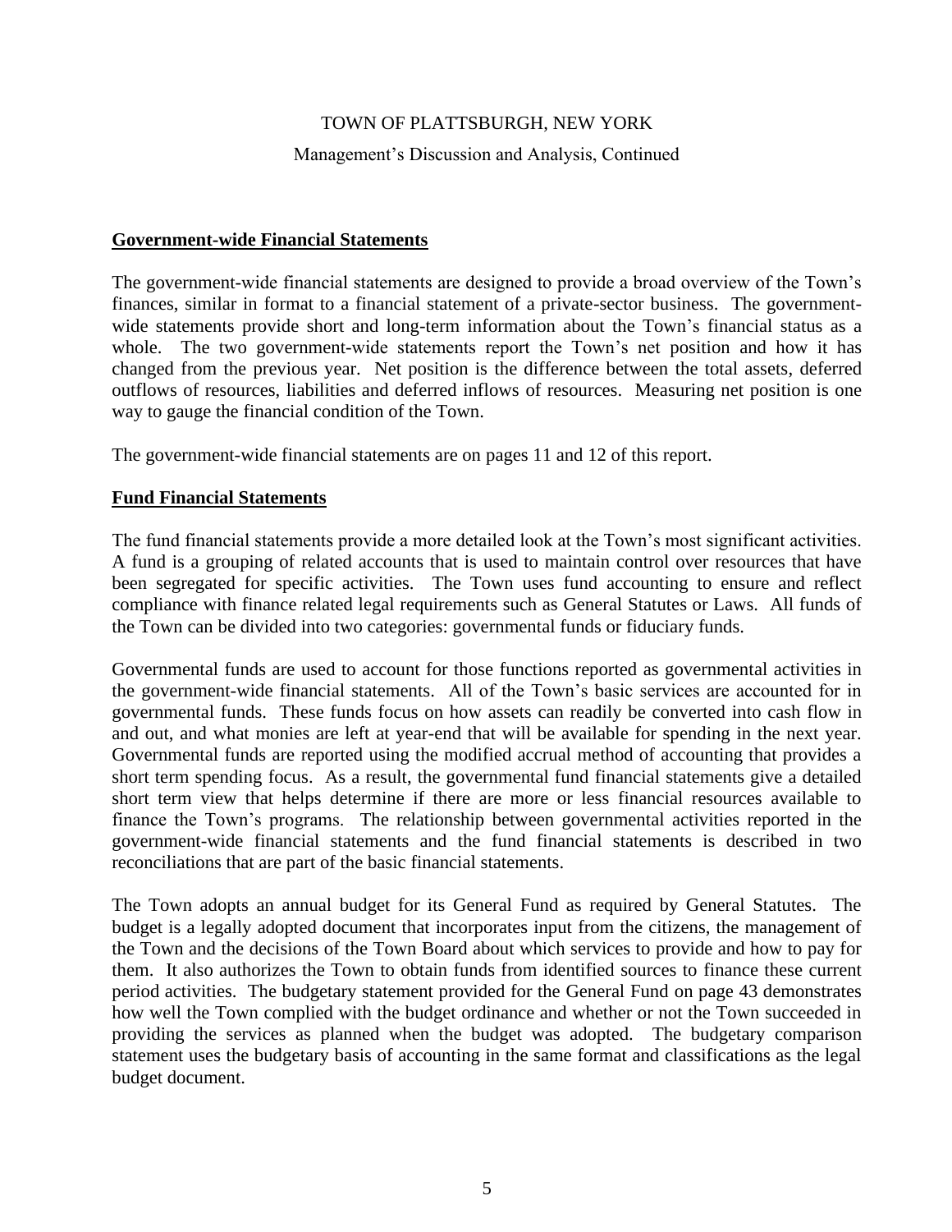## Government-wide Financial Statements

The government-wide financial statements are designed to provide a broad overview of the Town's finances, similar in format to a financial statement of a private-sector business. The government-wide statements provide short and long-term information about the Town's financial status as a whole. The two government-wide statements report the Town's net position and how it has changed from the previous year. Net position is the difference between the total assets, deferred outflows of resources, liabilities and deferred inflows of resources. Measuring net position is one way to gauge the financial condition of the Town.

The government-wide financial statements are on pages 11 and 12 of this report.

## Fund Financial Statements

The fund financial statements provide a more detailed look at the Town's most significant activities. A fund is a grouping of related accounts that is used to maintain control over resources that have been segregated for specific activities. The Town uses fund accounting to ensure and reflect compliance with finance related legal requirements such as General Statutes or Laws. All funds of the Town can be divided into two categories: governmental funds or fiduciary funds.

Governmental funds are used to account for those functions reported as governmental activities in the government-wide financial statements. All of the Town's basic services are accounted for in governmental funds. These funds focus on how assets can readily be converted into cash flow in and out, and what monies are left at year-end that will be available for spending in the next year. Governmental funds are reported using the modified accrual method of accounting that provides a short term spending focus. As a result, the governmental fund financial statements give a detailed short term view that helps determine if there are more or less financial resources available to finance the Town's programs. The relationship between governmental activities reported in the government-wide financial statements and the fund financial statements is described in two reconciliations that are part of the basic financial statements.

The Town adopts an annual budget for its General Fund as required by General Statutes. The budget is a legally adopted document that incorporates input from the citizens, the management of the Town and the decisions of the Town Board about which services to provide and how to pay for them. It also authorizes the Town to obtain funds from identified sources to finance these current period activities. The budgetary statement provided for the General Fund on page 43 demonstrates how well the Town complied with the budget ordinance and whether or not the Town succeeded in providing the services as planned when the budget was adopted. The budgetary comparison statement uses the budgetary basis of accounting in the same format and classifications as the legal budget document.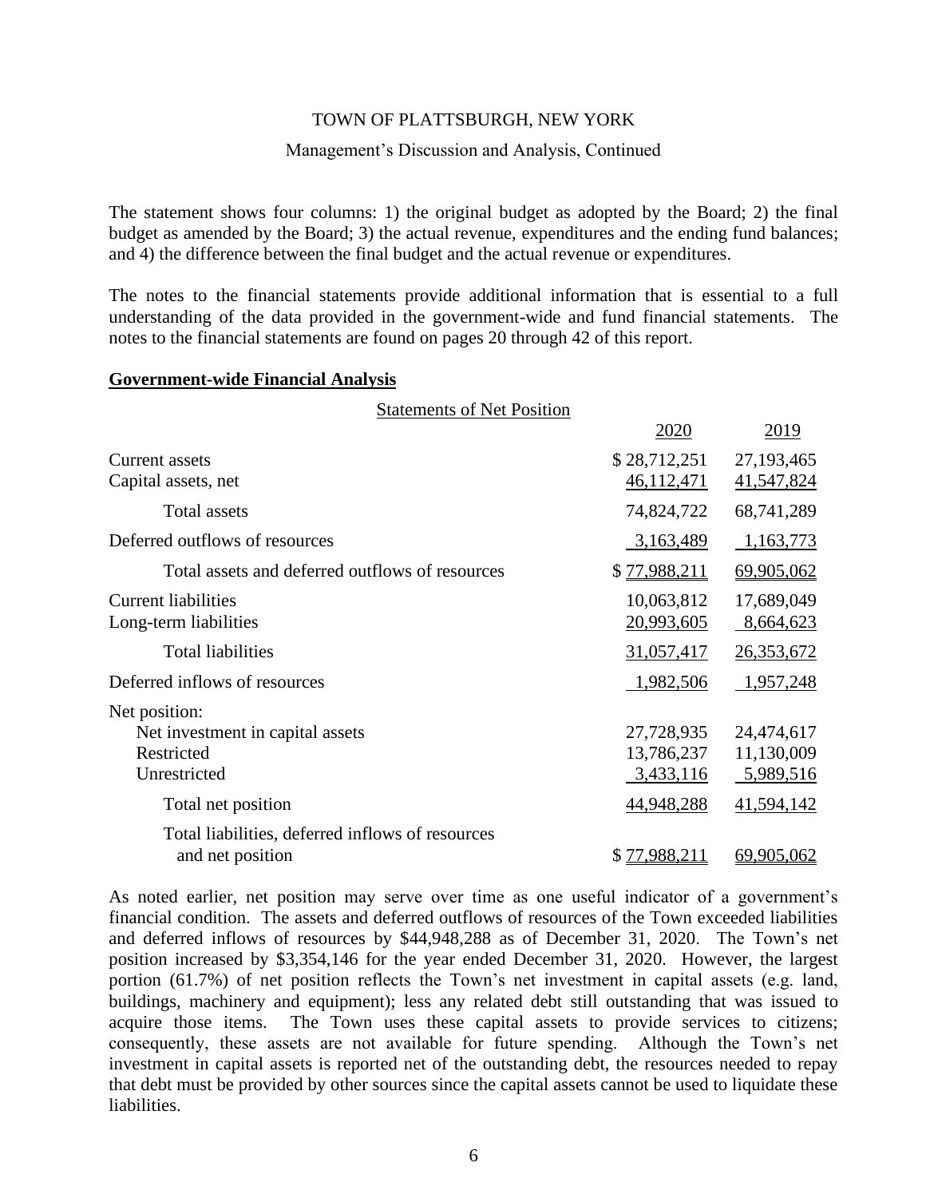The statement shows four columns: 1) the original budget as adopted by the Board; 2) the final budget as amended by the Board; 3) the actual revenue, expenditures and the ending fund balances; and 4) the difference between the final budget and the actual revenue or expenditures.

The notes to the financial statements provide additional information that is essential to a full understanding of the data provided in the government-wide and fund financial statements. The notes to the financial statements are found on pages 20 through 42 of this report.

**Government-wide Financial Analysis**

Statements of Net Position

| | 2020 | 2019 |
|---|---|---|
| Current assets | $ 28,712,251 | 27,193,465 |
| Capital assets, net | 46,112,471 | 41,547,824 |
| Total assets | 74,824,722 | 68,741,289 |
| Deferred outflows of resources | 3,163,489 | 1,163,773 |
| Total assets and deferred outflows of resources | $ 77,988,211 | 69,905,062 |
| Current liabilities | 10,063,812 | 17,689,049 |
| Long-term liabilities | 20,993,605 | 8,664,623 |
| Total liabilities | 31,057,417 | 26,353,672 |
| Deferred inflows of resources | 1,982,506 | 1,957,248 |
| Net position: | | |
| Net investment in capital assets | 27,728,935 | 24,474,617 |
| Restricted | 13,786,237 | 11,130,009 |
| Unrestricted | 3,433,116 | 5,989,516 |
| Total net position | 44,948,288 | 41,594,142 |
| Total liabilities, deferred inflows of resources and net position | $ 77,988,211 | 69,905,062 |

As noted earlier, net position may serve over time as one useful indicator of a government's financial condition. The assets and deferred outflows of resources of the Town exceeded liabilities and deferred inflows of resources by $44,948,288 as of December 31, 2020. The Town's net position increased by $3,354,146 for the year ended December 31, 2020. However, the largest portion (61.7%) of net position reflects the Town's net investment in capital assets (e.g. land, buildings, machinery and equipment); less any related debt still outstanding that was issued to acquire those items. The Town uses these capital assets to provide services to citizens; consequently, these assets are not available for future spending. Although the Town's net investment in capital assets is reported net of the outstanding debt, the resources needed to repay that debt must be provided by other sources since the capital assets cannot be used to liquidate these liabilities.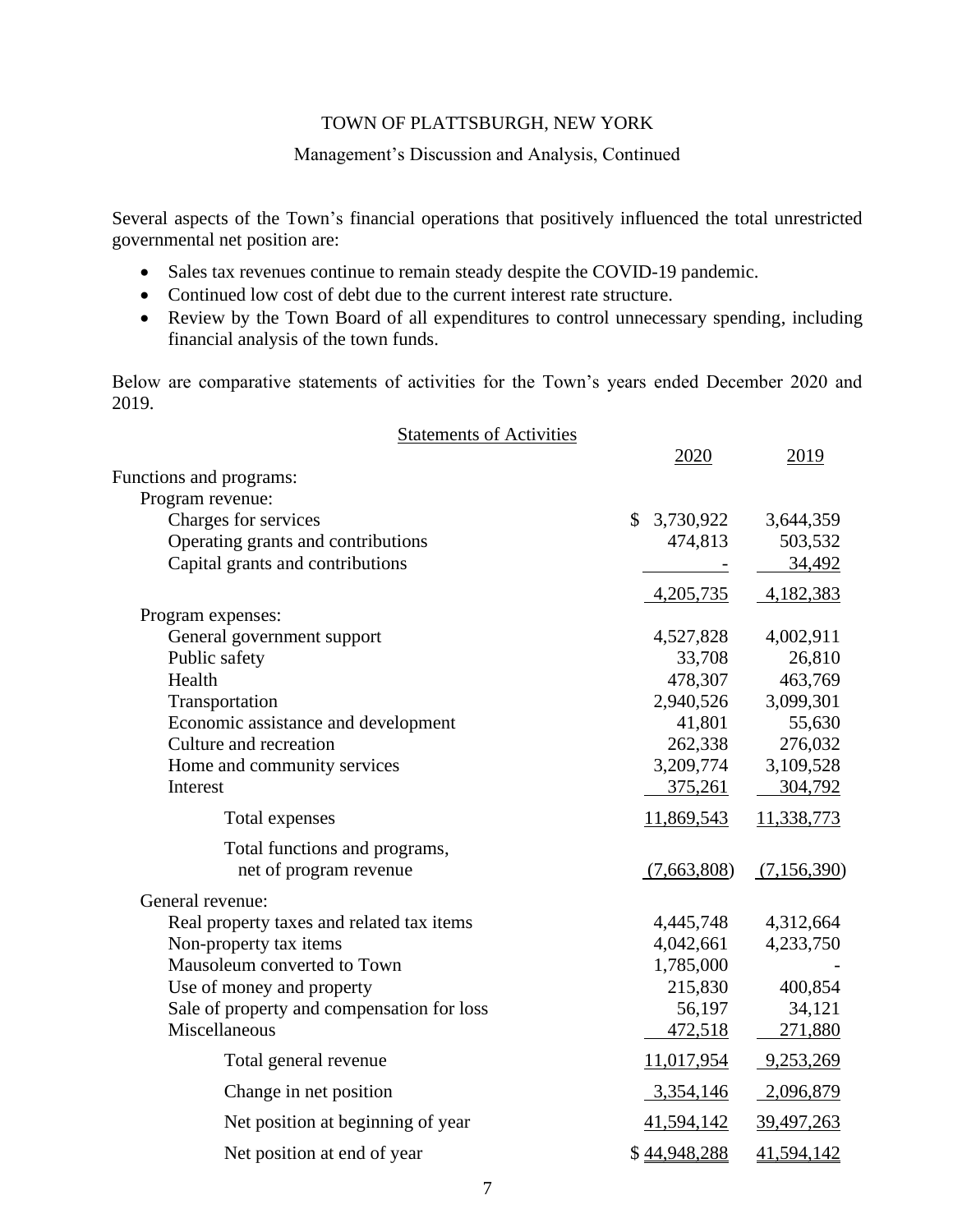TOWN OF PLATTSBURGH, NEW YORK

Management's Discussion and Analysis, Continued

Several aspects of the Town's financial operations that positively influenced the total unrestricted governmental net position are:

- Sales tax revenues continue to remain steady despite the COVID-19 pandemic.
- Continued low cost of debt due to the current interest rate structure.
- Review by the Town Board of all expenditures to control unnecessary spending, including financial analysis of the town funds.

Below are comparative statements of activities for the Town's years ended December 2020 and 2019.

Statements of Activities

| | 2020 | 2019 |
|---|---|---|
| Functions and programs: | | |
| Program revenue: | | |
| Charges for services | $ 3,730,922 | 3,644,359 |
| Operating grants and contributions | 474,813 | 503,532 |
| Capital grants and contributions | - | 34,492 |
| | 4,205,735 | 4,182,383 |
| Program expenses: | | |
| General government support | 4,527,828 | 4,002,911 |
| Public safety | 33,708 | 26,810 |
| Health | 478,307 | 463,769 |
| Transportation | 2,940,526 | 3,099,301 |
| Economic assistance and development | 41,801 | 55,630 |
| Culture and recreation | 262,338 | 276,032 |
| Home and community services | 3,209,774 | 3,109,528 |
| Interest | 375,261 | 304,792 |
| Total expenses | 11,869,543 | 11,338,773 |
| Total functions and programs, net of program revenue | (7,663,808) | (7,156,390) |
| General revenue: | | |
| Real property taxes and related tax items | 4,445,748 | 4,312,664 |
| Non-property tax items | 4,042,661 | 4,233,750 |
| Mausoleum converted to Town | 1,785,000 | - |
| Use of money and property | 215,830 | 400,854 |
| Sale of property and compensation for loss | 56,197 | 34,121 |
| Miscellaneous | 472,518 | 271,880 |
| Total general revenue | 11,017,954 | 9,253,269 |
| Change in net position | 3,354,146 | 2,096,879 |
| Net position at beginning of year | 41,594,142 | 39,497,263 |
| Net position at end of year | $ 44,948,288 | 41,594,142 |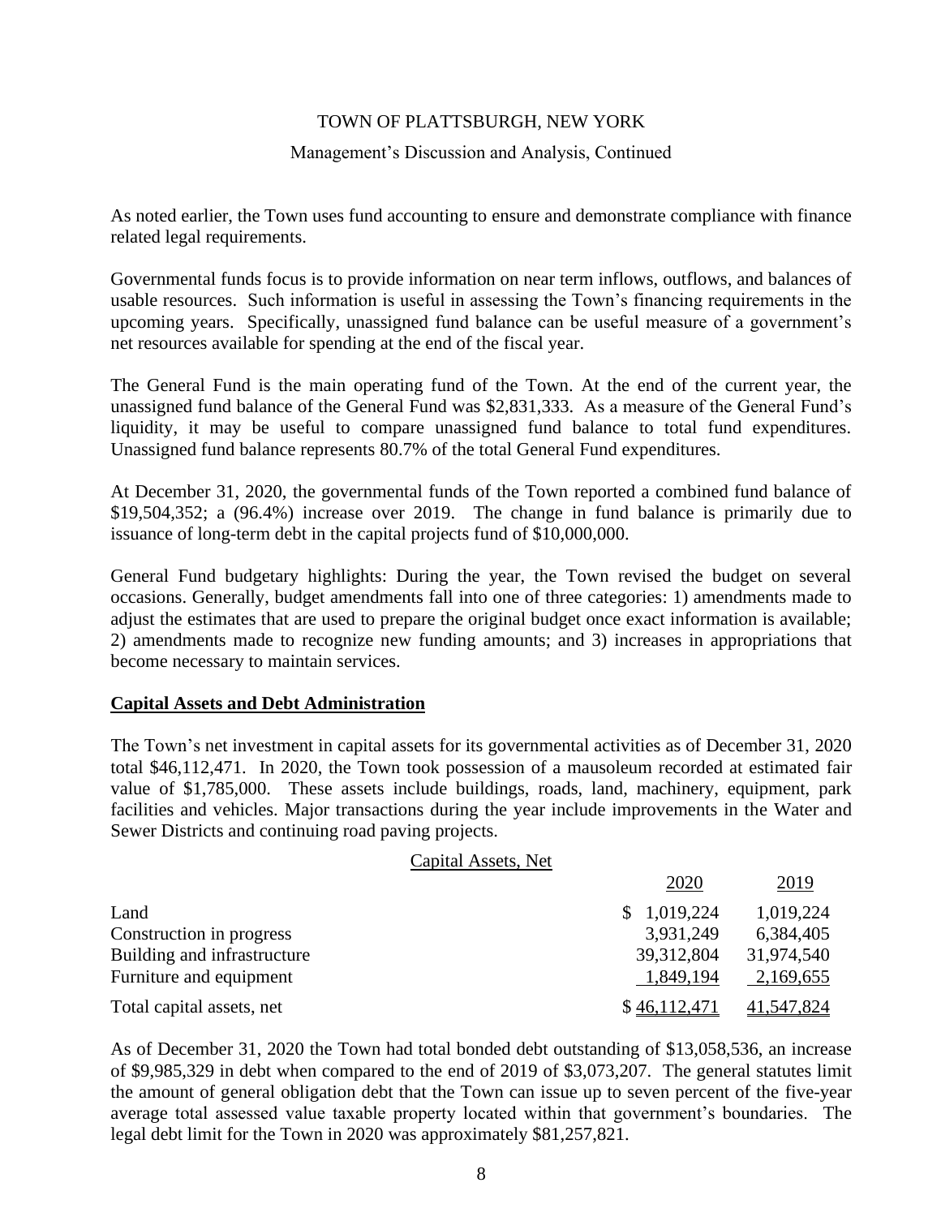As noted earlier, the Town uses fund accounting to ensure and demonstrate compliance with finance related legal requirements.

Governmental funds focus is to provide information on near term inflows, outflows, and balances of usable resources. Such information is useful in assessing the Town's financing requirements in the upcoming years. Specifically, unassigned fund balance can be useful measure of a government's net resources available for spending at the end of the fiscal year.

The General Fund is the main operating fund of the Town. At the end of the current year, the unassigned fund balance of the General Fund was $2,831,333. As a measure of the General Fund's liquidity, it may be useful to compare unassigned fund balance to total fund expenditures. Unassigned fund balance represents 80.7% of the total General Fund expenditures.

At December 31, 2020, the governmental funds of the Town reported a combined fund balance of $19,504,352; a (96.4%) increase over 2019. The change in fund balance is primarily due to issuance of long-term debt in the capital projects fund of $10,000,000.

General Fund budgetary highlights: During the year, the Town revised the budget on several occasions. Generally, budget amendments fall into one of three categories: 1) amendments made to adjust the estimates that are used to prepare the original budget once exact information is available; 2) amendments made to recognize new funding amounts; and 3) increases in appropriations that become necessary to maintain services.

## Capital Assets and Debt Administration

The Town's net investment in capital assets for its governmental activities as of December 31, 2020 total $46,112,471. In 2020, the Town took possession of a mausoleum recorded at estimated fair value of $1,785,000. These assets include buildings, roads, land, machinery, equipment, park facilities and vehicles. Major transactions during the year include improvements in the Water and Sewer Districts and continuing road paving projects.

Capital Assets, Net

| | 2020 | 2019 |
|---|---|---|
| Land | $ 1,019,224 | 1,019,224 |
| Construction in progress | 3,931,249 | 6,384,405 |
| Building and infrastructure | 39,312,804 | 31,974,540 |
| Furniture and equipment | 1,849,194 | 2,169,655 |
| Total capital assets, net | $ 46,112,471 | 41,547,824 |

As of December 31, 2020 the Town had total bonded debt outstanding of $13,058,536, an increase of $9,985,329 in debt when compared to the end of 2019 of $3,073,207. The general statutes limit the amount of general obligation debt that the Town can issue up to seven percent of the five-year average total assessed value taxable property located within that government's boundaries. The legal debt limit for the Town in 2020 was approximately $81,257,821.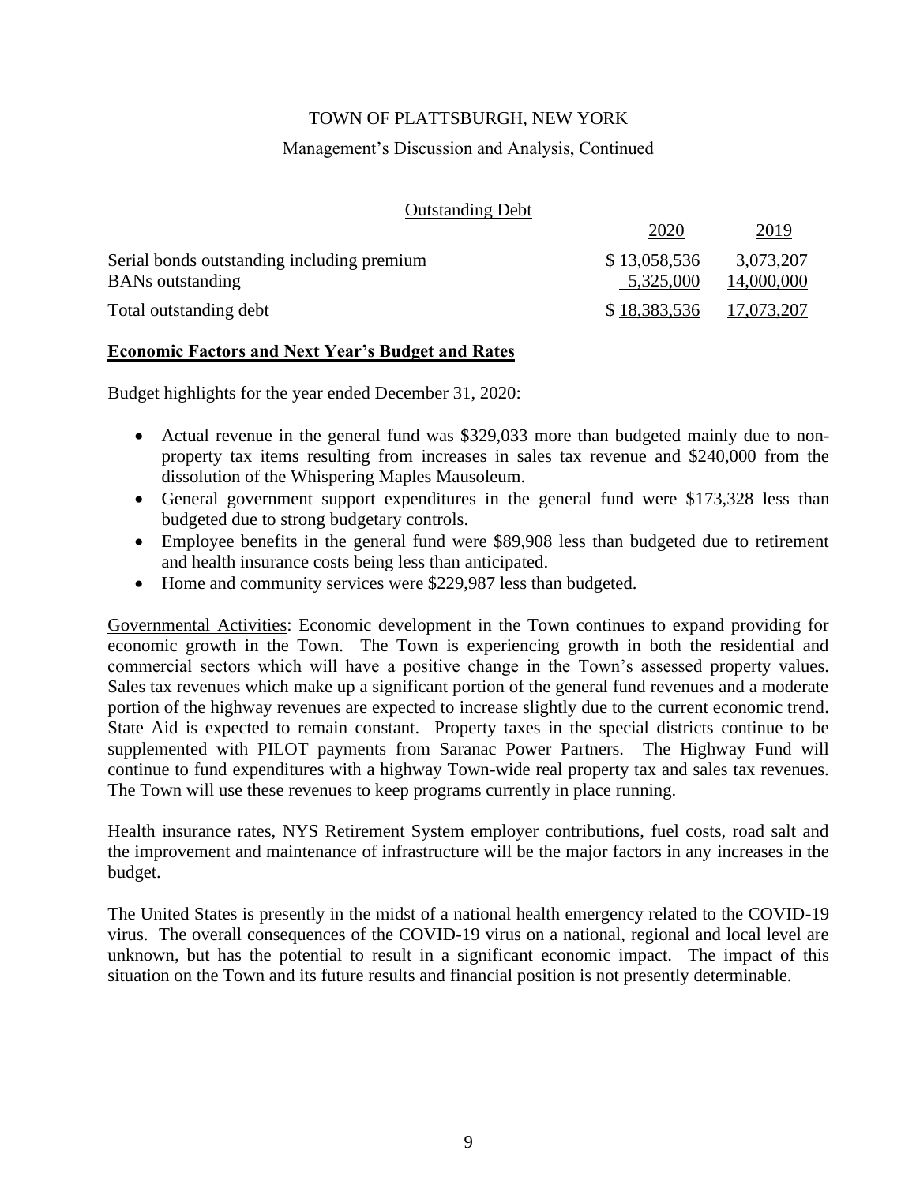### Outstanding Debt

| | 2020 | 2019 |
|---|---|---|
| Serial bonds outstanding including premium | $ 13,058,536 | 3,073,207 |
| BANs outstanding | 5,325,000 | 14,000,000 |
| Total outstanding debt | $ 18,383,536 | 17,073,207 |

## Economic Factors and Next Year's Budget and Rates

Budget highlights for the year ended December 31, 2020:

- Actual revenue in the general fund was $329,033 more than budgeted mainly due to non-property tax items resulting from increases in sales tax revenue and $240,000 from the dissolution of the Whispering Maples Mausoleum.
- General government support expenditures in the general fund were $173,328 less than budgeted due to strong budgetary controls.
- Employee benefits in the general fund were $89,908 less than budgeted due to retirement and health insurance costs being less than anticipated.
- Home and community services were $229,987 less than budgeted.

Governmental Activities: Economic development in the Town continues to expand providing for economic growth in the Town. The Town is experiencing growth in both the residential and commercial sectors which will have a positive change in the Town's assessed property values. Sales tax revenues which make up a significant portion of the general fund revenues and a moderate portion of the highway revenues are expected to increase slightly due to the current economic trend. State Aid is expected to remain constant. Property taxes in the special districts continue to be supplemented with PILOT payments from Saranac Power Partners. The Highway Fund will continue to fund expenditures with a highway Town-wide real property tax and sales tax revenues. The Town will use these revenues to keep programs currently in place running.

Health insurance rates, NYS Retirement System employer contributions, fuel costs, road salt and the improvement and maintenance of infrastructure will be the major factors in any increases in the budget.

The United States is presently in the midst of a national health emergency related to the COVID-19 virus. The overall consequences of the COVID-19 virus on a national, regional and local level are unknown, but has the potential to result in a significant economic impact. The impact of this situation on the Town and its future results and financial position is not presently determinable.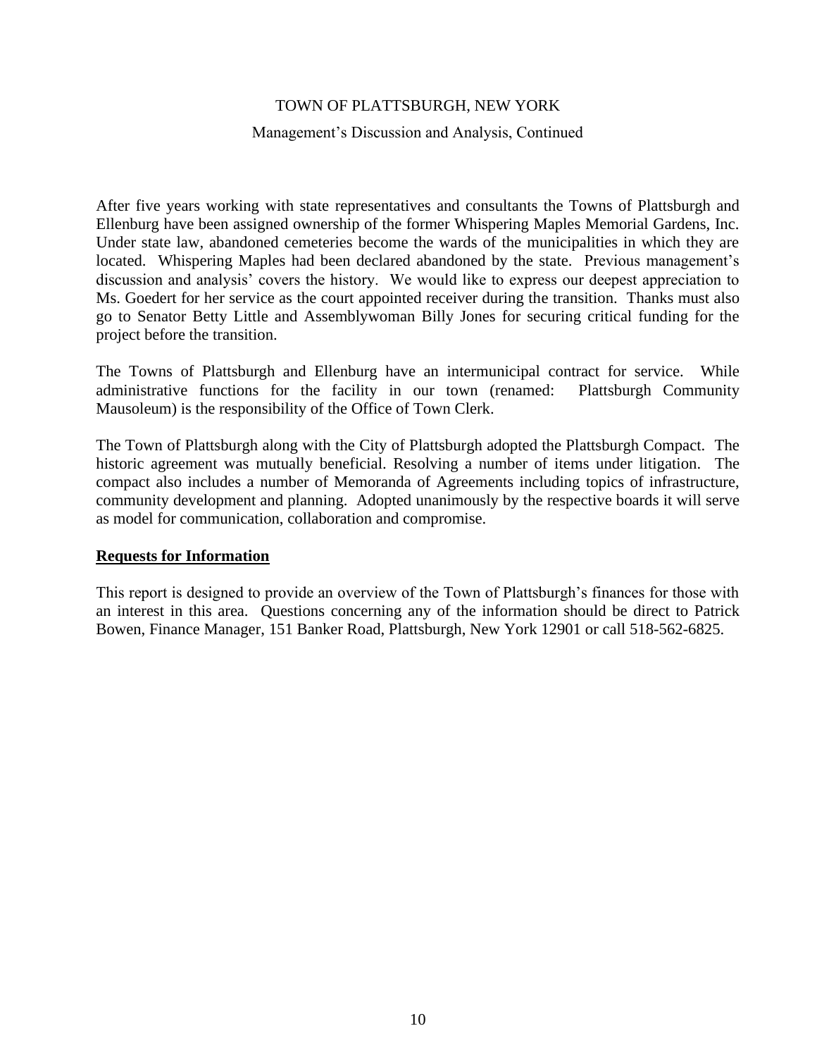After five years working with state representatives and consultants the Towns of Plattsburgh and Ellenburg have been assigned ownership of the former Whispering Maples Memorial Gardens, Inc. Under state law, abandoned cemeteries become the wards of the municipalities in which they are located. Whispering Maples had been declared abandoned by the state. Previous management's discussion and analysis' covers the history. We would like to express our deepest appreciation to Ms. Goedert for her service as the court appointed receiver during the transition. Thanks must also go to Senator Betty Little and Assemblywoman Billy Jones for securing critical funding for the project before the transition.

The Towns of Plattsburgh and Ellenburg have an intermunicipal contract for service. While administrative functions for the facility in our town (renamed: Plattsburgh Community Mausoleum) is the responsibility of the Office of Town Clerk.

The Town of Plattsburgh along with the City of Plattsburgh adopted the Plattsburgh Compact. The historic agreement was mutually beneficial. Resolving a number of items under litigation. The compact also includes a number of Memoranda of Agreements including topics of infrastructure, community development and planning. Adopted unanimously by the respective boards it will serve as model for communication, collaboration and compromise.

**Requests for Information**

This report is designed to provide an overview of the Town of Plattsburgh's finances for those with an interest in this area. Questions concerning any of the information should be direct to Patrick Bowen, Finance Manager, 151 Banker Road, Plattsburgh, New York 12901 or call 518-562-6825.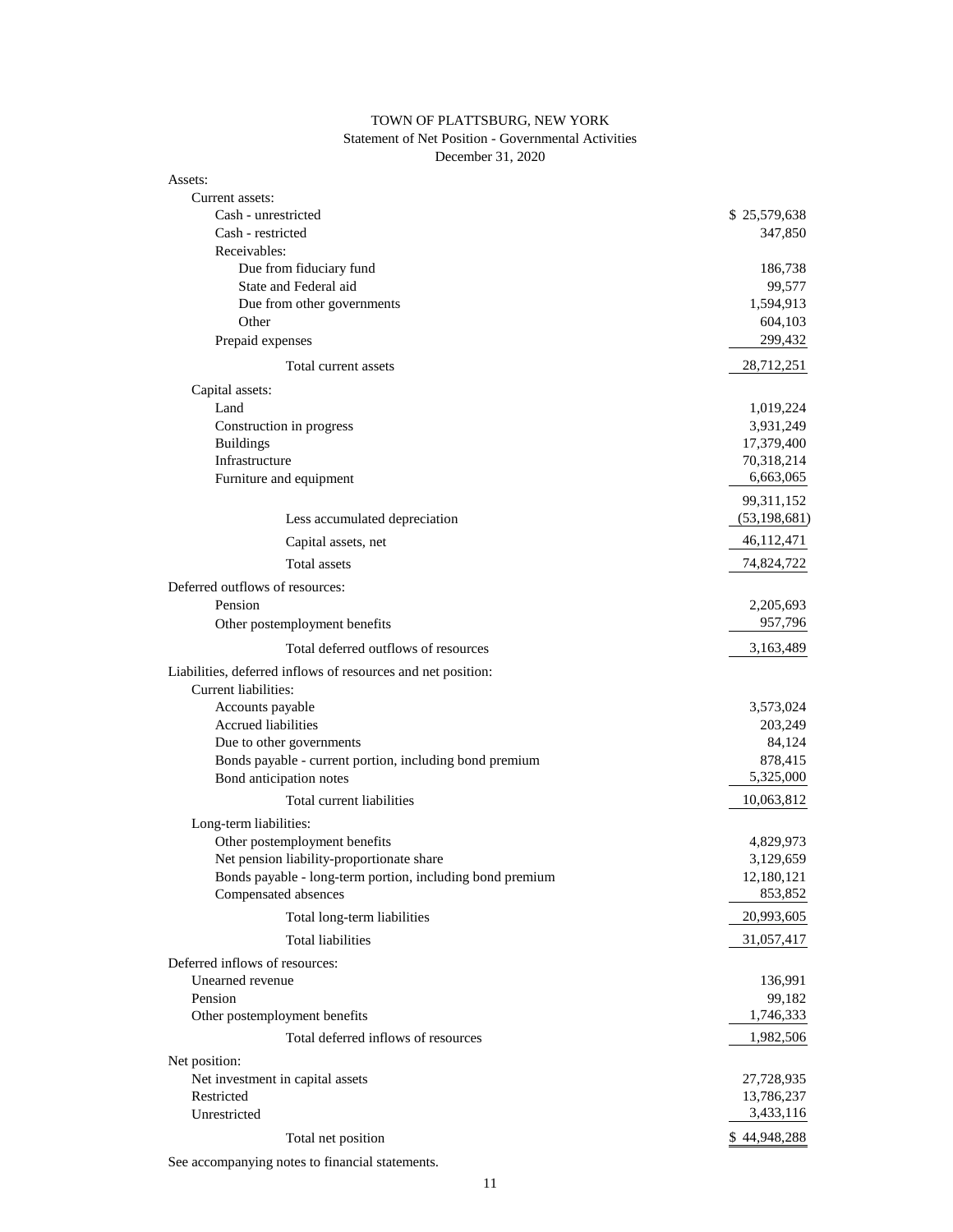# TOWN OF PLATTSBURG, NEW YORK

## Statement of Net Position - Governmental Activities

### December 31, 2020

| | |
|---|---:|
| **Assets:** | |
| Current assets: | |
| Cash - unrestricted | $ 25,579,638 |
| Cash - restricted | 347,850 |
| Receivables: | |
| Due from fiduciary fund | 186,738 |
| State and Federal aid | 99,577 |
| Due from other governments | 1,594,913 |
| Other | 604,103 |
| Prepaid expenses | 299,432 |
| Total current assets | 28,712,251 |
| Capital assets: | |
| Land | 1,019,224 |
| Construction in progress | 3,931,249 |
| Buildings | 17,379,400 |
| Infrastructure | 70,318,214 |
| Furniture and equipment | 6,663,065 |
| | 99,311,152 |
| Less accumulated depreciation | (53,198,681) |
| Capital assets, net | 46,112,471 |
| Total assets | 74,824,722 |
| **Deferred outflows of resources:** | |
| Pension | 2,205,693 |
| Other postemployment benefits | 957,796 |
| Total deferred outflows of resources | 3,163,489 |
| **Liabilities, deferred inflows of resources and net position:** | |
| Current liabilities: | |
| Accounts payable | 3,573,024 |
| Accrued liabilities | 203,249 |
| Due to other governments | 84,124 |
| Bonds payable - current portion, including bond premium | 878,415 |
| Bond anticipation notes | 5,325,000 |
| Total current liabilities | 10,063,812 |
| Long-term liabilities: | |
| Other postemployment benefits | 4,829,973 |
| Net pension liability-proportionate share | 3,129,659 |
| Bonds payable - long-term portion, including bond premium | 12,180,121 |
| Compensated absences | 853,852 |
| Total long-term liabilities | 20,993,605 |
| Total liabilities | 31,057,417 |
| **Deferred inflows of resources:** | |
| Unearned revenue | 136,991 |
| Pension | 99,182 |
| Other postemployment benefits | 1,746,333 |
| Total deferred inflows of resources | 1,982,506 |
| **Net position:** | |
| Net investment in capital assets | 27,728,935 |
| Restricted | 13,786,237 |
| Unrestricted | 3,433,116 |
| Total net position | $ 44,948,288 |

See accompanying notes to financial statements.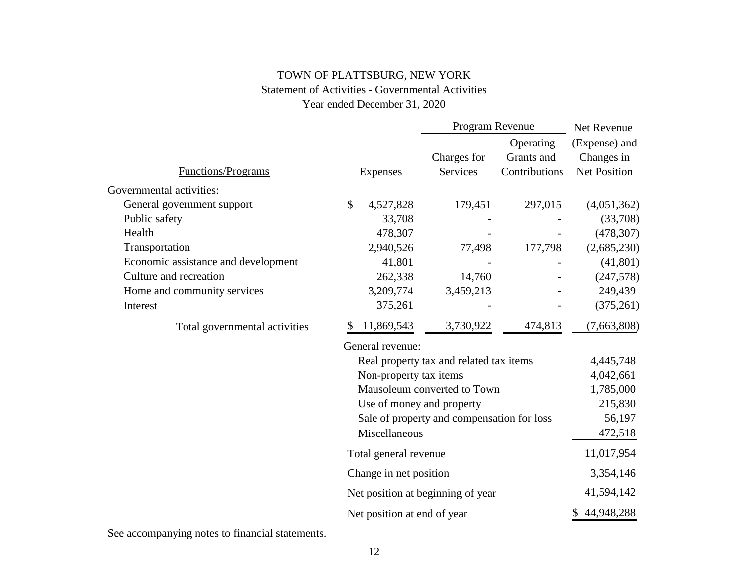# TOWN OF PLATTSBURG, NEW YORK

## Statement of Activities - Governmental Activities

### Year ended December 31, 2020

| Functions/Programs | Expenses | Program Revenue: Charges for Services | Program Revenue: Operating Grants and Contributions | Net Revenue (Expense) and Changes in Net Position |
|---|---|---|---|---|
| Governmental activities: | | | | |
| General government support | $ 4,527,828 | 179,451 | 297,015 | (4,051,362) |
| Public safety | 33,708 | - | - | (33,708) |
| Health | 478,307 | - | - | (478,307) |
| Transportation | 2,940,526 | 77,498 | 177,798 | (2,685,230) |
| Economic assistance and development | 41,801 | - | - | (41,801) |
| Culture and recreation | 262,338 | 14,760 | - | (247,578) |
| Home and community services | 3,209,774 | 3,459,213 | - | 249,439 |
| Interest | 375,261 | - | - | (375,261) |
| Total governmental activities | $ 11,869,543 | 3,730,922 | 474,813 | (7,663,808) |
| General revenue: | | | | |
| Real property tax and related tax items | | | | 4,445,748 |
| Non-property tax items | | | | 4,042,661 |
| Mausoleum converted to Town | | | | 1,785,000 |
| Use of money and property | | | | 215,830 |
| Sale of property and compensation for loss | | | | 56,197 |
| Miscellaneous | | | | 472,518 |
| Total general revenue | | | | 11,017,954 |
| Change in net position | | | | 3,354,146 |
| Net position at beginning of year | | | | 41,594,142 |
| Net position at end of year | | | | $ 44,948,288 |

See accompanying notes to financial statements.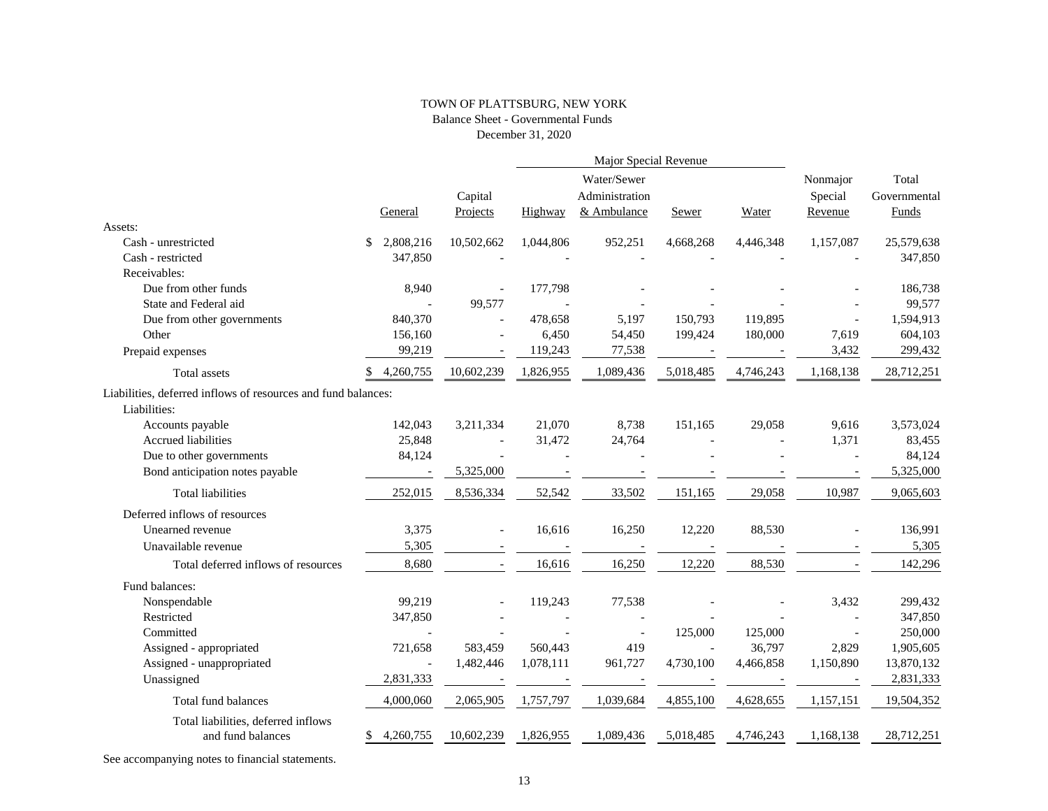TOWN OF PLATTSBURG, NEW YORK

Balance Sheet - Governmental Funds

December 31, 2020

| | General | Capital Projects | Major Special Revenue: Highway | Major Special Revenue: Water/Sewer Administration & Ambulance | Major Special Revenue: Sewer | Major Special Revenue: Water | Nonmajor Special Revenue | Total Governmental Funds |
|---|---|---|---|---|---|---|---|---|
| **Assets:** | | | | | | | | |
| Cash - unrestricted | $ 2,808,216 | 10,502,662 | 1,044,806 | 952,251 | 4,668,268 | 4,446,348 | 1,157,087 | 25,579,638 |
| Cash - restricted | 347,850 | - | - | - | - | - | - | 347,850 |
| Receivables: | | | | | | | | |
| Due from other funds | 8,940 | - | 177,798 | - | - | - | - | 186,738 |
| State and Federal aid | - | 99,577 | - | - | - | - | - | 99,577 |
| Due from other governments | 840,370 | - | 478,658 | 5,197 | 150,793 | 119,895 | - | 1,594,913 |
| Other | 156,160 | - | 6,450 | 54,450 | 199,424 | 180,000 | 7,619 | 604,103 |
| Prepaid expenses | 99,219 | - | 119,243 | 77,538 | - | - | 3,432 | 299,432 |
| Total assets | $ 4,260,755 | 10,602,239 | 1,826,955 | 1,089,436 | 5,018,485 | 4,746,243 | 1,168,138 | 28,712,251 |
| **Liabilities, deferred inflows of resources and fund balances:** | | | | | | | | |
| Liabilities: | | | | | | | | |
| Accounts payable | 142,043 | 3,211,334 | 21,070 | 8,738 | 151,165 | 29,058 | 9,616 | 3,573,024 |
| Accrued liabilities | 25,848 | - | 31,472 | 24,764 | - | - | 1,371 | 83,455 |
| Due to other governments | 84,124 | - | - | - | - | - | - | 84,124 |
| Bond anticipation notes payable | - | 5,325,000 | - | - | - | - | - | 5,325,000 |
| Total liabilities | 252,015 | 8,536,334 | 52,542 | 33,502 | 151,165 | 29,058 | 10,987 | 9,065,603 |
| Deferred inflows of resources | | | | | | | | |
| Unearned revenue | 3,375 | - | 16,616 | 16,250 | 12,220 | 88,530 | - | 136,991 |
| Unavailable revenue | 5,305 | - | - | - | - | - | - | 5,305 |
| Total deferred inflows of resources | 8,680 | - | 16,616 | 16,250 | 12,220 | 88,530 | - | 142,296 |
| Fund balances: | | | | | | | | |
| Nonspendable | 99,219 | - | 119,243 | 77,538 | - | - | 3,432 | 299,432 |
| Restricted | 347,850 | - | - | - | - | - | - | 347,850 |
| Committed | - | - | - | - | 125,000 | 125,000 | - | 250,000 |
| Assigned - appropriated | 721,658 | 583,459 | 560,443 | 419 | - | 36,797 | 2,829 | 1,905,605 |
| Assigned - unappropriated | - | 1,482,446 | 1,078,111 | 961,727 | 4,730,100 | 4,466,858 | 1,150,890 | 13,870,132 |
| Unassigned | 2,831,333 | - | - | - | - | - | - | 2,831,333 |
| Total fund balances | 4,000,060 | 2,065,905 | 1,757,797 | 1,039,684 | 4,855,100 | 4,628,655 | 1,157,151 | 19,504,352 |
| Total liabilities, deferred inflows and fund balances | $ 4,260,755 | 10,602,239 | 1,826,955 | 1,089,436 | 5,018,485 | 4,746,243 | 1,168,138 | 28,712,251 |

See accompanying notes to financial statements.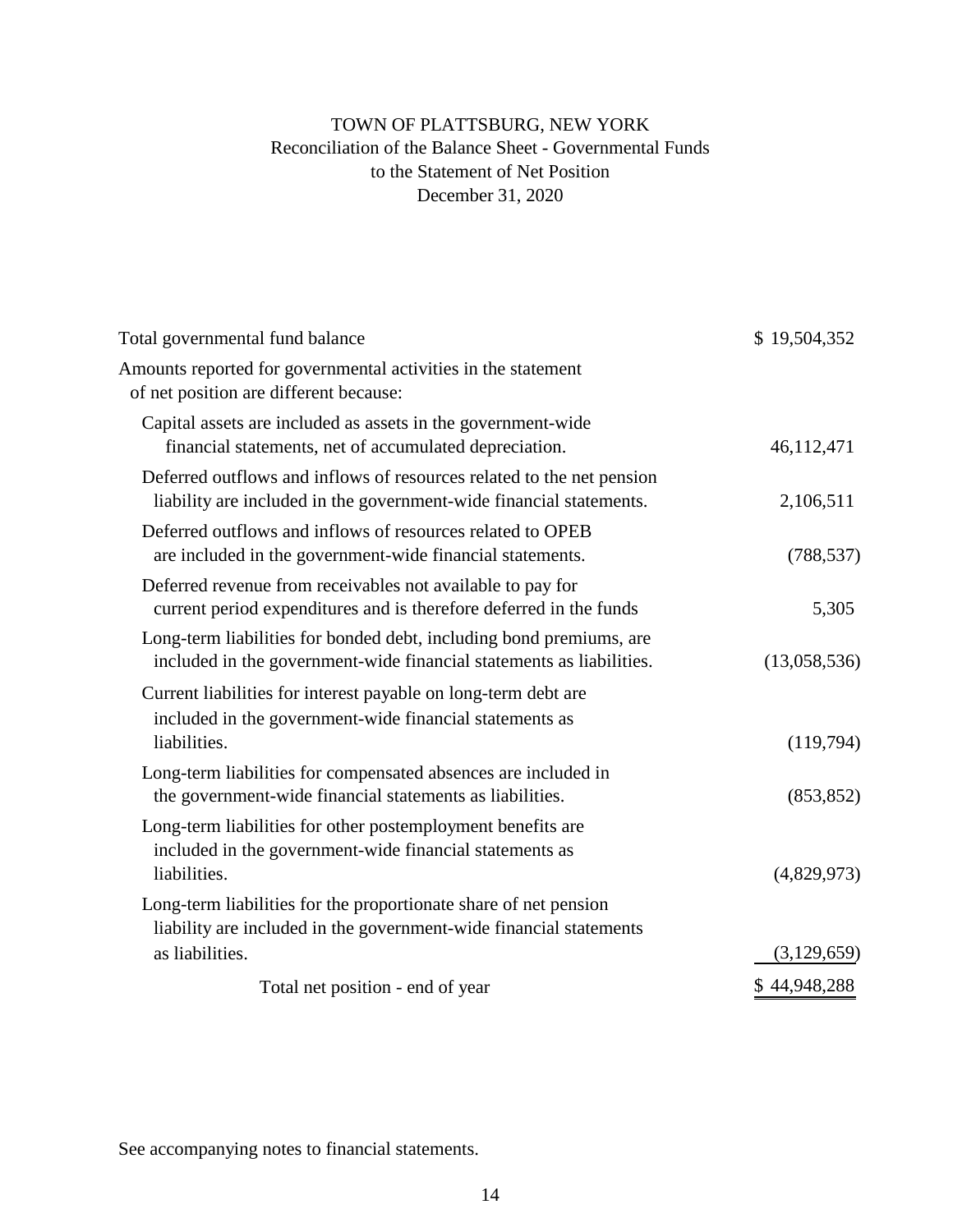# TOWN OF PLATTSBURG, NEW YORK

## Reconciliation of the Balance Sheet - Governmental Funds to the Statement of Net Position

### December 31, 2020

| | |
|---|---:|
| Total governmental fund balance | $ 19,504,352 |
| Amounts reported for governmental activities in the statement of net position are different because: | |
| Capital assets are included as assets in the government-wide financial statements, net of accumulated depreciation. | 46,112,471 |
| Deferred outflows and inflows of resources related to the net pension liability are included in the government-wide financial statements. | 2,106,511 |
| Deferred outflows and inflows of resources related to OPEB are included in the government-wide financial statements. | (788,537) |
| Deferred revenue from receivables not available to pay for current period expenditures and is therefore deferred in the funds | 5,305 |
| Long-term liabilities for bonded debt, including bond premiums, are included in the government-wide financial statements as liabilities. | (13,058,536) |
| Current liabilities for interest payable on long-term debt are included in the government-wide financial statements as liabilities. | (119,794) |
| Long-term liabilities for compensated absences are included in the government-wide financial statements as liabilities. | (853,852) |
| Long-term liabilities for other postemployment benefits are included in the government-wide financial statements as liabilities. | (4,829,973) |
| Long-term liabilities for the proportionate share of net pension liability are included in the government-wide financial statements as liabilities. | (3,129,659) |
| Total net position - end of year | $ 44,948,288 |

See accompanying notes to financial statements.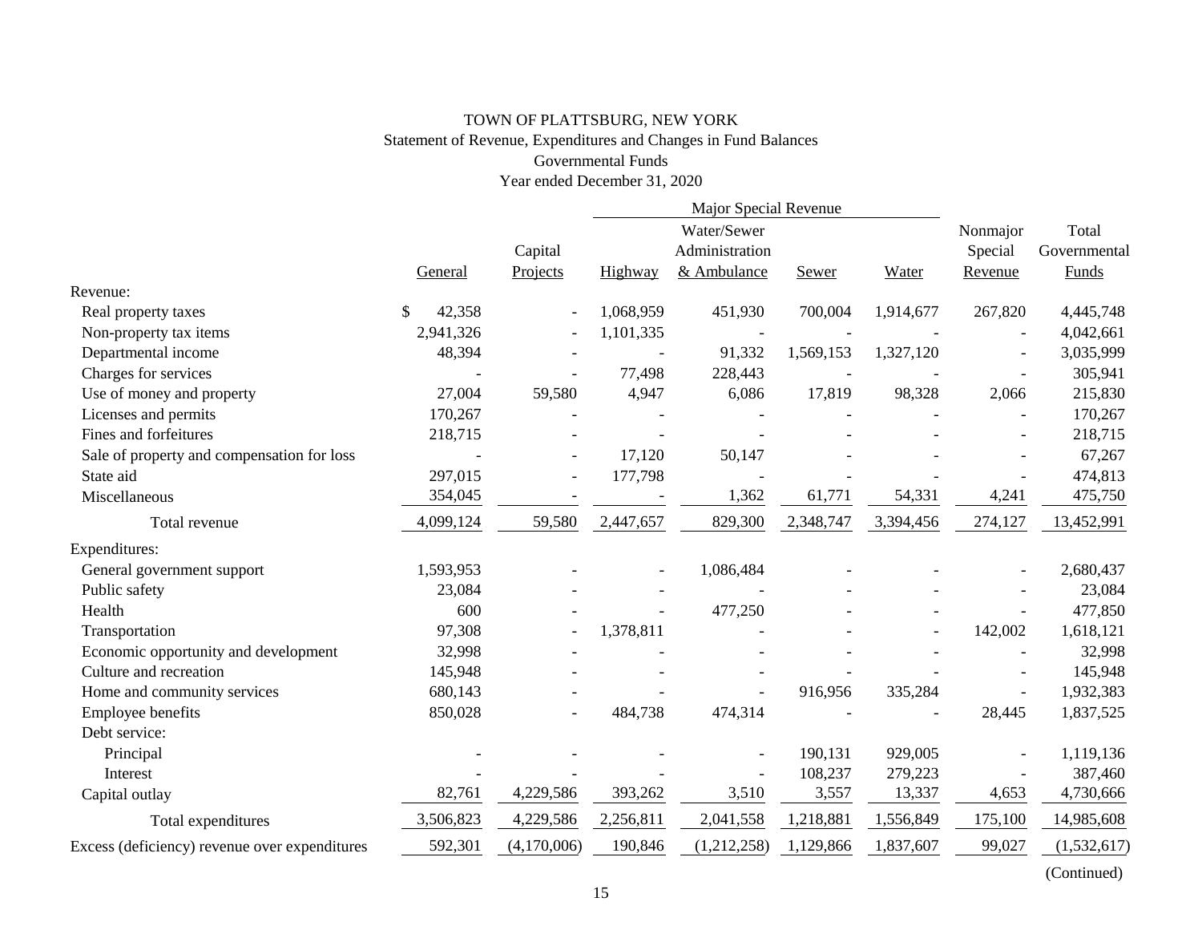# TOWN OF PLATTSBURG, NEW YORK

## Statement of Revenue, Expenditures and Changes in Fund Balances

### Governmental Funds

### Year ended December 31, 2020

| | | | Major Special Revenue | | | | | |
|---|---|---|---|---|---|---|---|---|
| | General | Capital Projects | Highway | Water/Sewer Administration & Ambulance | Sewer | Water | Nonmajor Special Revenue | Total Governmental Funds |
| **Revenue:** | | | | | | | | |
| Real property taxes | $ 42,358 | - | 1,068,959 | 451,930 | 700,004 | 1,914,677 | 267,820 | 4,445,748 |
| Non-property tax items | 2,941,326 | - | 1,101,335 | - | - | - | - | 4,042,661 |
| Departmental income | 48,394 | - | - | 91,332 | 1,569,153 | 1,327,120 | - | 3,035,999 |
| Charges for services | - | - | 77,498 | 228,443 | - | - | - | 305,941 |
| Use of money and property | 27,004 | 59,580 | 4,947 | 6,086 | 17,819 | 98,328 | 2,066 | 215,830 |
| Licenses and permits | 170,267 | - | - | - | - | - | - | 170,267 |
| Fines and forfeitures | 218,715 | - | - | - | - | - | - | 218,715 |
| Sale of property and compensation for loss | - | - | 17,120 | 50,147 | - | - | - | 67,267 |
| State aid | 297,015 | - | 177,798 | - | - | - | - | 474,813 |
| Miscellaneous | 354,045 | - | - | 1,362 | 61,771 | 54,331 | 4,241 | 475,750 |
| Total revenue | 4,099,124 | 59,580 | 2,447,657 | 829,300 | 2,348,747 | 3,394,456 | 274,127 | 13,452,991 |
| **Expenditures:** | | | | | | | | |
| General government support | 1,593,953 | - | - | 1,086,484 | - | - | - | 2,680,437 |
| Public safety | 23,084 | - | - | - | - | - | - | 23,084 |
| Health | 600 | - | - | 477,250 | - | - | - | 477,850 |
| Transportation | 97,308 | - | 1,378,811 | - | - | - | 142,002 | 1,618,121 |
| Economic opportunity and development | 32,998 | - | - | - | - | - | - | 32,998 |
| Culture and recreation | 145,948 | - | - | - | - | - | - | 145,948 |
| Home and community services | 680,143 | - | - | - | 916,956 | 335,284 | - | 1,932,383 |
| Employee benefits | 850,028 | - | 484,738 | 474,314 | - | - | 28,445 | 1,837,525 |
| Debt service: | | | | | | | | |
| Principal | - | - | - | - | 190,131 | 929,005 | - | 1,119,136 |
| Interest | - | - | - | - | 108,237 | 279,223 | - | 387,460 |
| Capital outlay | 82,761 | 4,229,586 | 393,262 | 3,510 | 3,557 | 13,337 | 4,653 | 4,730,666 |
| Total expenditures | 3,506,823 | 4,229,586 | 2,256,811 | 2,041,558 | 1,218,881 | 1,556,849 | 175,100 | 14,985,608 |
| Excess (deficiency) revenue over expenditures | 592,301 | (4,170,006) | 190,846 | (1,212,258) | 1,129,866 | 1,837,607 | 99,027 | (1,532,617) |

(Continued)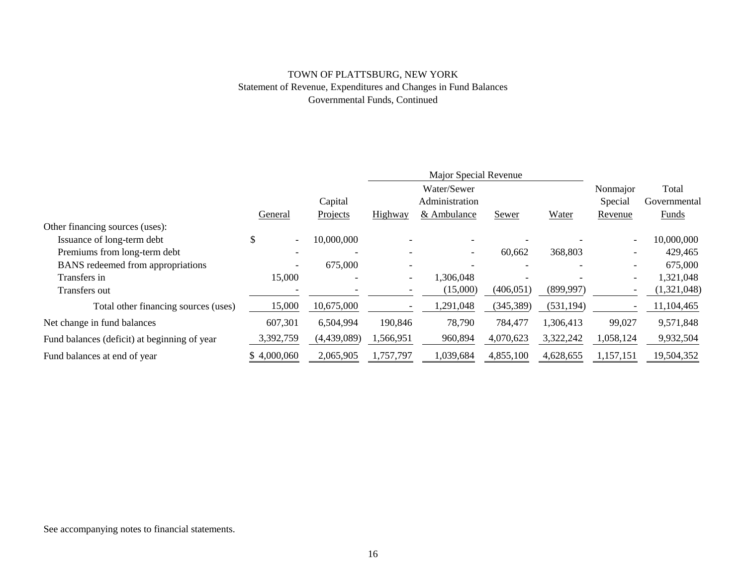# TOWN OF PLATTSBURG, NEW YORK

## Statement of Revenue, Expenditures and Changes in Fund Balances

### Governmental Funds, Continued

| | | | Major Special Revenue | | | | | |
|---|---|---|---|---|---|---|---|---|
| | General | Capital Projects | Highway | Water/Sewer Administration & Ambulance | Sewer | Water | Nonmajor Special Revenue | Total Governmental Funds |
| Other financing sources (uses): | | | | | | | | |
| Issuance of long-term debt | $ - | 10,000,000 | - | - | - | - | - | 10,000,000 |
| Premiums from long-term debt | - | - | - | - | 60,662 | 368,803 | - | 429,465 |
| BANS redeemed from appropriations | - | 675,000 | - | - | - | - | - | 675,000 |
| Transfers in | 15,000 | - | - | 1,306,048 | - | - | - | 1,321,048 |
| Transfers out | - | - | - | (15,000) | (406,051) | (899,997) | - | (1,321,048) |
| Total other financing sources (uses) | 15,000 | 10,675,000 | - | 1,291,048 | (345,389) | (531,194) | - | 11,104,465 |
| Net change in fund balances | 607,301 | 6,504,994 | 190,846 | 78,790 | 784,477 | 1,306,413 | 99,027 | 9,571,848 |
| Fund balances (deficit) at beginning of year | 3,392,759 | (4,439,089) | 1,566,951 | 960,894 | 4,070,623 | 3,322,242 | 1,058,124 | 9,932,504 |
| Fund balances at end of year | $ 4,000,060 | 2,065,905 | 1,757,797 | 1,039,684 | 4,855,100 | 4,628,655 | 1,157,151 | 19,504,352 |

See accompanying notes to financial statements.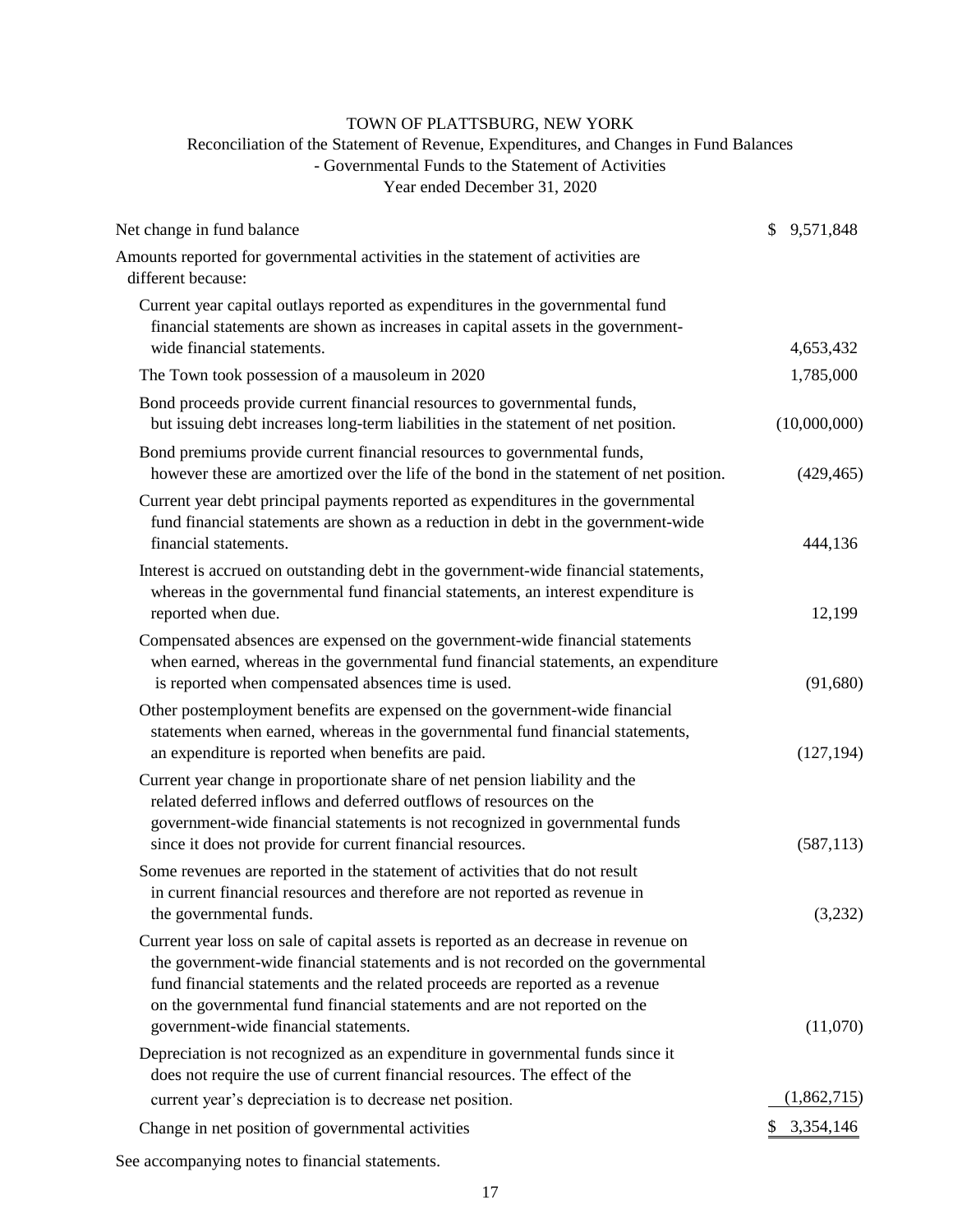# TOWN OF PLATTSBURG, NEW YORK

## Reconciliation of the Statement of Revenue, Expenditures, and Changes in Fund Balances - Governmental Funds to the Statement of Activities

### Year ended December 31, 2020

| | |
|---|---|
| Net change in fund balance | $ 9,571,848 |
| Amounts reported for governmental activities in the statement of activities are different because: | |
| Current year capital outlays reported as expenditures in the governmental fund financial statements are shown as increases in capital assets in the government-wide financial statements. | 4,653,432 |
| The Town took possession of a mausoleum in 2020 | 1,785,000 |
| Bond proceeds provide current financial resources to governmental funds, but issuing debt increases long-term liabilities in the statement of net position. | (10,000,000) |
| Bond premiums provide current financial resources to governmental funds, however these are amortized over the life of the bond in the statement of net position. | (429,465) |
| Current year debt principal payments reported as expenditures in the governmental fund financial statements are shown as a reduction in debt in the government-wide financial statements. | 444,136 |
| Interest is accrued on outstanding debt in the government-wide financial statements, whereas in the governmental fund financial statements, an interest expenditure is reported when due. | 12,199 |
| Compensated absences are expensed on the government-wide financial statements when earned, whereas in the governmental fund financial statements, an expenditure is reported when compensated absences time is used. | (91,680) |
| Other postemployment benefits are expensed on the government-wide financial statements when earned, whereas in the governmental fund financial statements, an expenditure is reported when benefits are paid. | (127,194) |
| Current year change in proportionate share of net pension liability and the related deferred inflows and deferred outflows of resources on the government-wide financial statements is not recognized in governmental funds since it does not provide for current financial resources. | (587,113) |
| Some revenues are reported in the statement of activities that do not result in current financial resources and therefore are not reported as revenue in the governmental funds. | (3,232) |
| Current year loss on sale of capital assets is reported as an decrease in revenue on the government-wide financial statements and is not recorded on the governmental fund financial statements and the related proceeds are reported as a revenue on the governmental fund financial statements and are not reported on the government-wide financial statements. | (11,070) |
| Depreciation is not recognized as an expenditure in governmental funds since it does not require the use of current financial resources. The effect of the current year's depreciation is to decrease net position. | (1,862,715) |
| Change in net position of governmental activities | $ 3,354,146 |

See accompanying notes to financial statements.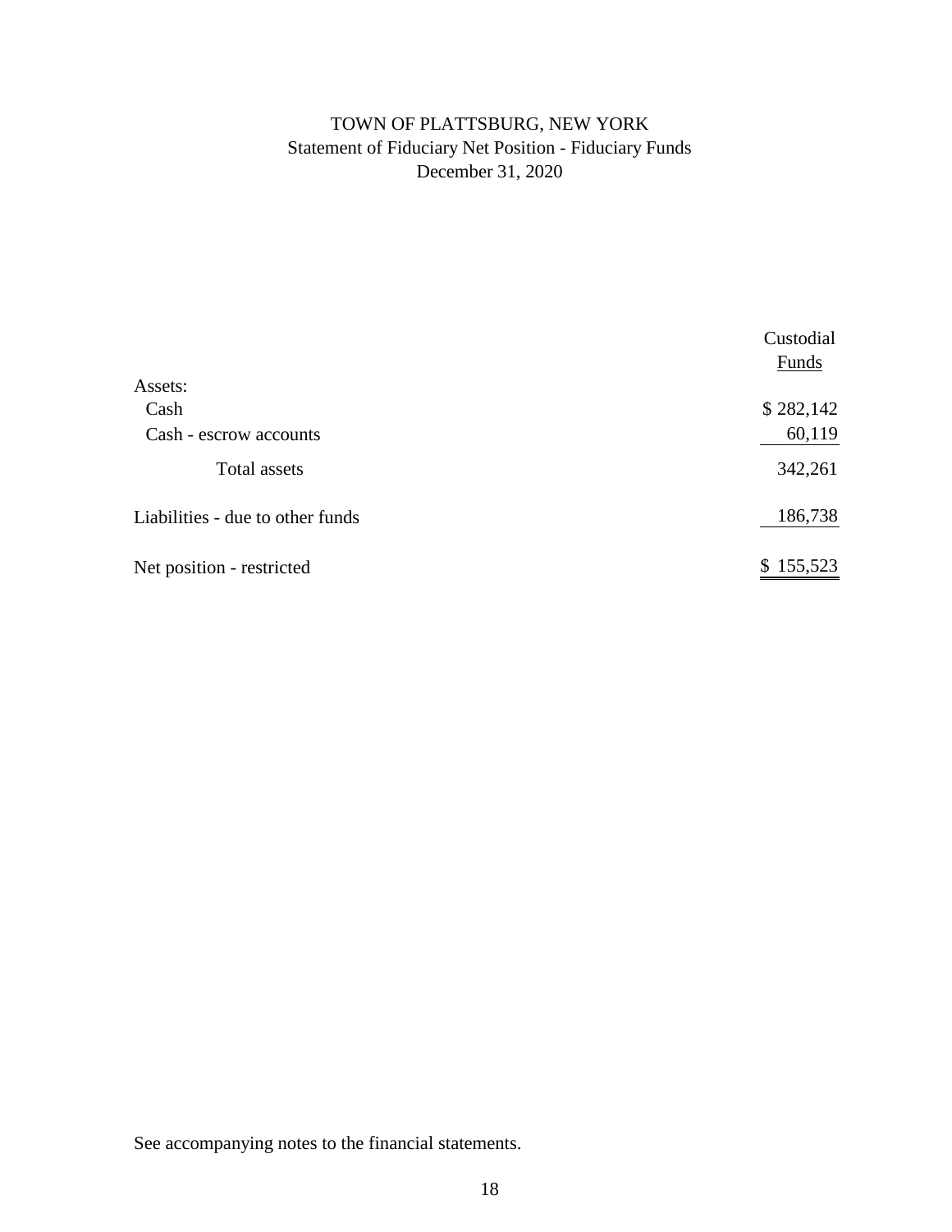# TOWN OF PLATTSBURG, NEW YORK

## Statement of Fiduciary Net Position - Fiduciary Funds

### December 31, 2020

| | Custodial Funds |
|---|---|
| Assets: | |
| Cash | $ 282,142 |
| Cash - escrow accounts | 60,119 |
| Total assets | 342,261 |
| Liabilities - due to other funds | 186,738 |
| Net position - restricted | $ 155,523 |

See accompanying notes to the financial statements.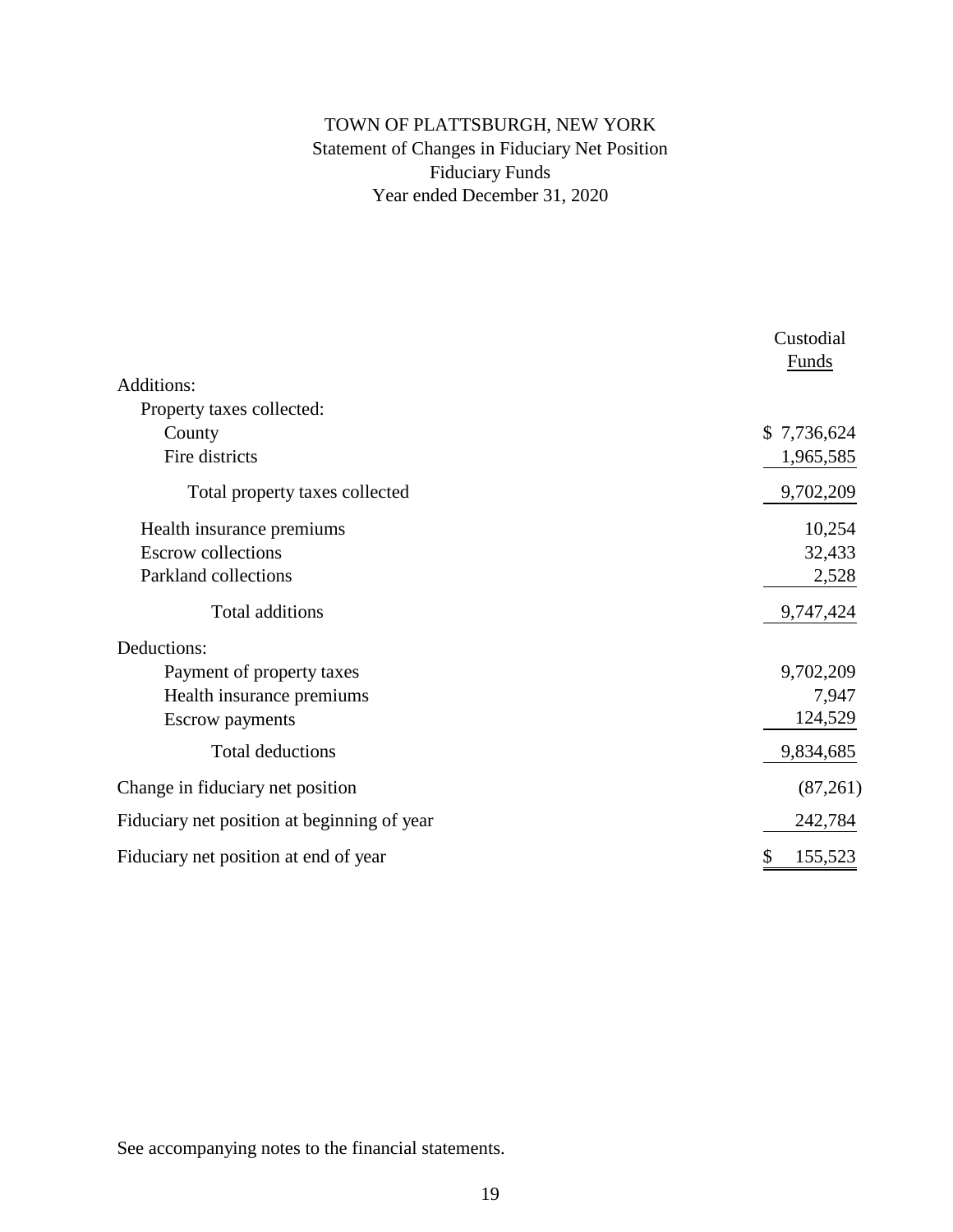# TOWN OF PLATTSBURGH, NEW YORK
## Statement of Changes in Fiduciary Net Position
## Fiduciary Funds
## Year ended December 31, 2020

| | Custodial Funds |
|---|---|
| Additions: | |
| Property taxes collected: | |
| County | $ 7,736,624 |
| Fire districts | 1,965,585 |
| Total property taxes collected | 9,702,209 |
| Health insurance premiums | 10,254 |
| Escrow collections | 32,433 |
| Parkland collections | 2,528 |
| Total additions | 9,747,424 |
| Deductions: | |
| Payment of property taxes | 9,702,209 |
| Health insurance premiums | 7,947 |
| Escrow payments | 124,529 |
| Total deductions | 9,834,685 |
| Change in fiduciary net position | (87,261) |
| Fiduciary net position at beginning of year | 242,784 |
| Fiduciary net position at end of year | $ 155,523 |

See accompanying notes to the financial statements.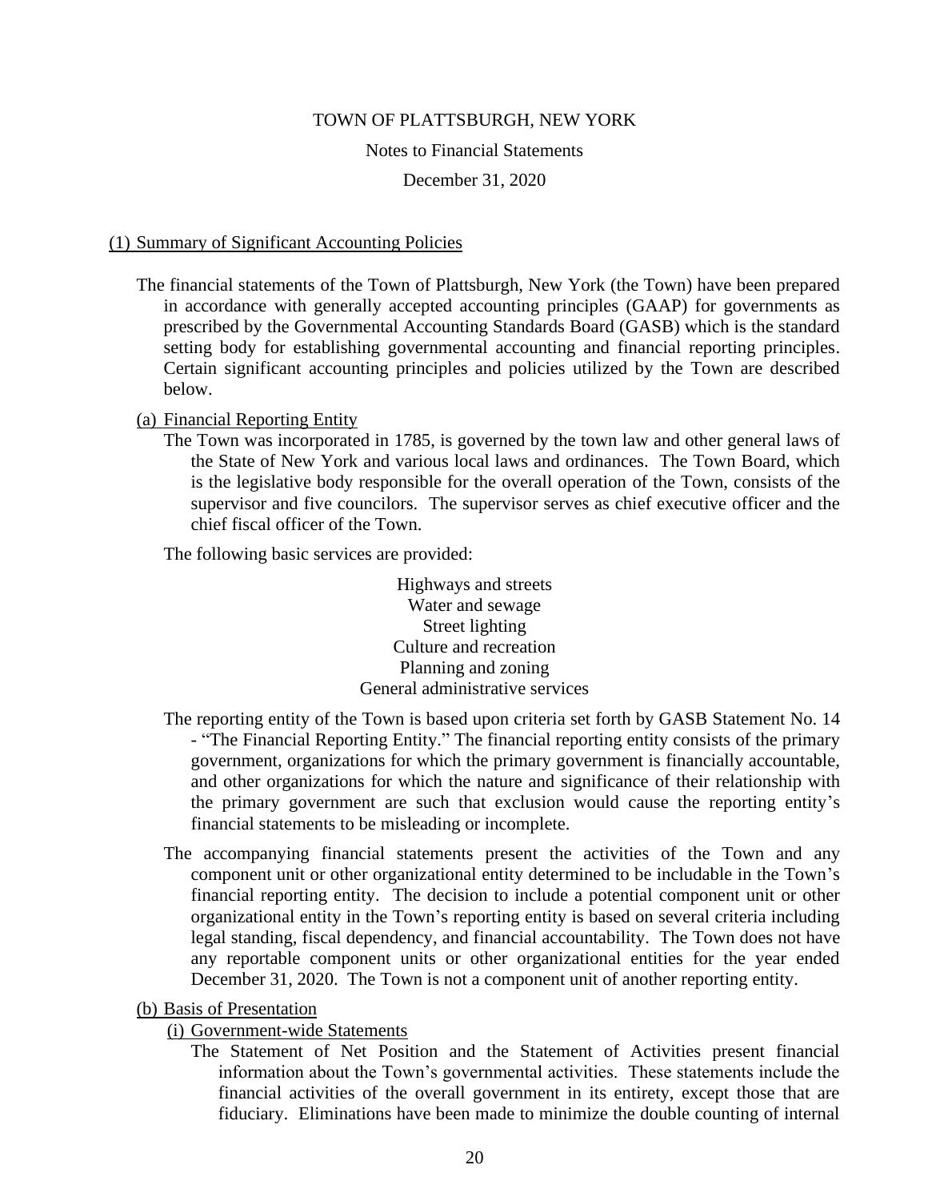TOWN OF PLATTSBURGH, NEW YORK

Notes to Financial Statements

December 31, 2020

## (1) Summary of Significant Accounting Policies

The financial statements of the Town of Plattsburgh, New York (the Town) have been prepared in accordance with generally accepted accounting principles (GAAP) for governments as prescribed by the Governmental Accounting Standards Board (GASB) which is the standard setting body for establishing governmental accounting and financial reporting principles. Certain significant accounting principles and policies utilized by the Town are described below.

### (a) Financial Reporting Entity

The Town was incorporated in 1785, is governed by the town law and other general laws of the State of New York and various local laws and ordinances. The Town Board, which is the legislative body responsible for the overall operation of the Town, consists of the supervisor and five councilors. The supervisor serves as chief executive officer and the chief fiscal officer of the Town.

The following basic services are provided:

Highways and streets
Water and sewage
Street lighting
Culture and recreation
Planning and zoning
General administrative services

The reporting entity of the Town is based upon criteria set forth by GASB Statement No. 14 - "The Financial Reporting Entity." The financial reporting entity consists of the primary government, organizations for which the primary government is financially accountable, and other organizations for which the nature and significance of their relationship with the primary government are such that exclusion would cause the reporting entity's financial statements to be misleading or incomplete.

The accompanying financial statements present the activities of the Town and any component unit or other organizational entity determined to be includable in the Town's financial reporting entity. The decision to include a potential component unit or other organizational entity in the Town's reporting entity is based on several criteria including legal standing, fiscal dependency, and financial accountability. The Town does not have any reportable component units or other organizational entities for the year ended December 31, 2020. The Town is not a component unit of another reporting entity.

### (b) Basis of Presentation

#### (i) Government-wide Statements

The Statement of Net Position and the Statement of Activities present financial information about the Town's governmental activities. These statements include the financial activities of the overall government in its entirety, except those that are fiduciary. Eliminations have been made to minimize the double counting of internal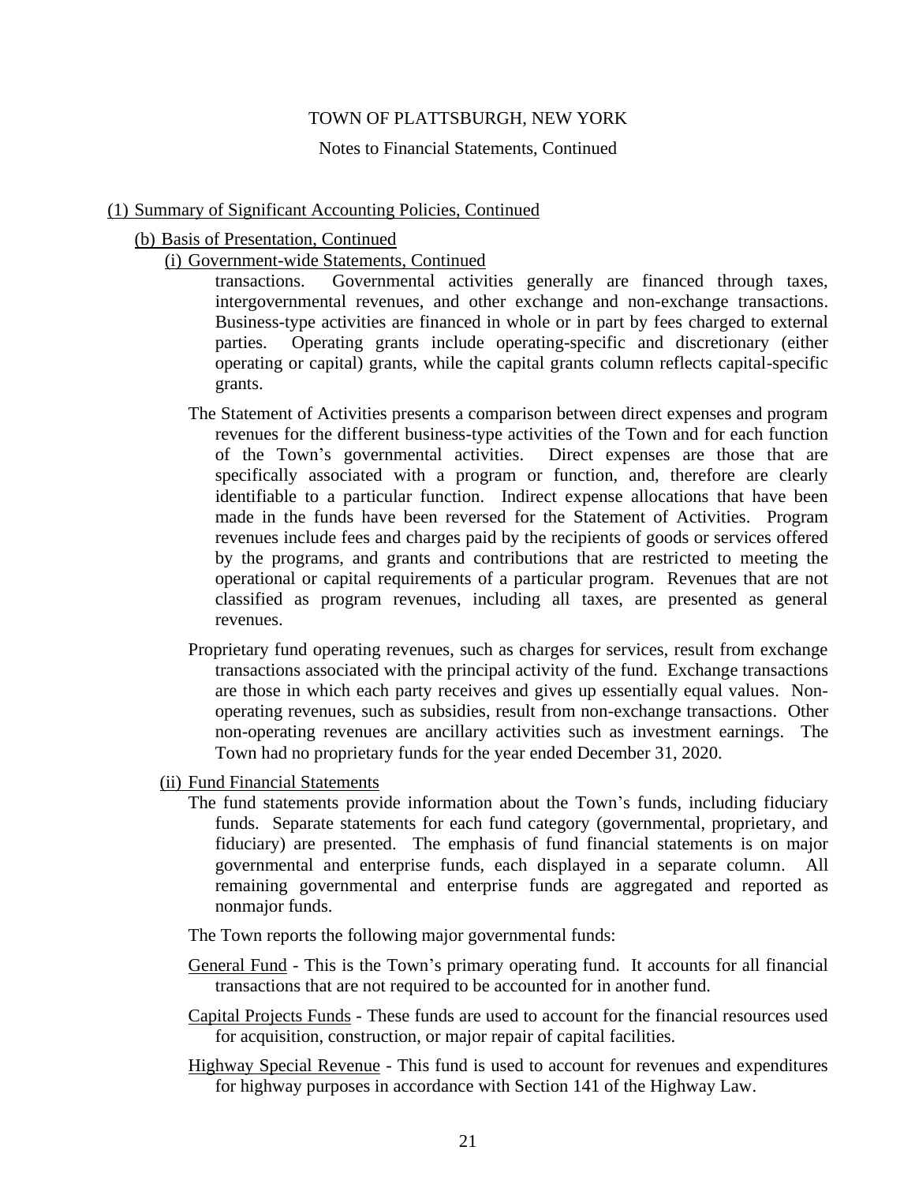(1) Summary of Significant Accounting Policies, Continued

(b) Basis of Presentation, Continued

(i) Government-wide Statements, Continued

transactions. Governmental activities generally are financed through taxes, intergovernmental revenues, and other exchange and non-exchange transactions. Business-type activities are financed in whole or in part by fees charged to external parties. Operating grants include operating-specific and discretionary (either operating or capital) grants, while the capital grants column reflects capital-specific grants.

The Statement of Activities presents a comparison between direct expenses and program revenues for the different business-type activities of the Town and for each function of the Town's governmental activities. Direct expenses are those that are specifically associated with a program or function, and, therefore are clearly identifiable to a particular function. Indirect expense allocations that have been made in the funds have been reversed for the Statement of Activities. Program revenues include fees and charges paid by the recipients of goods or services offered by the programs, and grants and contributions that are restricted to meeting the operational or capital requirements of a particular program. Revenues that are not classified as program revenues, including all taxes, are presented as general revenues.

Proprietary fund operating revenues, such as charges for services, result from exchange transactions associated with the principal activity of the fund. Exchange transactions are those in which each party receives and gives up essentially equal values. Non-operating revenues, such as subsidies, result from non-exchange transactions. Other non-operating revenues are ancillary activities such as investment earnings. The Town had no proprietary funds for the year ended December 31, 2020.

(ii) Fund Financial Statements

The fund statements provide information about the Town's funds, including fiduciary funds. Separate statements for each fund category (governmental, proprietary, and fiduciary) are presented. The emphasis of fund financial statements is on major governmental and enterprise funds, each displayed in a separate column. All remaining governmental and enterprise funds are aggregated and reported as nonmajor funds.

The Town reports the following major governmental funds:

General Fund - This is the Town's primary operating fund. It accounts for all financial transactions that are not required to be accounted for in another fund.

Capital Projects Funds - These funds are used to account for the financial resources used for acquisition, construction, or major repair of capital facilities.

Highway Special Revenue - This fund is used to account for revenues and expenditures for highway purposes in accordance with Section 141 of the Highway Law.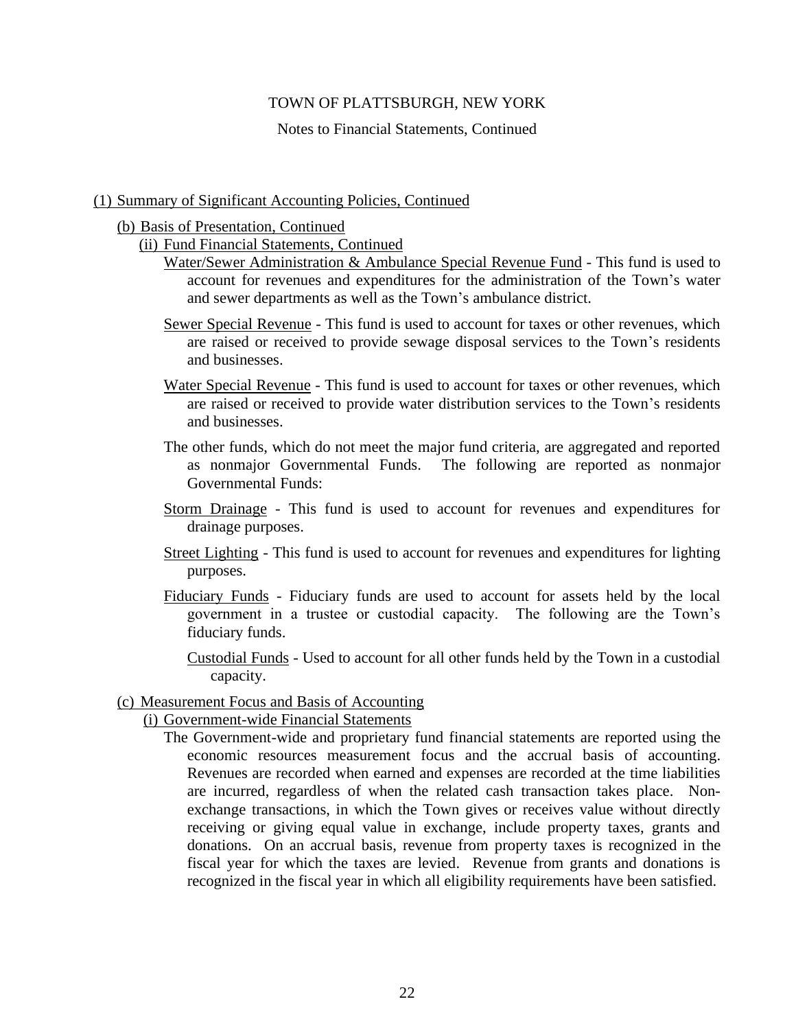(1) Summary of Significant Accounting Policies, Continued

(b) Basis of Presentation, Continued

(ii) Fund Financial Statements, Continued

Water/Sewer Administration & Ambulance Special Revenue Fund - This fund is used to account for revenues and expenditures for the administration of the Town's water and sewer departments as well as the Town's ambulance district.

Sewer Special Revenue - This fund is used to account for taxes or other revenues, which are raised or received to provide sewage disposal services to the Town's residents and businesses.

Water Special Revenue - This fund is used to account for taxes or other revenues, which are raised or received to provide water distribution services to the Town's residents and businesses.

The other funds, which do not meet the major fund criteria, are aggregated and reported as nonmajor Governmental Funds. The following are reported as nonmajor Governmental Funds:

Storm Drainage - This fund is used to account for revenues and expenditures for drainage purposes.

Street Lighting - This fund is used to account for revenues and expenditures for lighting purposes.

Fiduciary Funds - Fiduciary funds are used to account for assets held by the local government in a trustee or custodial capacity. The following are the Town's fiduciary funds.

Custodial Funds - Used to account for all other funds held by the Town in a custodial capacity.

(c) Measurement Focus and Basis of Accounting

(i) Government-wide Financial Statements

The Government-wide and proprietary fund financial statements are reported using the economic resources measurement focus and the accrual basis of accounting. Revenues are recorded when earned and expenses are recorded at the time liabilities are incurred, regardless of when the related cash transaction takes place. Non-exchange transactions, in which the Town gives or receives value without directly receiving or giving equal value in exchange, include property taxes, grants and donations. On an accrual basis, revenue from property taxes is recognized in the fiscal year for which the taxes are levied. Revenue from grants and donations is recognized in the fiscal year in which all eligibility requirements have been satisfied.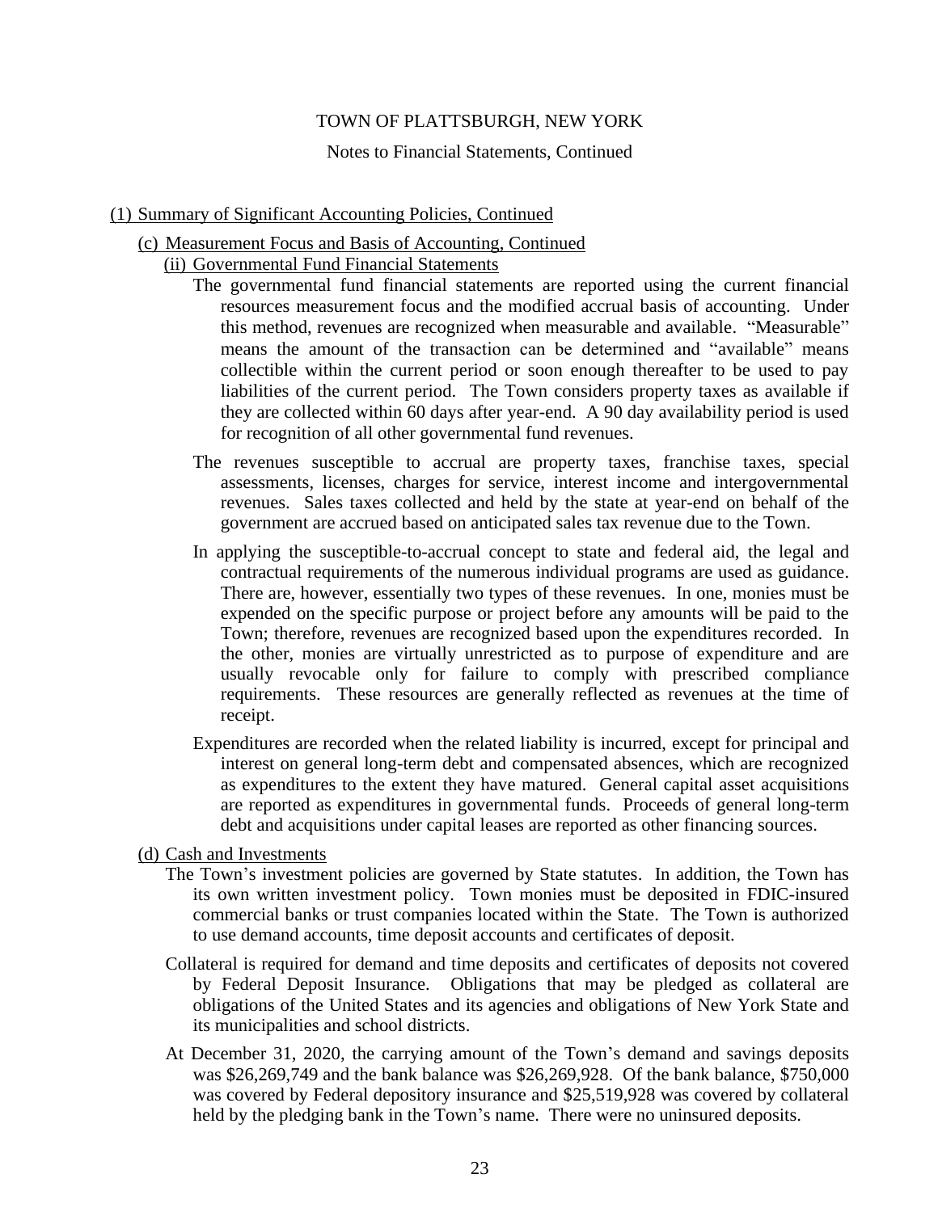## (1) Summary of Significant Accounting Policies, Continued

### (c) Measurement Focus and Basis of Accounting, Continued

#### (ii) Governmental Fund Financial Statements

The governmental fund financial statements are reported using the current financial resources measurement focus and the modified accrual basis of accounting. Under this method, revenues are recognized when measurable and available. "Measurable" means the amount of the transaction can be determined and "available" means collectible within the current period or soon enough thereafter to be used to pay liabilities of the current period. The Town considers property taxes as available if they are collected within 60 days after year-end. A 90 day availability period is used for recognition of all other governmental fund revenues.

The revenues susceptible to accrual are property taxes, franchise taxes, special assessments, licenses, charges for service, interest income and intergovernmental revenues. Sales taxes collected and held by the state at year-end on behalf of the government are accrued based on anticipated sales tax revenue due to the Town.

In applying the susceptible-to-accrual concept to state and federal aid, the legal and contractual requirements of the numerous individual programs are used as guidance. There are, however, essentially two types of these revenues. In one, monies must be expended on the specific purpose or project before any amounts will be paid to the Town; therefore, revenues are recognized based upon the expenditures recorded. In the other, monies are virtually unrestricted as to purpose of expenditure and are usually revocable only for failure to comply with prescribed compliance requirements. These resources are generally reflected as revenues at the time of receipt.

Expenditures are recorded when the related liability is incurred, except for principal and interest on general long-term debt and compensated absences, which are recognized as expenditures to the extent they have matured. General capital asset acquisitions are reported as expenditures in governmental funds. Proceeds of general long-term debt and acquisitions under capital leases are reported as other financing sources.

### (d) Cash and Investments

The Town's investment policies are governed by State statutes. In addition, the Town has its own written investment policy. Town monies must be deposited in FDIC-insured commercial banks or trust companies located within the State. The Town is authorized to use demand accounts, time deposit accounts and certificates of deposit.

Collateral is required for demand and time deposits and certificates of deposits not covered by Federal Deposit Insurance. Obligations that may be pledged as collateral are obligations of the United States and its agencies and obligations of New York State and its municipalities and school districts.

At December 31, 2020, the carrying amount of the Town's demand and savings deposits was $26,269,749 and the bank balance was $26,269,928. Of the bank balance, $750,000 was covered by Federal depository insurance and $25,519,928 was covered by collateral held by the pledging bank in the Town's name. There were no uninsured deposits.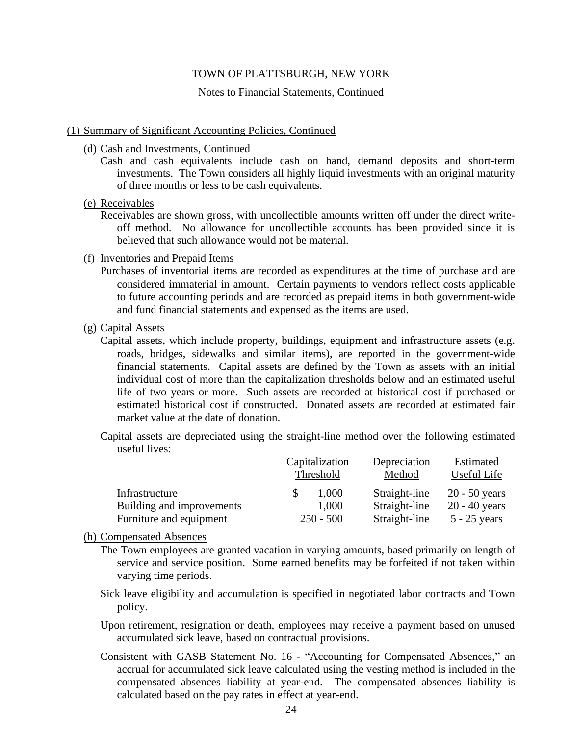## (1) Summary of Significant Accounting Policies, Continued

### (d) Cash and Investments, Continued

Cash and cash equivalents include cash on hand, demand deposits and short-term investments. The Town considers all highly liquid investments with an original maturity of three months or less to be cash equivalents.

### (e) Receivables

Receivables are shown gross, with uncollectible amounts written off under the direct write-off method. No allowance for uncollectible accounts has been provided since it is believed that such allowance would not be material.

### (f) Inventories and Prepaid Items

Purchases of inventorial items are recorded as expenditures at the time of purchase and are considered immaterial in amount. Certain payments to vendors reflect costs applicable to future accounting periods and are recorded as prepaid items in both government-wide and fund financial statements and expensed as the items are used.

### (g) Capital Assets

Capital assets, which include property, buildings, equipment and infrastructure assets (e.g. roads, bridges, sidewalks and similar items), are reported in the government-wide financial statements. Capital assets are defined by the Town as assets with an initial individual cost of more than the capitalization thresholds below and an estimated useful life of two years or more. Such assets are recorded at historical cost if purchased or estimated historical cost if constructed. Donated assets are recorded at estimated fair market value at the date of donation.

Capital assets are depreciated using the straight-line method over the following estimated useful lives:

| | Capitalization Threshold | Depreciation Method | Estimated Useful Life |
|---|---|---|---|
| Infrastructure | $ 1,000 | Straight-line | 20 - 50 years |
| Building and improvements | 1,000 | Straight-line | 20 - 40 years |
| Furniture and equipment | 250 - 500 | Straight-line | 5 - 25 years |

### (h) Compensated Absences

The Town employees are granted vacation in varying amounts, based primarily on length of service and service position. Some earned benefits may be forfeited if not taken within varying time periods.

Sick leave eligibility and accumulation is specified in negotiated labor contracts and Town policy.

Upon retirement, resignation or death, employees may receive a payment based on unused accumulated sick leave, based on contractual provisions.

Consistent with GASB Statement No. 16 - "Accounting for Compensated Absences," an accrual for accumulated sick leave calculated using the vesting method is included in the compensated absences liability at year-end. The compensated absences liability is calculated based on the pay rates in effect at year-end.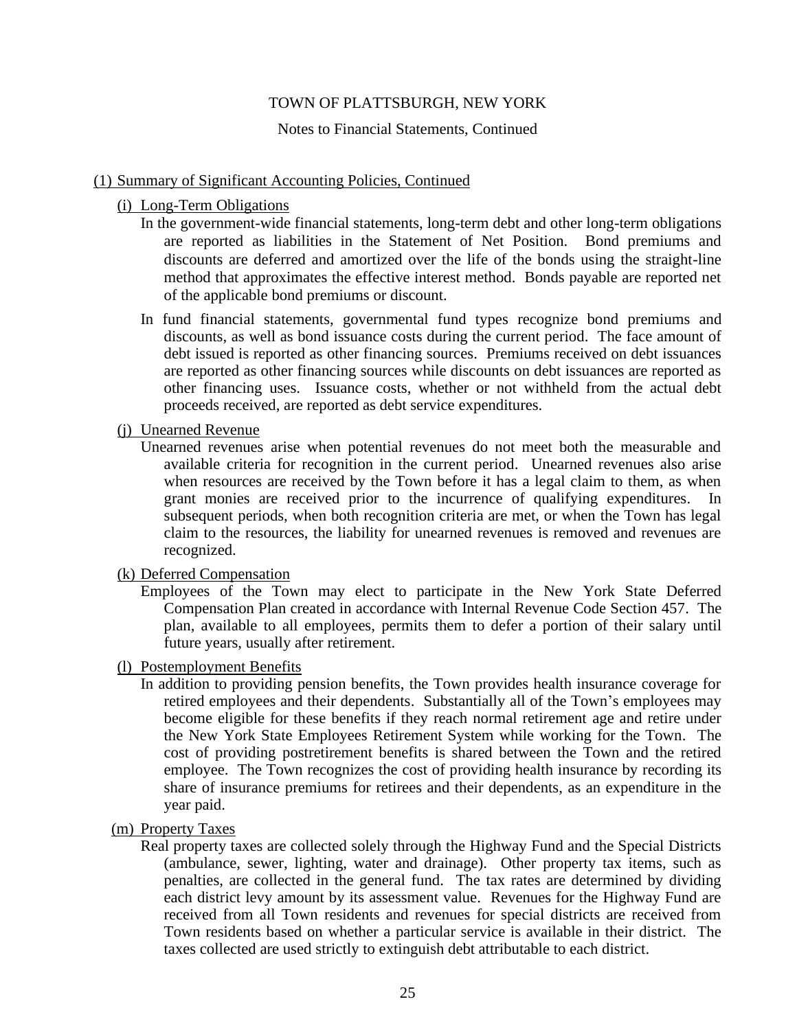## (1) Summary of Significant Accounting Policies, Continued

### (i) Long-Term Obligations

In the government-wide financial statements, long-term debt and other long-term obligations are reported as liabilities in the Statement of Net Position. Bond premiums and discounts are deferred and amortized over the life of the bonds using the straight-line method that approximates the effective interest method. Bonds payable are reported net of the applicable bond premiums or discount.

In fund financial statements, governmental fund types recognize bond premiums and discounts, as well as bond issuance costs during the current period. The face amount of debt issued is reported as other financing sources. Premiums received on debt issuances are reported as other financing sources while discounts on debt issuances are reported as other financing uses. Issuance costs, whether or not withheld from the actual debt proceeds received, are reported as debt service expenditures.

### (j) Unearned Revenue

Unearned revenues arise when potential revenues do not meet both the measurable and available criteria for recognition in the current period. Unearned revenues also arise when resources are received by the Town before it has a legal claim to them, as when grant monies are received prior to the incurrence of qualifying expenditures. In subsequent periods, when both recognition criteria are met, or when the Town has legal claim to the resources, the liability for unearned revenues is removed and revenues are recognized.

### (k) Deferred Compensation

Employees of the Town may elect to participate in the New York State Deferred Compensation Plan created in accordance with Internal Revenue Code Section 457. The plan, available to all employees, permits them to defer a portion of their salary until future years, usually after retirement.

### (l) Postemployment Benefits

In addition to providing pension benefits, the Town provides health insurance coverage for retired employees and their dependents. Substantially all of the Town's employees may become eligible for these benefits if they reach normal retirement age and retire under the New York State Employees Retirement System while working for the Town. The cost of providing postretirement benefits is shared between the Town and the retired employee. The Town recognizes the cost of providing health insurance by recording its share of insurance premiums for retirees and their dependents, as an expenditure in the year paid.

### (m) Property Taxes

Real property taxes are collected solely through the Highway Fund and the Special Districts (ambulance, sewer, lighting, water and drainage). Other property tax items, such as penalties, are collected in the general fund. The tax rates are determined by dividing each district levy amount by its assessment value. Revenues for the Highway Fund are received from all Town residents and revenues for special districts are received from Town residents based on whether a particular service is available in their district. The taxes collected are used strictly to extinguish debt attributable to each district.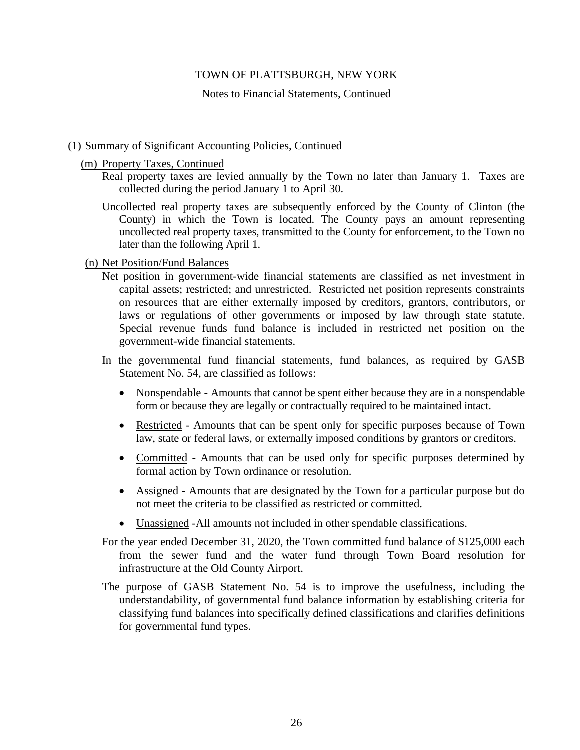TOWN OF PLATTSBURGH, NEW YORK

Notes to Financial Statements, Continued

(1) Summary of Significant Accounting Policies, Continued

(m) Property Taxes, Continued

Real property taxes are levied annually by the Town no later than January 1. Taxes are collected during the period January 1 to April 30.

Uncollected real property taxes are subsequently enforced by the County of Clinton (the County) in which the Town is located. The County pays an amount representing uncollected real property taxes, transmitted to the County for enforcement, to the Town no later than the following April 1.

(n) Net Position/Fund Balances

Net position in government-wide financial statements are classified as net investment in capital assets; restricted; and unrestricted. Restricted net position represents constraints on resources that are either externally imposed by creditors, grantors, contributors, or laws or regulations of other governments or imposed by law through state statute. Special revenue funds fund balance is included in restricted net position on the government-wide financial statements.

In the governmental fund financial statements, fund balances, as required by GASB Statement No. 54, are classified as follows:

- Nonspendable - Amounts that cannot be spent either because they are in a nonspendable form or because they are legally or contractually required to be maintained intact.
- Restricted - Amounts that can be spent only for specific purposes because of Town law, state or federal laws, or externally imposed conditions by grantors or creditors.
- Committed - Amounts that can be used only for specific purposes determined by formal action by Town ordinance or resolution.
- Assigned - Amounts that are designated by the Town for a particular purpose but do not meet the criteria to be classified as restricted or committed.
- Unassigned -All amounts not included in other spendable classifications.

For the year ended December 31, 2020, the Town committed fund balance of $125,000 each from the sewer fund and the water fund through Town Board resolution for infrastructure at the Old County Airport.

The purpose of GASB Statement No. 54 is to improve the usefulness, including the understandability, of governmental fund balance information by establishing criteria for classifying fund balances into specifically defined classifications and clarifies definitions for governmental fund types.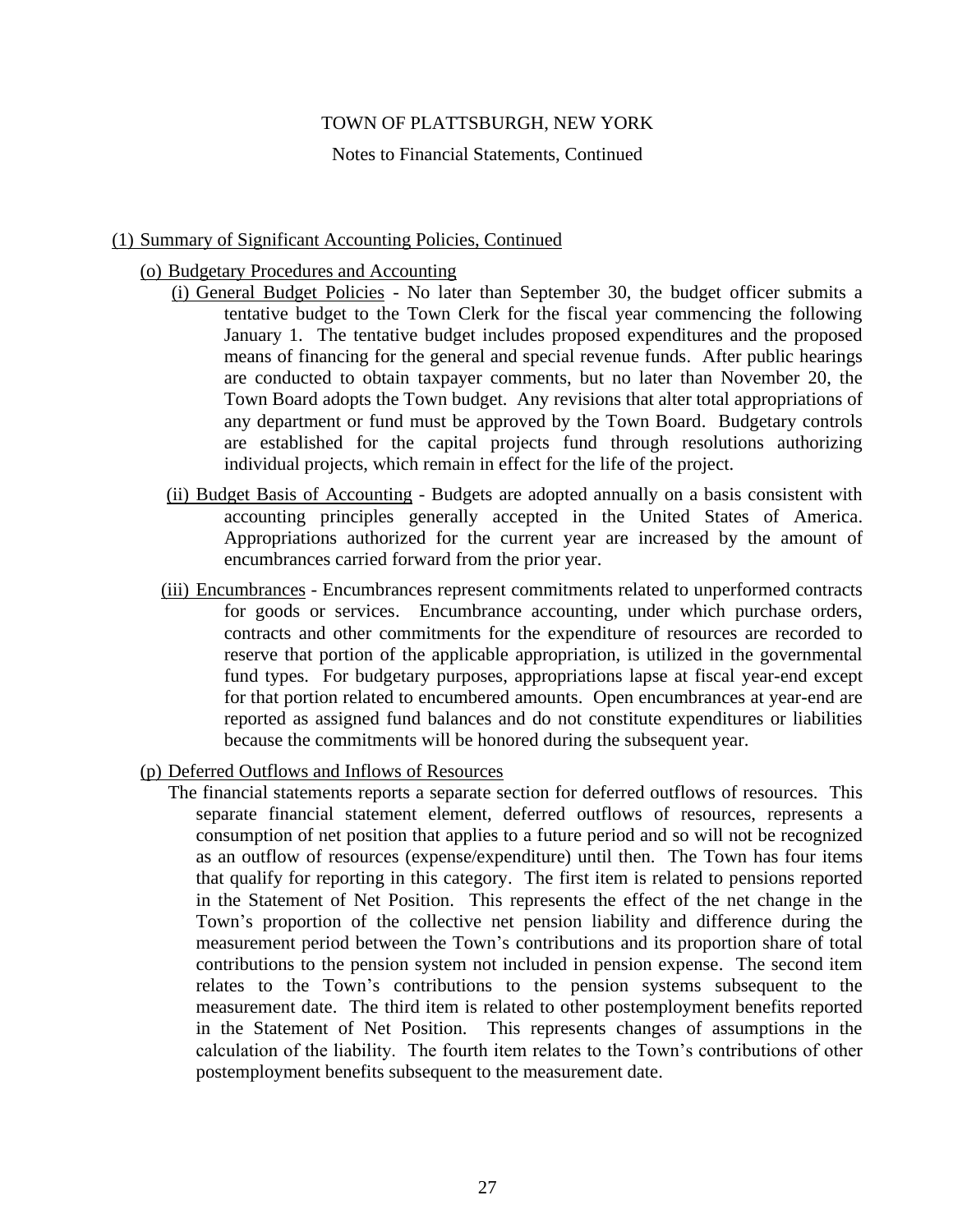## (1) Summary of Significant Accounting Policies, Continued

### (o) Budgetary Procedures and Accounting

(i) General Budget Policies - No later than September 30, the budget officer submits a tentative budget to the Town Clerk for the fiscal year commencing the following January 1. The tentative budget includes proposed expenditures and the proposed means of financing for the general and special revenue funds. After public hearings are conducted to obtain taxpayer comments, but no later than November 20, the Town Board adopts the Town budget. Any revisions that alter total appropriations of any department or fund must be approved by the Town Board. Budgetary controls are established for the capital projects fund through resolutions authorizing individual projects, which remain in effect for the life of the project.

(ii) Budget Basis of Accounting - Budgets are adopted annually on a basis consistent with accounting principles generally accepted in the United States of America. Appropriations authorized for the current year are increased by the amount of encumbrances carried forward from the prior year.

(iii) Encumbrances - Encumbrances represent commitments related to unperformed contracts for goods or services. Encumbrance accounting, under which purchase orders, contracts and other commitments for the expenditure of resources are recorded to reserve that portion of the applicable appropriation, is utilized in the governmental fund types. For budgetary purposes, appropriations lapse at fiscal year-end except for that portion related to encumbered amounts. Open encumbrances at year-end are reported as assigned fund balances and do not constitute expenditures or liabilities because the commitments will be honored during the subsequent year.

### (p) Deferred Outflows and Inflows of Resources

The financial statements reports a separate section for deferred outflows of resources. This separate financial statement element, deferred outflows of resources, represents a consumption of net position that applies to a future period and so will not be recognized as an outflow of resources (expense/expenditure) until then. The Town has four items that qualify for reporting in this category. The first item is related to pensions reported in the Statement of Net Position. This represents the effect of the net change in the Town's proportion of the collective net pension liability and difference during the measurement period between the Town's contributions and its proportion share of total contributions to the pension system not included in pension expense. The second item relates to the Town's contributions to the pension systems subsequent to the measurement date. The third item is related to other postemployment benefits reported in the Statement of Net Position. This represents changes of assumptions in the calculation of the liability. The fourth item relates to the Town's contributions of other postemployment benefits subsequent to the measurement date.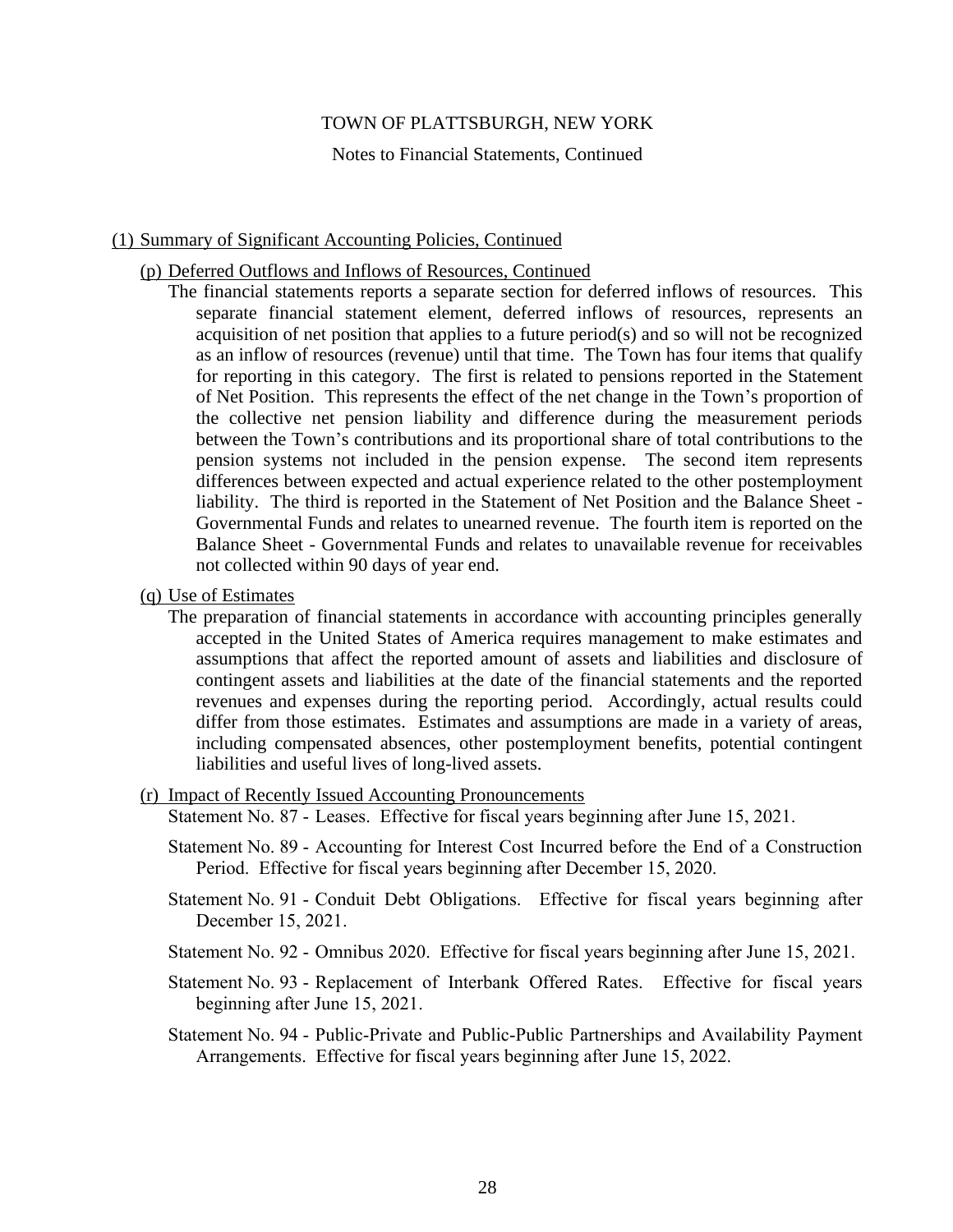## (1) Summary of Significant Accounting Policies, Continued

### (p) Deferred Outflows and Inflows of Resources, Continued

The financial statements reports a separate section for deferred inflows of resources. This separate financial statement element, deferred inflows of resources, represents an acquisition of net position that applies to a future period(s) and so will not be recognized as an inflow of resources (revenue) until that time. The Town has four items that qualify for reporting in this category. The first is related to pensions reported in the Statement of Net Position. This represents the effect of the net change in the Town's proportion of the collective net pension liability and difference during the measurement periods between the Town's contributions and its proportional share of total contributions to the pension systems not included in the pension expense. The second item represents differences between expected and actual experience related to the other postemployment liability. The third is reported in the Statement of Net Position and the Balance Sheet - Governmental Funds and relates to unearned revenue. The fourth item is reported on the Balance Sheet - Governmental Funds and relates to unavailable revenue for receivables not collected within 90 days of year end.

### (q) Use of Estimates

The preparation of financial statements in accordance with accounting principles generally accepted in the United States of America requires management to make estimates and assumptions that affect the reported amount of assets and liabilities and disclosure of contingent assets and liabilities at the date of the financial statements and the reported revenues and expenses during the reporting period. Accordingly, actual results could differ from those estimates. Estimates and assumptions are made in a variety of areas, including compensated absences, other postemployment benefits, potential contingent liabilities and useful lives of long-lived assets.

### (r) Impact of Recently Issued Accounting Pronouncements

Statement No. 87 - Leases. Effective for fiscal years beginning after June 15, 2021.

Statement No. 89 - Accounting for Interest Cost Incurred before the End of a Construction Period. Effective for fiscal years beginning after December 15, 2020.

Statement No. 91 - Conduit Debt Obligations. Effective for fiscal years beginning after December 15, 2021.

Statement No. 92 - Omnibus 2020. Effective for fiscal years beginning after June 15, 2021.

Statement No. 93 - Replacement of Interbank Offered Rates. Effective for fiscal years beginning after June 15, 2021.

Statement No. 94 - Public-Private and Public-Public Partnerships and Availability Payment Arrangements. Effective for fiscal years beginning after June 15, 2022.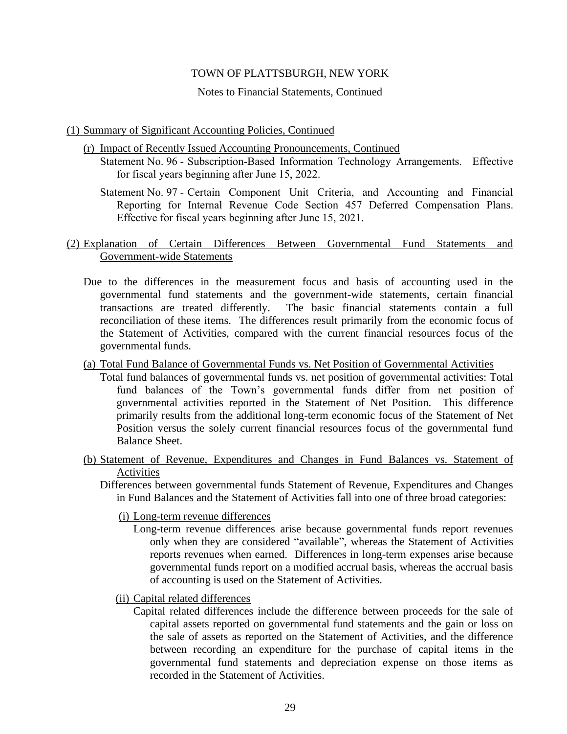## (1) Summary of Significant Accounting Policies, Continued

### (r) Impact of Recently Issued Accounting Pronouncements, Continued

Statement No. 96 - Subscription-Based Information Technology Arrangements. Effective for fiscal years beginning after June 15, 2022.

Statement No. 97 - Certain Component Unit Criteria, and Accounting and Financial Reporting for Internal Revenue Code Section 457 Deferred Compensation Plans. Effective for fiscal years beginning after June 15, 2021.

## (2) Explanation of Certain Differences Between Governmental Fund Statements and Government-wide Statements

Due to the differences in the measurement focus and basis of accounting used in the governmental fund statements and the government-wide statements, certain financial transactions are treated differently. The basic financial statements contain a full reconciliation of these items. The differences result primarily from the economic focus of the Statement of Activities, compared with the current financial resources focus of the governmental funds.

### (a) Total Fund Balance of Governmental Funds vs. Net Position of Governmental Activities

Total fund balances of governmental funds vs. net position of governmental activities: Total fund balances of the Town's governmental funds differ from net position of governmental activities reported in the Statement of Net Position. This difference primarily results from the additional long-term economic focus of the Statement of Net Position versus the solely current financial resources focus of the governmental fund Balance Sheet.

### (b) Statement of Revenue, Expenditures and Changes in Fund Balances vs. Statement of Activities

Differences between governmental funds Statement of Revenue, Expenditures and Changes in Fund Balances and the Statement of Activities fall into one of three broad categories:

#### (i) Long-term revenue differences

Long-term revenue differences arise because governmental funds report revenues only when they are considered "available", whereas the Statement of Activities reports revenues when earned. Differences in long-term expenses arise because governmental funds report on a modified accrual basis, whereas the accrual basis of accounting is used on the Statement of Activities.

#### (ii) Capital related differences

Capital related differences include the difference between proceeds for the sale of capital assets reported on governmental fund statements and the gain or loss on the sale of assets as reported on the Statement of Activities, and the difference between recording an expenditure for the purchase of capital items in the governmental fund statements and depreciation expense on those items as recorded in the Statement of Activities.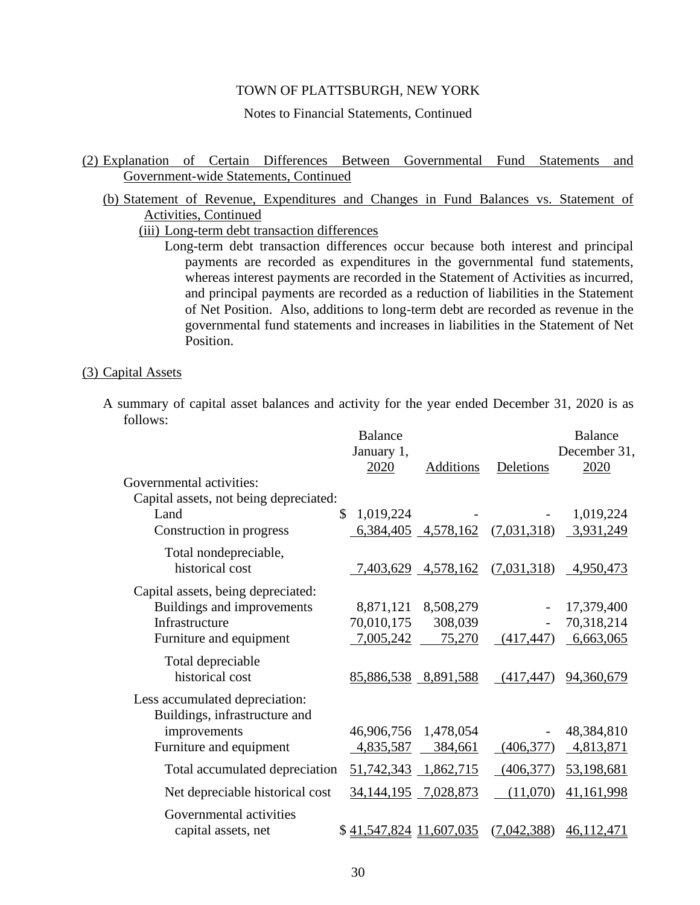(2) Explanation of Certain Differences Between Governmental Fund Statements and Government-wide Statements, Continued

(b) Statement of Revenue, Expenditures and Changes in Fund Balances vs. Statement of Activities, Continued

(iii) Long-term debt transaction differences

Long-term debt transaction differences occur because both interest and principal payments are recorded as expenditures in the governmental fund statements, whereas interest payments are recorded in the Statement of Activities as incurred, and principal payments are recorded as a reduction of liabilities in the Statement of Net Position. Also, additions to long-term debt are recorded as revenue in the governmental fund statements and increases in liabilities in the Statement of Net Position.

## (3) Capital Assets

A summary of capital asset balances and activity for the year ended December 31, 2020 is as follows:

| | Balance January 1, 2020 | Additions | Deletions | Balance December 31, 2020 |
|---|---|---|---|---|
| Governmental activities: | | | | |
| Capital assets, not being depreciated: | | | | |
| Land | $ 1,019,224 | - | - | 1,019,224 |
| Construction in progress | 6,384,405 | 4,578,162 | (7,031,318) | 3,931,249 |
| Total nondepreciable, historical cost | 7,403,629 | 4,578,162 | (7,031,318) | 4,950,473 |
| Capital assets, being depreciated: | | | | |
| Buildings and improvements | 8,871,121 | 8,508,279 | - | 17,379,400 |
| Infrastructure | 70,010,175 | 308,039 | - | 70,318,214 |
| Furniture and equipment | 7,005,242 | 75,270 | (417,447) | 6,663,065 |
| Total depreciable historical cost | 85,886,538 | 8,891,588 | (417,447) | 94,360,679 |
| Less accumulated depreciation: | | | | |
| Buildings, infrastructure and improvements | 46,906,756 | 1,478,054 | - | 48,384,810 |
| Furniture and equipment | 4,835,587 | 384,661 | (406,377) | 4,813,871 |
| Total accumulated depreciation | 51,742,343 | 1,862,715 | (406,377) | 53,198,681 |
| Net depreciable historical cost | 34,144,195 | 7,028,873 | (11,070) | 41,161,998 |
| Governmental activities capital assets, net | $ 41,547,824 | 11,607,035 | (7,042,388) | 46,112,471 |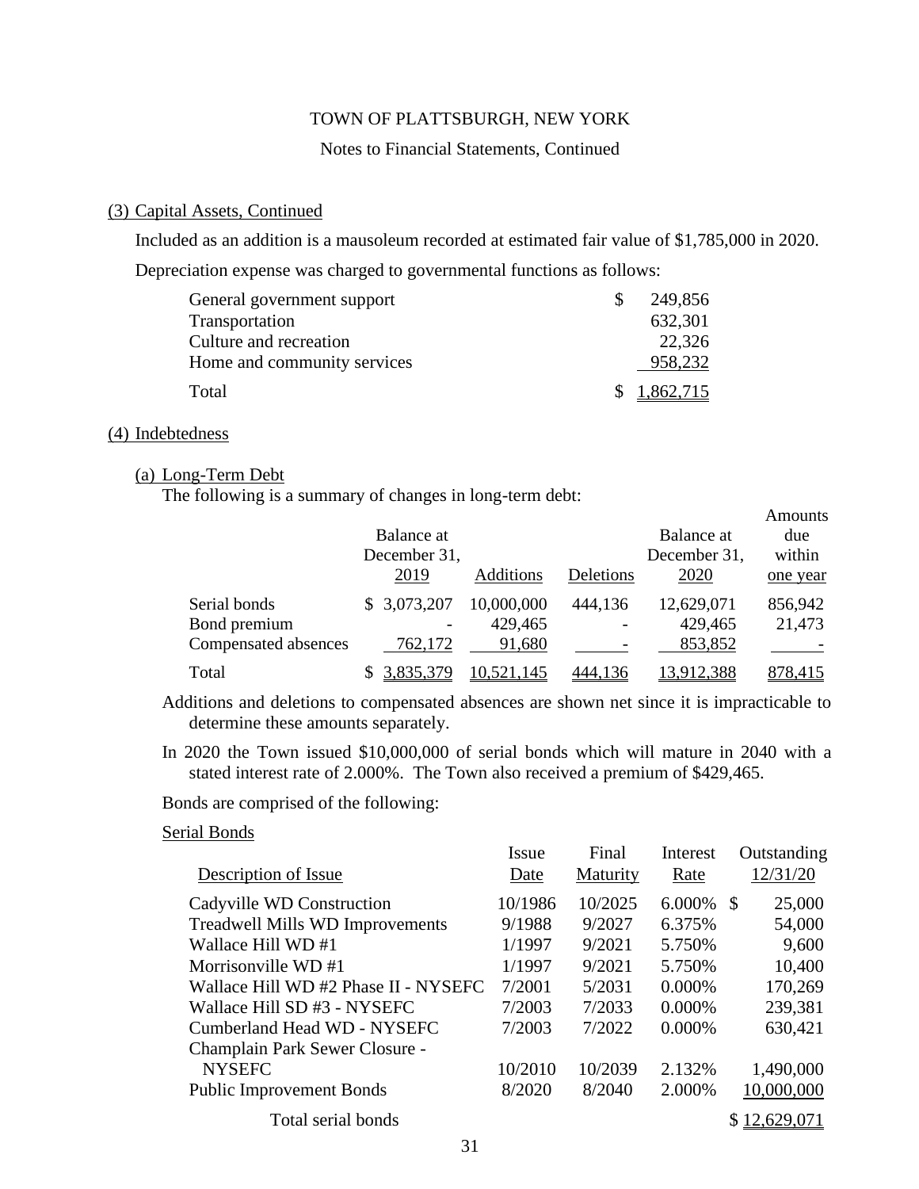TOWN OF PLATTSBURGH, NEW YORK

Notes to Financial Statements, Continued

## (3) Capital Assets, Continued

Included as an addition is a mausoleum recorded at estimated fair value of $1,785,000 in 2020.

Depreciation expense was charged to governmental functions as follows:

| | |
|---|---|
| General government support | $ 249,856 |
| Transportation | 632,301 |
| Culture and recreation | 22,326 |
| Home and community services | 958,232 |
| Total | $ 1,862,715 |

## (4) Indebtedness

### (a) Long-Term Debt

The following is a summary of changes in long-term debt:

| | Balance at December 31, 2019 | Additions | Deletions | Balance at December 31, 2020 | Amounts due within one year |
|---|---|---|---|---|---|
| Serial bonds | $ 3,073,207 | 10,000,000 | 444,136 | 12,629,071 | 856,942 |
| Bond premium | - | 429,465 | - | 429,465 | 21,473 |
| Compensated absences | 762,172 | 91,680 | - | 853,852 | - |
| Total | $ 3,835,379 | 10,521,145 | 444,136 | 13,912,388 | 878,415 |

Additions and deletions to compensated absences are shown net since it is impracticable to determine these amounts separately.

In 2020 the Town issued $10,000,000 of serial bonds which will mature in 2040 with a stated interest rate of 2.000%. The Town also received a premium of $429,465.

Bonds are comprised of the following:

Serial Bonds

| Description of Issue | Issue Date | Final Maturity | Interest Rate | Outstanding 12/31/20 |
|---|---|---|---|---|
| Cadyville WD Construction | 10/1986 | 10/2025 | 6.000% | $ 25,000 |
| Treadwell Mills WD Improvements | 9/1988 | 9/2027 | 6.375% | 54,000 |
| Wallace Hill WD #1 | 1/1997 | 9/2021 | 5.750% | 9,600 |
| Morrisonville WD #1 | 1/1997 | 9/2021 | 5.750% | 10,400 |
| Wallace Hill WD #2 Phase II - NYSEFC | 7/2001 | 5/2031 | 0.000% | 170,269 |
| Wallace Hill SD #3 - NYSEFC | 7/2003 | 7/2033 | 0.000% | 239,381 |
| Cumberland Head WD - NYSEFC | 7/2003 | 7/2022 | 0.000% | 630,421 |
| Champlain Park Sewer Closure - NYSEFC | 10/2010 | 10/2039 | 2.132% | 1,490,000 |
| Public Improvement Bonds | 8/2020 | 8/2040 | 2.000% | 10,000,000 |
| Total serial bonds | | | | $ 12,629,071 |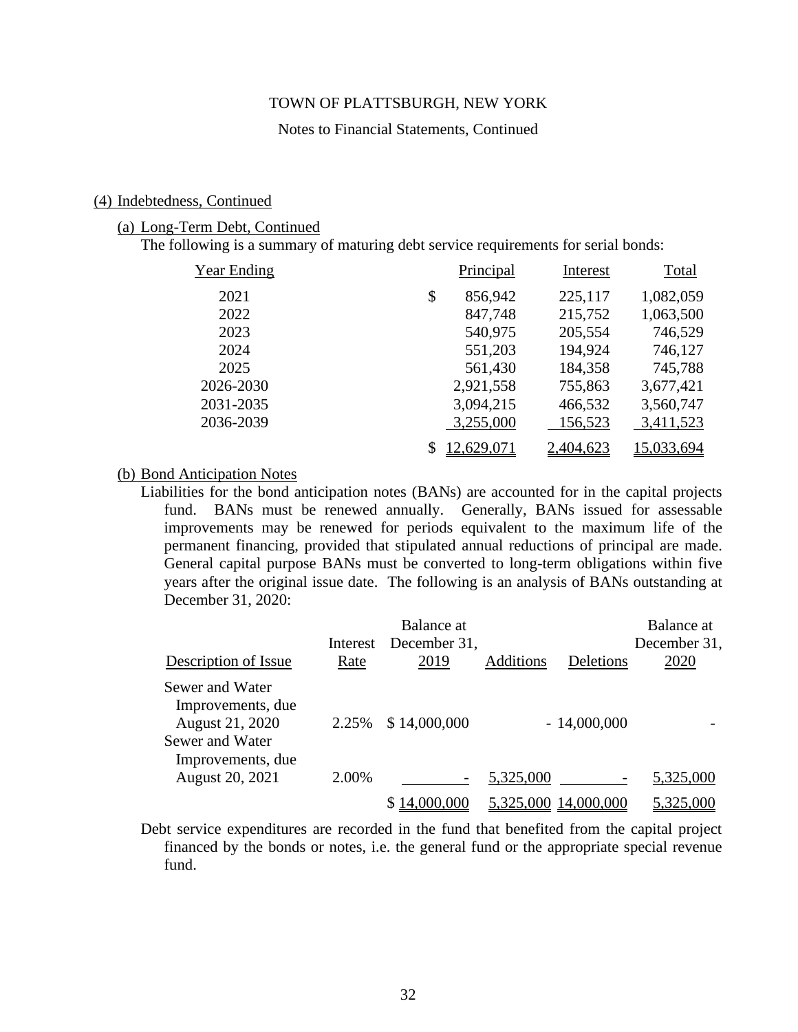TOWN OF PLATTSBURGH, NEW YORK

Notes to Financial Statements, Continued

## (4) Indebtedness, Continued

### (a) Long-Term Debt, Continued

The following is a summary of maturing debt service requirements for serial bonds:

| Year Ending | Principal | Interest | Total |
|---|---|---|---|
| 2021 | $ 856,942 | 225,117 | 1,082,059 |
| 2022 | 847,748 | 215,752 | 1,063,500 |
| 2023 | 540,975 | 205,554 | 746,529 |
| 2024 | 551,203 | 194,924 | 746,127 |
| 2025 | 561,430 | 184,358 | 745,788 |
| 2026-2030 | 2,921,558 | 755,863 | 3,677,421 |
| 2031-2035 | 3,094,215 | 466,532 | 3,560,747 |
| 2036-2039 | 3,255,000 | 156,523 | 3,411,523 |
| | $ 12,629,071 | 2,404,623 | 15,033,694 |

### (b) Bond Anticipation Notes

Liabilities for the bond anticipation notes (BANs) are accounted for in the capital projects fund. BANs must be renewed annually. Generally, BANs issued for assessable improvements may be renewed for periods equivalent to the maximum life of the permanent financing, provided that stipulated annual reductions of principal are made. General capital purpose BANs must be converted to long-term obligations within five years after the original issue date. The following is an analysis of BANs outstanding at December 31, 2020:

| Description of Issue | Interest Rate | Balance at December 31, 2019 | Additions | Deletions | Balance at December 31, 2020 |
|---|---|---|---|---|---|
| Sewer and Water Improvements, due August 21, 2020 | 2.25% | $ 14,000,000 | - | 14,000,000 | - |
| Sewer and Water Improvements, due August 20, 2021 | 2.00% | - | 5,325,000 | - | 5,325,000 |
| | | $ 14,000,000 | 5,325,000 | 14,000,000 | 5,325,000 |

Debt service expenditures are recorded in the fund that benefited from the capital project financed by the bonds or notes, i.e. the general fund or the appropriate special revenue fund.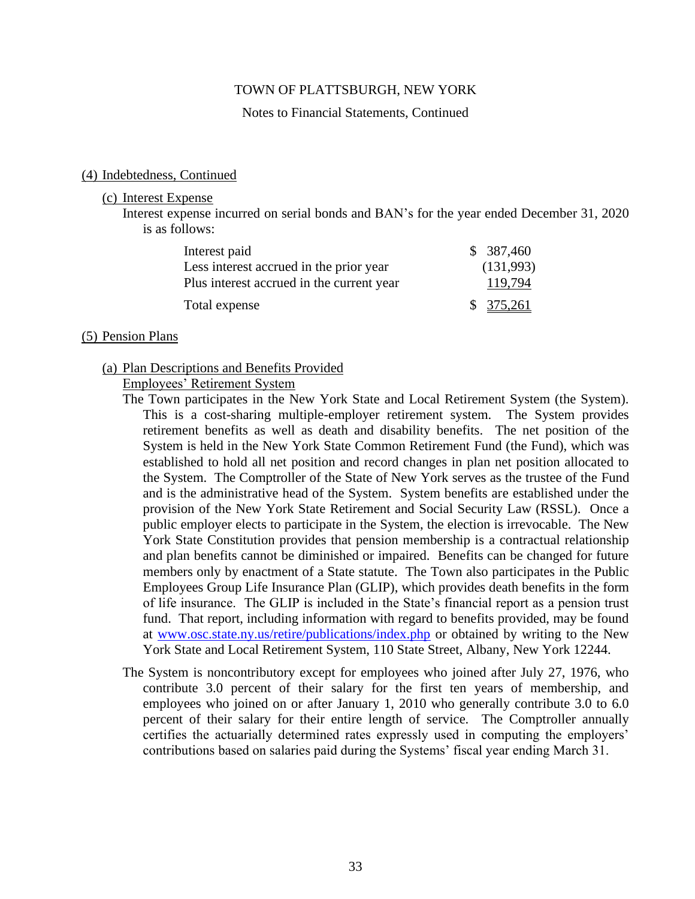## (4) Indebtedness, Continued

### (c) Interest Expense

Interest expense incurred on serial bonds and BAN's for the year ended December 31, 2020 is as follows:

| | |
|---|---|
| Interest paid | $ 387,460 |
| Less interest accrued in the prior year | (131,993) |
| Plus interest accrued in the current year | 119,794 |
| Total expense | $ 375,261 |

## (5) Pension Plans

### (a) Plan Descriptions and Benefits Provided

Employees' Retirement System

The Town participates in the New York State and Local Retirement System (the System). This is a cost-sharing multiple-employer retirement system. The System provides retirement benefits as well as death and disability benefits. The net position of the System is held in the New York State Common Retirement Fund (the Fund), which was established to hold all net position and record changes in plan net position allocated to the System. The Comptroller of the State of New York serves as the trustee of the Fund and is the administrative head of the System. System benefits are established under the provision of the New York State Retirement and Social Security Law (RSSL). Once a public employer elects to participate in the System, the election is irrevocable. The New York State Constitution provides that pension membership is a contractual relationship and plan benefits cannot be diminished or impaired. Benefits can be changed for future members only by enactment of a State statute. The Town also participates in the Public Employees Group Life Insurance Plan (GLIP), which provides death benefits in the form of life insurance. The GLIP is included in the State's financial report as a pension trust fund. That report, including information with regard to benefits provided, may be found at www.osc.state.ny.us/retire/publications/index.php or obtained by writing to the New York State and Local Retirement System, 110 State Street, Albany, New York 12244.

The System is noncontributory except for employees who joined after July 27, 1976, who contribute 3.0 percent of their salary for the first ten years of membership, and employees who joined on or after January 1, 2010 who generally contribute 3.0 to 6.0 percent of their salary for their entire length of service. The Comptroller annually certifies the actuarially determined rates expressly used in computing the employers' contributions based on salaries paid during the Systems' fiscal year ending March 31.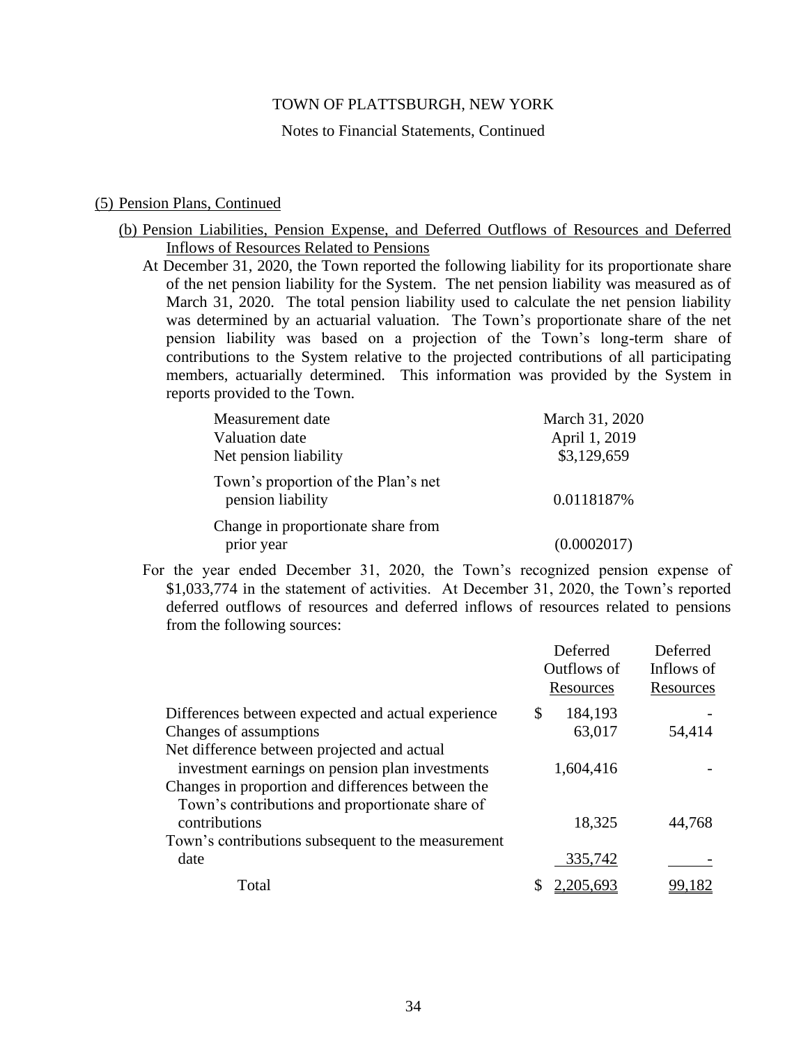TOWN OF PLATTSBURGH, NEW YORK

Notes to Financial Statements, Continued

(5) Pension Plans, Continued

(b) Pension Liabilities, Pension Expense, and Deferred Outflows of Resources and Deferred Inflows of Resources Related to Pensions

At December 31, 2020, the Town reported the following liability for its proportionate share of the net pension liability for the System. The net pension liability was measured as of March 31, 2020. The total pension liability used to calculate the net pension liability was determined by an actuarial valuation. The Town's proportionate share of the net pension liability was based on a projection of the Town's long-term share of contributions to the System relative to the projected contributions of all participating members, actuarially determined. This information was provided by the System in reports provided to the Town.

| | |
|---|---|
| Measurement date | March 31, 2020 |
| Valuation date | April 1, 2019 |
| Net pension liability | \$3,129,659 |
| Town's proportion of the Plan's net pension liability | 0.0118187% |
| Change in proportionate share from prior year | (0.0002017) |

For the year ended December 31, 2020, the Town's recognized pension expense of \$1,033,774 in the statement of activities. At December 31, 2020, the Town's reported deferred outflows of resources and deferred inflows of resources related to pensions from the following sources:

| | Deferred Outflows of Resources | Deferred Inflows of Resources |
|---|---|---|
| Differences between expected and actual experience | \$ 184,193 | - |
| Changes of assumptions | 63,017 | 54,414 |
| Net difference between projected and actual investment earnings on pension plan investments | 1,604,416 | - |
| Changes in proportion and differences between the Town's contributions and proportionate share of contributions | 18,325 | 44,768 |
| Town's contributions subsequent to the measurement date | 335,742 | - |
| Total | \$ 2,205,693 | 99,182 |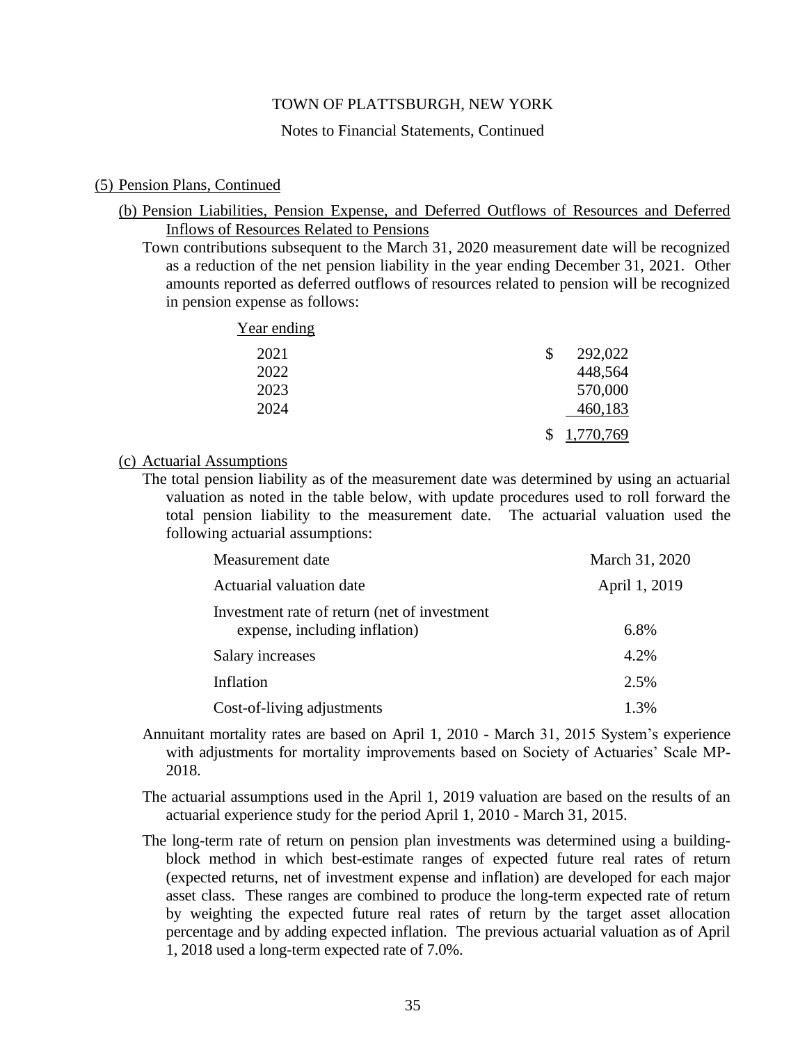TOWN OF PLATTSBURGH, NEW YORK

Notes to Financial Statements, Continued

## (5) Pension Plans, Continued

### (b) Pension Liabilities, Pension Expense, and Deferred Outflows of Resources and Deferred Inflows of Resources Related to Pensions

Town contributions subsequent to the March 31, 2020 measurement date will be recognized as a reduction of the net pension liability in the year ending December 31, 2021. Other amounts reported as deferred outflows of resources related to pension will be recognized in pension expense as follows:

| Year ending | |
|---|---|
| 2021 | $ 292,022 |
| 2022 | 448,564 |
| 2023 | 570,000 |
| 2024 | 460,183 |
| | $ 1,770,769 |

### (c) Actuarial Assumptions

The total pension liability as of the measurement date was determined by using an actuarial valuation as noted in the table below, with update procedures used to roll forward the total pension liability to the measurement date. The actuarial valuation used the following actuarial assumptions:

| | |
|---|---|
| Measurement date | March 31, 2020 |
| Actuarial valuation date | April 1, 2019 |
| Investment rate of return (net of investment expense, including inflation) | 6.8% |
| Salary increases | 4.2% |
| Inflation | 2.5% |
| Cost-of-living adjustments | 1.3% |

Annuitant mortality rates are based on April 1, 2010 - March 31, 2015 System's experience with adjustments for mortality improvements based on Society of Actuaries' Scale MP-2018.

The actuarial assumptions used in the April 1, 2019 valuation are based on the results of an actuarial experience study for the period April 1, 2010 - March 31, 2015.

The long-term rate of return on pension plan investments was determined using a building-block method in which best-estimate ranges of expected future real rates of return (expected returns, net of investment expense and inflation) are developed for each major asset class. These ranges are combined to produce the long-term expected rate of return by weighting the expected future real rates of return by the target asset allocation percentage and by adding expected inflation. The previous actuarial valuation as of April 1, 2018 used a long-term expected rate of 7.0%.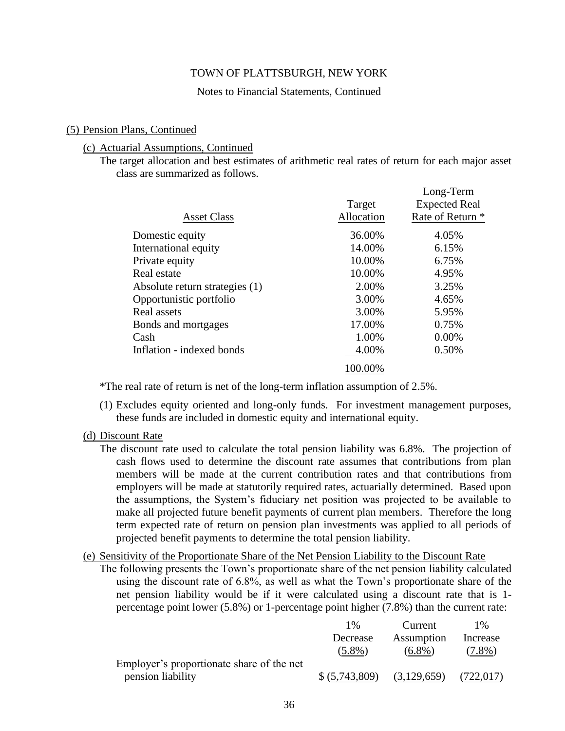TOWN OF PLATTSBURGH, NEW YORK

Notes to Financial Statements, Continued

## (5) Pension Plans, Continued

### (c) Actuarial Assumptions, Continued

The target allocation and best estimates of arithmetic real rates of return for each major asset class are summarized as follows.

| Asset Class | Target Allocation | Long-Term Expected Real Rate of Return * |
|---|---|---|
| Domestic equity | 36.00% | 4.05% |
| International equity | 14.00% | 6.15% |
| Private equity | 10.00% | 6.75% |
| Real estate | 10.00% | 4.95% |
| Absolute return strategies (1) | 2.00% | 3.25% |
| Opportunistic portfolio | 3.00% | 4.65% |
| Real assets | 3.00% | 5.95% |
| Bonds and mortgages | 17.00% | 0.75% |
| Cash | 1.00% | 0.00% |
| Inflation - indexed bonds | 4.00% | 0.50% |
| | 100.00% | |

*The real rate of return is net of the long-term inflation assumption of 2.5%.

(1) Excludes equity oriented and long-only funds. For investment management purposes, these funds are included in domestic equity and international equity.

### (d) Discount Rate

The discount rate used to calculate the total pension liability was 6.8%. The projection of cash flows used to determine the discount rate assumes that contributions from plan members will be made at the current contribution rates and that contributions from employers will be made at statutorily required rates, actuarially determined. Based upon the assumptions, the System's fiduciary net position was projected to be available to make all projected future benefit payments of current plan members. Therefore the long term expected rate of return on pension plan investments was applied to all periods of projected benefit payments to determine the total pension liability.

### (e) Sensitivity of the Proportionate Share of the Net Pension Liability to the Discount Rate

The following presents the Town's proportionate share of the net pension liability calculated using the discount rate of 6.8%, as well as what the Town's proportionate share of the net pension liability would be if it were calculated using a discount rate that is 1-percentage point lower (5.8%) or 1-percentage point higher (7.8%) than the current rate:

| | 1% Decrease (5.8%) | Current Assumption (6.8%) | 1% Increase (7.8%) |
|---|---|---|---|
| Employer's proportionate share of the net pension liability | $ (5,743,809) | (3,129,659) | (722,017) |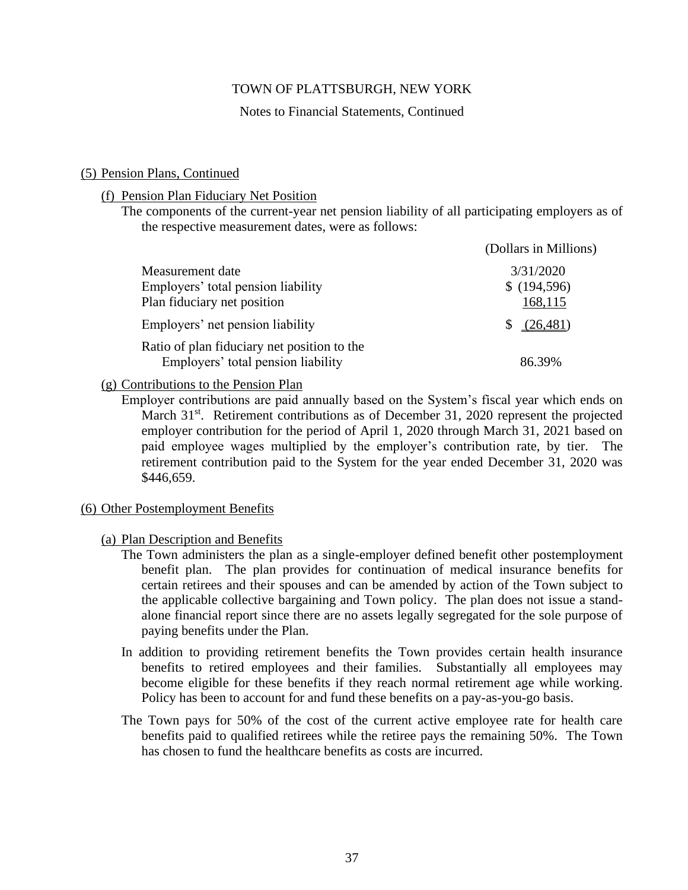TOWN OF PLATTSBURGH, NEW YORK

Notes to Financial Statements, Continued

## (5) Pension Plans, Continued

### (f) Pension Plan Fiduciary Net Position

The components of the current-year net pension liability of all participating employers as of the respective measurement dates, were as follows:

| | (Dollars in Millions) |
|---|---|
| Measurement date | 3/31/2020 |
| Employers' total pension liability | $ (194,596) |
| Plan fiduciary net position | 168,115 |
| Employers' net pension liability | $ (26,481) |
| Ratio of plan fiduciary net position to the Employers' total pension liability | 86.39% |

### (g) Contributions to the Pension Plan

Employer contributions are paid annually based on the System's fiscal year which ends on March 31st. Retirement contributions as of December 31, 2020 represent the projected employer contribution for the period of April 1, 2020 through March 31, 2021 based on paid employee wages multiplied by the employer's contribution rate, by tier. The retirement contribution paid to the System for the year ended December 31, 2020 was $446,659.

## (6) Other Postemployment Benefits

### (a) Plan Description and Benefits

The Town administers the plan as a single-employer defined benefit other postemployment benefit plan. The plan provides for continuation of medical insurance benefits for certain retirees and their spouses and can be amended by action of the Town subject to the applicable collective bargaining and Town policy. The plan does not issue a stand-alone financial report since there are no assets legally segregated for the sole purpose of paying benefits under the Plan.

In addition to providing retirement benefits the Town provides certain health insurance benefits to retired employees and their families. Substantially all employees may become eligible for these benefits if they reach normal retirement age while working. Policy has been to account for and fund these benefits on a pay-as-you-go basis.

The Town pays for 50% of the cost of the current active employee rate for health care benefits paid to qualified retirees while the retiree pays the remaining 50%. The Town has chosen to fund the healthcare benefits as costs are incurred.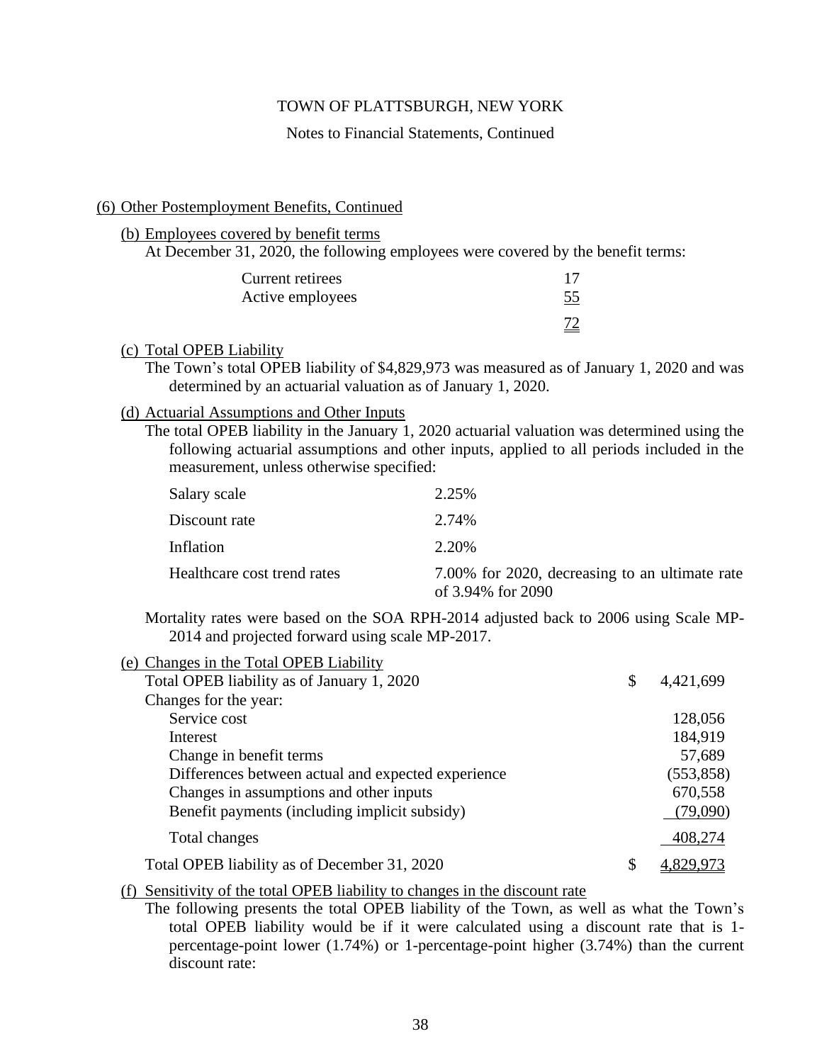TOWN OF PLATTSBURGH, NEW YORK

Notes to Financial Statements, Continued

## (6) Other Postemployment Benefits, Continued

### (b) Employees covered by benefit terms

At December 31, 2020, the following employees were covered by the benefit terms:

| | |
|---|---|
| Current retirees | 17 |
| Active employees | 55 |
| | 72 |

### (c) Total OPEB Liability

The Town's total OPEB liability of $4,829,973 was measured as of January 1, 2020 and was determined by an actuarial valuation as of January 1, 2020.

### (d) Actuarial Assumptions and Other Inputs

The total OPEB liability in the January 1, 2020 actuarial valuation was determined using the following actuarial assumptions and other inputs, applied to all periods included in the measurement, unless otherwise specified:

| | |
|---|---|
| Salary scale | 2.25% |
| Discount rate | 2.74% |
| Inflation | 2.20% |
| Healthcare cost trend rates | 7.00% for 2020, decreasing to an ultimate rate of 3.94% for 2090 |

Mortality rates were based on the SOA RPH-2014 adjusted back to 2006 using Scale MP-2014 and projected forward using scale MP-2017.

### (e) Changes in the Total OPEB Liability

| | | |
|---|---|---|
| Total OPEB liability as of January 1, 2020 | $ | 4,421,699 |
| Changes for the year: | | |
| Service cost | | 128,056 |
| Interest | | 184,919 |
| Change in benefit terms | | 57,689 |
| Differences between actual and expected experience | | (553,858) |
| Changes in assumptions and other inputs | | 670,558 |
| Benefit payments (including implicit subsidy) | | (79,090) |
| Total changes | | 408,274 |
| Total OPEB liability as of December 31, 2020 | $ | 4,829,973 |

### (f) Sensitivity of the total OPEB liability to changes in the discount rate

The following presents the total OPEB liability of the Town, as well as what the Town's total OPEB liability would be if it were calculated using a discount rate that is 1-percentage-point lower (1.74%) or 1-percentage-point higher (3.74%) than the current discount rate: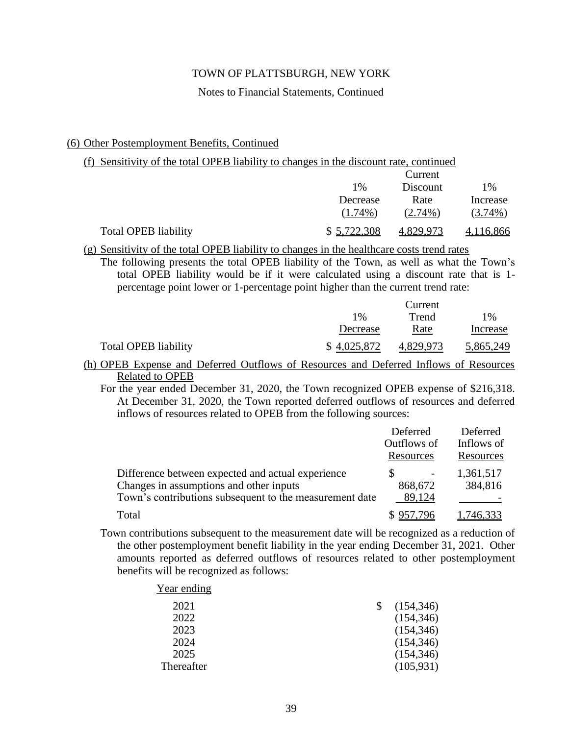# TOWN OF PLATTSBURGH, NEW YORK

Notes to Financial Statements, Continued

## (6) Other Postemployment Benefits, Continued

### (f) Sensitivity of the total OPEB liability to changes in the discount rate, continued

| | 1% Decrease (1.74%) | Current Discount Rate (2.74%) | 1% Increase (3.74%) |
|---|---|---|---|
| Total OPEB liability | $ 5,722,308 | 4,829,973 | 4,116,866 |

### (g) Sensitivity of the total OPEB liability to changes in the healthcare costs trend rates

The following presents the total OPEB liability of the Town, as well as what the Town's total OPEB liability would be if it were calculated using a discount rate that is 1-percentage point lower or 1-percentage point higher than the current trend rate:

| | 1% Decrease | Current Trend Rate | 1% Increase |
|---|---|---|---|
| Total OPEB liability | $ 4,025,872 | 4,829,973 | 5,865,249 |

### (h) OPEB Expense and Deferred Outflows of Resources and Deferred Inflows of Resources Related to OPEB

For the year ended December 31, 2020, the Town recognized OPEB expense of $216,318. At December 31, 2020, the Town reported deferred outflows of resources and deferred inflows of resources related to OPEB from the following sources:

| | Deferred Outflows of Resources | Deferred Inflows of Resources |
|---|---|---|
| Difference between expected and actual experience | $ - | 1,361,517 |
| Changes in assumptions and other inputs | 868,672 | 384,816 |
| Town's contributions subsequent to the measurement date | 89,124 | - |
| Total | $ 957,796 | 1,746,333 |

Town contributions subsequent to the measurement date will be recognized as a reduction of the other postemployment benefit liability in the year ending December 31, 2021. Other amounts reported as deferred outflows of resources related to other postemployment benefits will be recognized as follows:

| Year ending | |
|---|---|
| 2021 | $ (154,346) |
| 2022 | (154,346) |
| 2023 | (154,346) |
| 2024 | (154,346) |
| 2025 | (154,346) |
| Thereafter | (105,931) |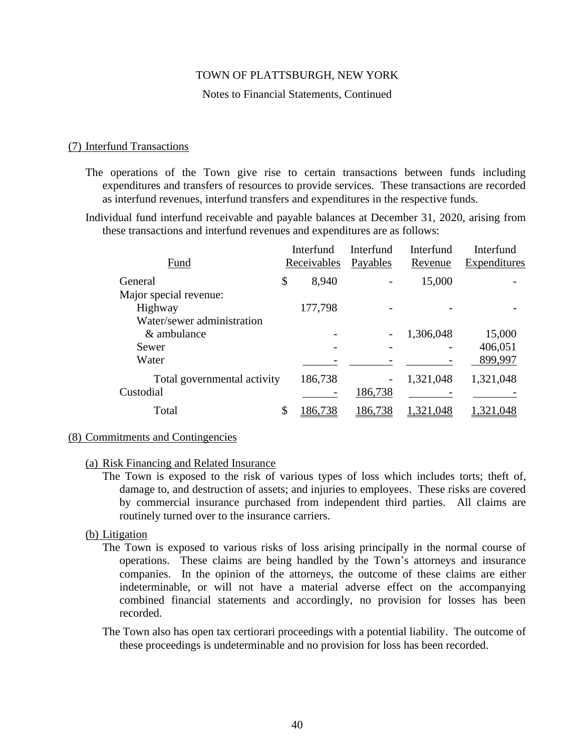TOWN OF PLATTSBURGH, NEW YORK

Notes to Financial Statements, Continued

## (7) Interfund Transactions

The operations of the Town give rise to certain transactions between funds including expenditures and transfers of resources to provide services. These transactions are recorded as interfund revenues, interfund transfers and expenditures in the respective funds.

Individual fund interfund receivable and payable balances at December 31, 2020, arising from these transactions and interfund revenues and expenditures are as follows:

| Fund | Interfund Receivables | Interfund Payables | Interfund Revenue | Interfund Expenditures |
|---|---|---|---|---|
| General | $ 8,940 | - | 15,000 | - |
| Major special revenue: | | | | |
| Highway | 177,798 | - | - | - |
| Water/sewer administration & ambulance | - | - | 1,306,048 | 15,000 |
| Sewer | - | - | - | 406,051 |
| Water | - | - | - | 899,997 |
| Total governmental activity | 186,738 | - | 1,321,048 | 1,321,048 |
| Custodial | - | 186,738 | - | - |
| Total | $ 186,738 | 186,738 | 1,321,048 | 1,321,048 |

## (8) Commitments and Contingencies

### (a) Risk Financing and Related Insurance

The Town is exposed to the risk of various types of loss which includes torts; theft of, damage to, and destruction of assets; and injuries to employees. These risks are covered by commercial insurance purchased from independent third parties. All claims are routinely turned over to the insurance carriers.

### (b) Litigation

The Town is exposed to various risks of loss arising principally in the normal course of operations. These claims are being handled by the Town's attorneys and insurance companies. In the opinion of the attorneys, the outcome of these claims are either indeterminable, or will not have a material adverse effect on the accompanying combined financial statements and accordingly, no provision for losses has been recorded.

The Town also has open tax certiorari proceedings with a potential liability. The outcome of these proceedings is undeterminable and no provision for loss has been recorded.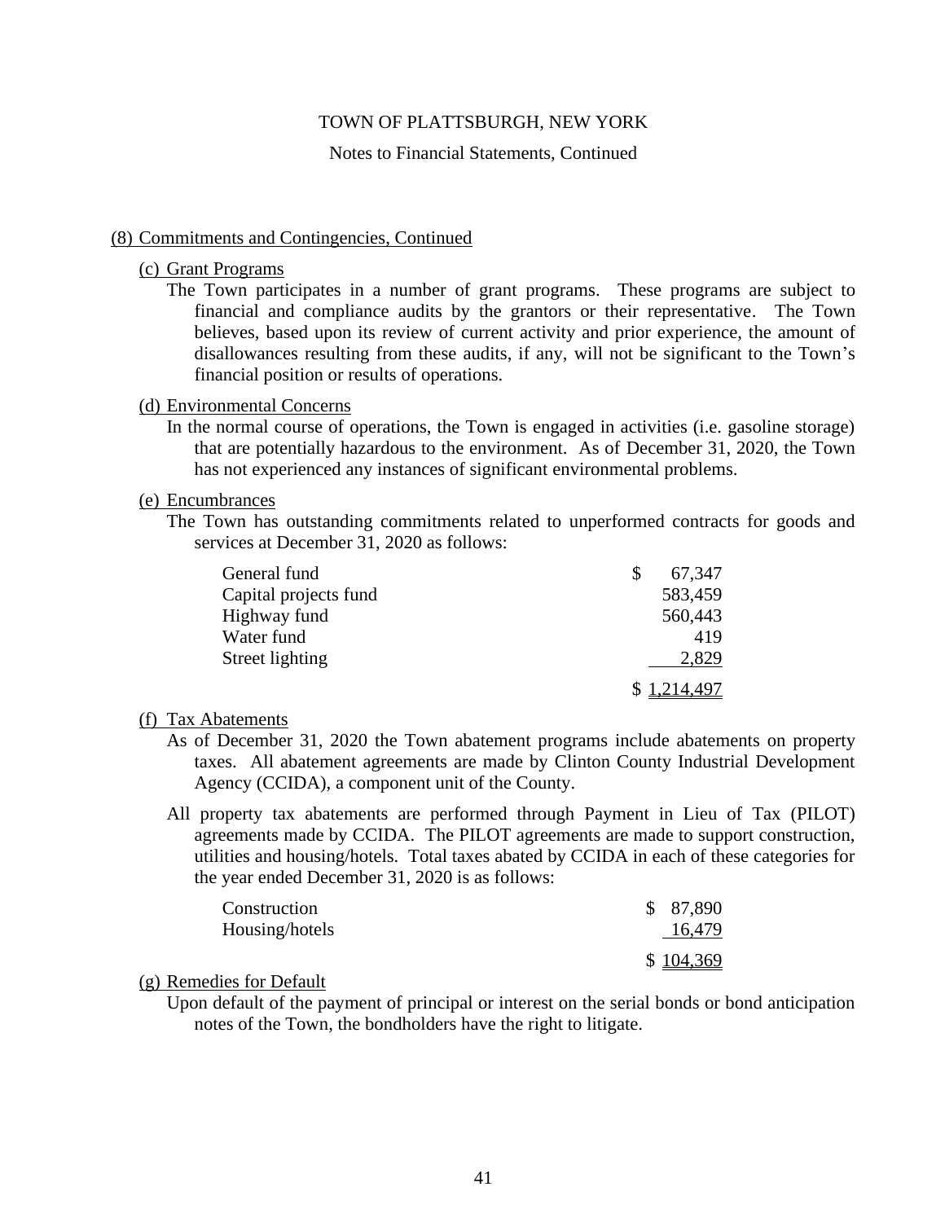TOWN OF PLATTSBURGH, NEW YORK

Notes to Financial Statements, Continued

## (8) Commitments and Contingencies, Continued

### (c) Grant Programs

The Town participates in a number of grant programs. These programs are subject to financial and compliance audits by the grantors or their representative. The Town believes, based upon its review of current activity and prior experience, the amount of disallowances resulting from these audits, if any, will not be significant to the Town's financial position or results of operations.

### (d) Environmental Concerns

In the normal course of operations, the Town is engaged in activities (i.e. gasoline storage) that are potentially hazardous to the environment. As of December 31, 2020, the Town has not experienced any instances of significant environmental problems.

### (e) Encumbrances

The Town has outstanding commitments related to unperformed contracts for goods and services at December 31, 2020 as follows:

| | |
|---|---|
| General fund | $ 67,347 |
| Capital projects fund | 583,459 |
| Highway fund | 560,443 |
| Water fund | 419 |
| Street lighting | 2,829 |
| | $ 1,214,497 |

### (f) Tax Abatements

As of December 31, 2020 the Town abatement programs include abatements on property taxes. All abatement agreements are made by Clinton County Industrial Development Agency (CCIDA), a component unit of the County.

All property tax abatements are performed through Payment in Lieu of Tax (PILOT) agreements made by CCIDA. The PILOT agreements are made to support construction, utilities and housing/hotels. Total taxes abated by CCIDA in each of these categories for the year ended December 31, 2020 is as follows:

| | |
|---|---|
| Construction | $ 87,890 |
| Housing/hotels | 16,479 |
| | $ 104,369 |

### (g) Remedies for Default

Upon default of the payment of principal or interest on the serial bonds or bond anticipation notes of the Town, the bondholders have the right to litigate.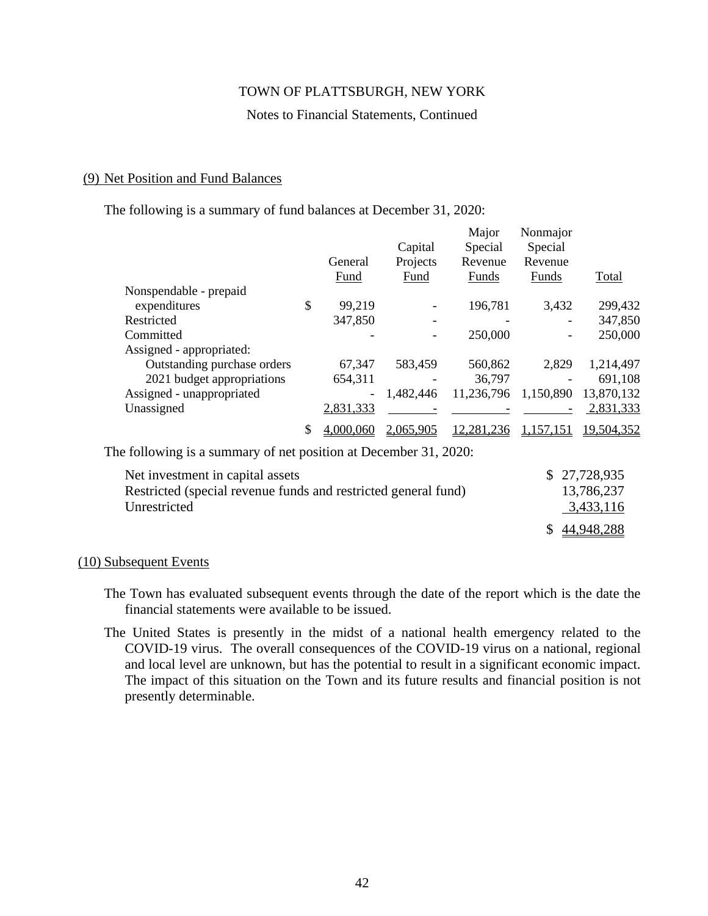### (9) Net Position and Fund Balances

The following is a summary of fund balances at December 31, 2020:

| | General Fund | Capital Projects Fund | Major Special Revenue Funds | Nonmajor Special Revenue Funds | Total |
|---|---|---|---|---|---|
| Nonspendable - prepaid expenditures | $ 99,219 | - | 196,781 | 3,432 | 299,432 |
| Restricted | 347,850 | - | - | - | 347,850 |
| Committed | - | - | 250,000 | - | 250,000 |
| Assigned - appropriated: | | | | | |
| Outstanding purchase orders | 67,347 | 583,459 | 560,862 | 2,829 | 1,214,497 |
| 2021 budget appropriations | 654,311 | - | 36,797 | - | 691,108 |
| Assigned - unappropriated | - | 1,482,446 | 11,236,796 | 1,150,890 | 13,870,132 |
| Unassigned | 2,831,333 | - | - | - | 2,831,333 |
| | $ 4,000,060 | 2,065,905 | 12,281,236 | 1,157,151 | 19,504,352 |

The following is a summary of net position at December 31, 2020:

| | |
|---|---|
| Net investment in capital assets | $ 27,728,935 |
| Restricted (special revenue funds and restricted general fund) | 13,786,237 |
| Unrestricted | 3,433,116 |
| | $ 44,948,288 |

### (10) Subsequent Events

The Town has evaluated subsequent events through the date of the report which is the date the financial statements were available to be issued.

The United States is presently in the midst of a national health emergency related to the COVID-19 virus. The overall consequences of the COVID-19 virus on a national, regional and local level are unknown, but has the potential to result in a significant economic impact. The impact of this situation on the Town and its future results and financial position is not presently determinable.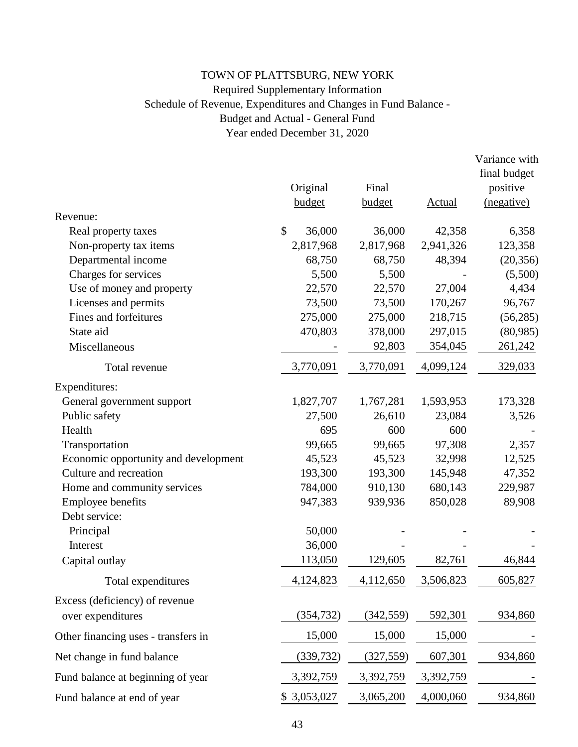# TOWN OF PLATTSBURG, NEW YORK

## Required Supplementary Information

## Schedule of Revenue, Expenditures and Changes in Fund Balance - Budget and Actual - General Fund

### Year ended December 31, 2020

| | Original budget | Final budget | Actual | Variance with final budget positive (negative) |
|---|---|---|---|---|
| Revenue: | | | | |
| Real property taxes | $ 36,000 | 36,000 | 42,358 | 6,358 |
| Non-property tax items | 2,817,968 | 2,817,968 | 2,941,326 | 123,358 |
| Departmental income | 68,750 | 68,750 | 48,394 | (20,356) |
| Charges for services | 5,500 | 5,500 | - | (5,500) |
| Use of money and property | 22,570 | 22,570 | 27,004 | 4,434 |
| Licenses and permits | 73,500 | 73,500 | 170,267 | 96,767 |
| Fines and forfeitures | 275,000 | 275,000 | 218,715 | (56,285) |
| State aid | 470,803 | 378,000 | 297,015 | (80,985) |
| Miscellaneous | - | 92,803 | 354,045 | 261,242 |
| Total revenue | 3,770,091 | 3,770,091 | 4,099,124 | 329,033 |
| Expenditures: | | | | |
| General government support | 1,827,707 | 1,767,281 | 1,593,953 | 173,328 |
| Public safety | 27,500 | 26,610 | 23,084 | 3,526 |
| Health | 695 | 600 | 600 | - |
| Transportation | 99,665 | 99,665 | 97,308 | 2,357 |
| Economic opportunity and development | 45,523 | 45,523 | 32,998 | 12,525 |
| Culture and recreation | 193,300 | 193,300 | 145,948 | 47,352 |
| Home and community services | 784,000 | 910,130 | 680,143 | 229,987 |
| Employee benefits | 947,383 | 939,936 | 850,028 | 89,908 |
| Debt service: | | | | |
| Principal | 50,000 | - | - | - |
| Interest | 36,000 | - | - | - |
| Capital outlay | 113,050 | 129,605 | 82,761 | 46,844 |
| Total expenditures | 4,124,823 | 4,112,650 | 3,506,823 | 605,827 |
| Excess (deficiency) of revenue over expenditures | (354,732) | (342,559) | 592,301 | 934,860 |
| Other financing uses - transfers in | 15,000 | 15,000 | 15,000 | - |
| Net change in fund balance | (339,732) | (327,559) | 607,301 | 934,860 |
| Fund balance at beginning of year | 3,392,759 | 3,392,759 | 3,392,759 | - |
| Fund balance at end of year | $ 3,053,027 | 3,065,200 | 4,000,060 | 934,860 |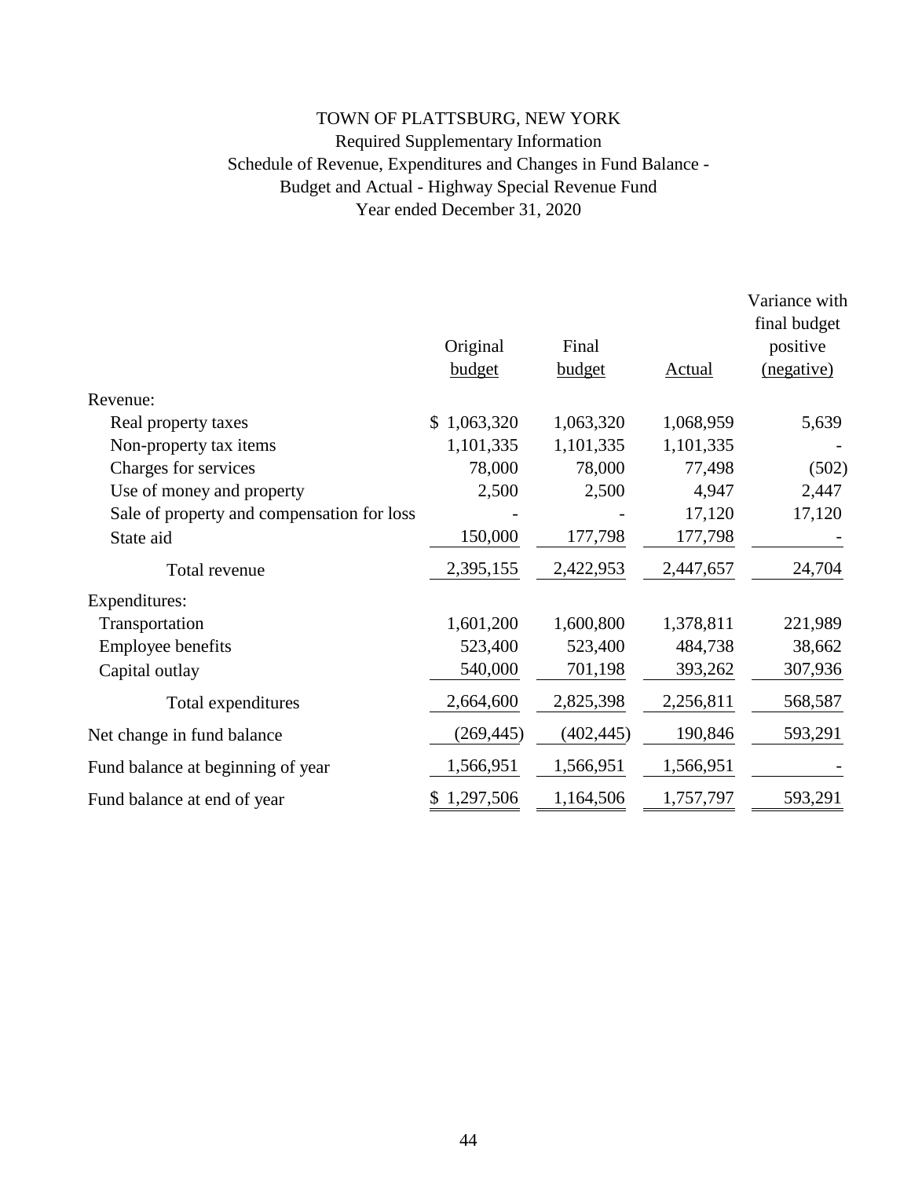# TOWN OF PLATTSBURG, NEW YORK

Required Supplementary Information

Schedule of Revenue, Expenditures and Changes in Fund Balance - Budget and Actual - Highway Special Revenue Fund

Year ended December 31, 2020

| | Original budget | Final budget | Actual | Variance with final budget positive (negative) |
|---|---|---|---|---|
| Revenue: | | | | |
| Real property taxes | $ 1,063,320 | 1,063,320 | 1,068,959 | 5,639 |
| Non-property tax items | 1,101,335 | 1,101,335 | 1,101,335 | - |
| Charges for services | 78,000 | 78,000 | 77,498 | (502) |
| Use of money and property | 2,500 | 2,500 | 4,947 | 2,447 |
| Sale of property and compensation for loss | - | - | 17,120 | 17,120 |
| State aid | 150,000 | 177,798 | 177,798 | - |
| Total revenue | 2,395,155 | 2,422,953 | 2,447,657 | 24,704 |
| Expenditures: | | | | |
| Transportation | 1,601,200 | 1,600,800 | 1,378,811 | 221,989 |
| Employee benefits | 523,400 | 523,400 | 484,738 | 38,662 |
| Capital outlay | 540,000 | 701,198 | 393,262 | 307,936 |
| Total expenditures | 2,664,600 | 2,825,398 | 2,256,811 | 568,587 |
| Net change in fund balance | (269,445) | (402,445) | 190,846 | 593,291 |
| Fund balance at beginning of year | 1,566,951 | 1,566,951 | 1,566,951 | - |
| Fund balance at end of year | $ 1,297,506 | 1,164,506 | 1,757,797 | 593,291 |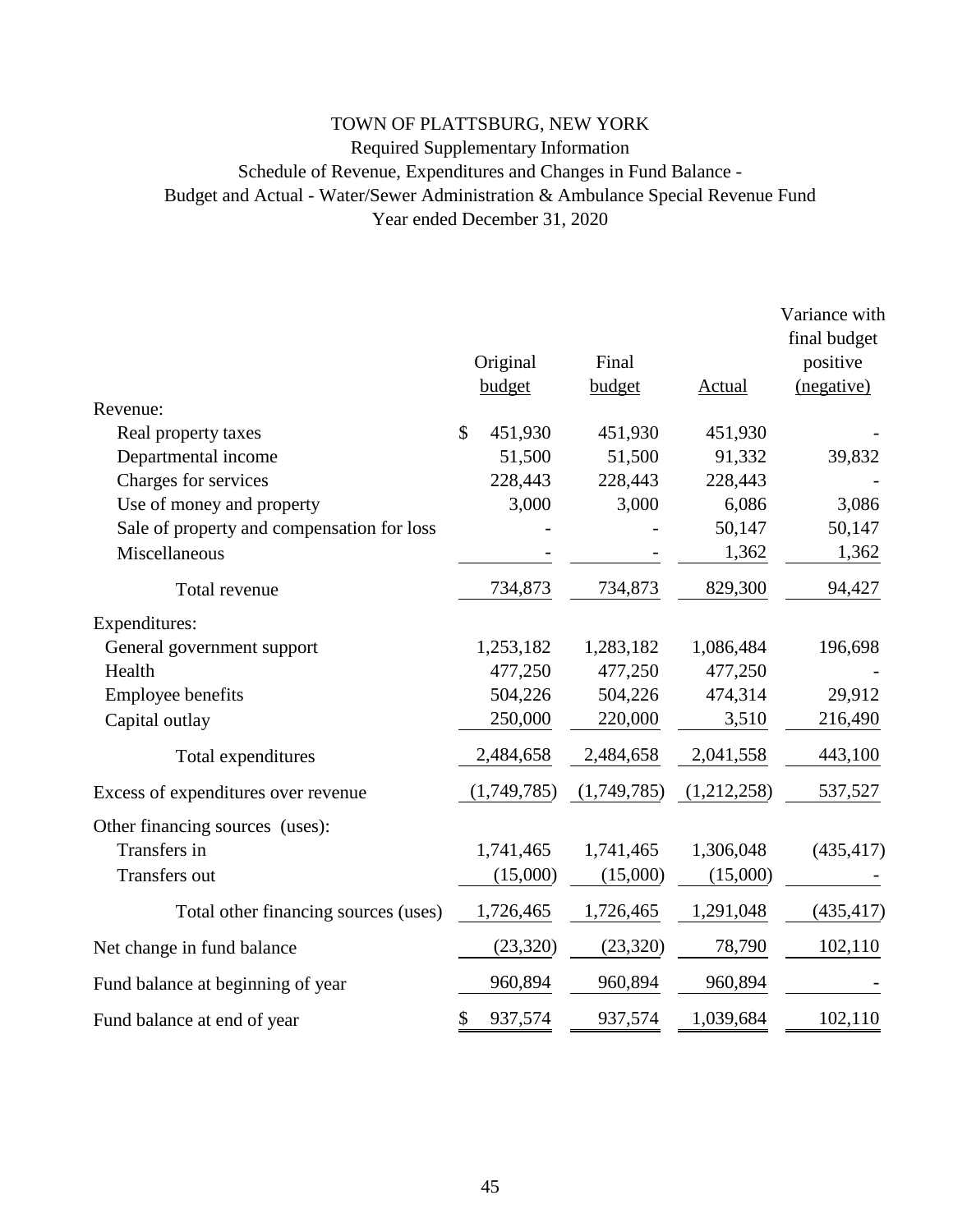# TOWN OF PLATTSBURG, NEW YORK

## Required Supplementary Information

## Schedule of Revenue, Expenditures and Changes in Fund Balance - Budget and Actual - Water/Sewer Administration & Ambulance Special Revenue Fund

### Year ended December 31, 2020

| | Original budget | Final budget | Actual | Variance with final budget positive (negative) |
|---|---|---|---|---|
| Revenue: | | | | |
| Real property taxes | $ 451,930 | 451,930 | 451,930 | - |
| Departmental income | 51,500 | 51,500 | 91,332 | 39,832 |
| Charges for services | 228,443 | 228,443 | 228,443 | - |
| Use of money and property | 3,000 | 3,000 | 6,086 | 3,086 |
| Sale of property and compensation for loss | - | - | 50,147 | 50,147 |
| Miscellaneous | - | - | 1,362 | 1,362 |
| Total revenue | 734,873 | 734,873 | 829,300 | 94,427 |
| Expenditures: | | | | |
| General government support | 1,253,182 | 1,283,182 | 1,086,484 | 196,698 |
| Health | 477,250 | 477,250 | 477,250 | - |
| Employee benefits | 504,226 | 504,226 | 474,314 | 29,912 |
| Capital outlay | 250,000 | 220,000 | 3,510 | 216,490 |
| Total expenditures | 2,484,658 | 2,484,658 | 2,041,558 | 443,100 |
| Excess of expenditures over revenue | (1,749,785) | (1,749,785) | (1,212,258) | 537,527 |
| Other financing sources (uses): | | | | |
| Transfers in | 1,741,465 | 1,741,465 | 1,306,048 | (435,417) |
| Transfers out | (15,000) | (15,000) | (15,000) | - |
| Total other financing sources (uses) | 1,726,465 | 1,726,465 | 1,291,048 | (435,417) |
| Net change in fund balance | (23,320) | (23,320) | 78,790 | 102,110 |
| Fund balance at beginning of year | 960,894 | 960,894 | 960,894 | - |
| Fund balance at end of year | $ 937,574 | 937,574 | 1,039,684 | 102,110 |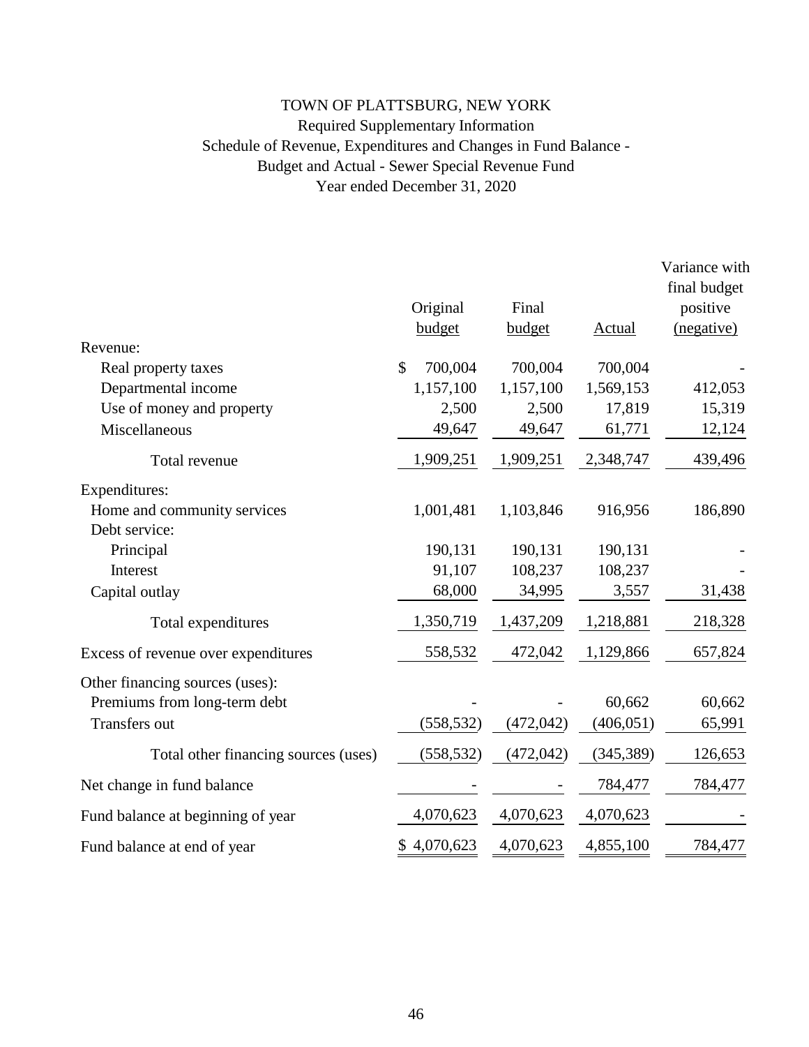# TOWN OF PLATTSBURG, NEW YORK

Required Supplementary Information

Schedule of Revenue, Expenditures and Changes in Fund Balance - Budget and Actual - Sewer Special Revenue Fund

Year ended December 31, 2020

| | Original budget | Final budget | Actual | Variance with final budget positive (negative) |
|---|---|---|---|---|
| Revenue: | | | | |
| Real property taxes | $ 700,004 | 700,004 | 700,004 | - |
| Departmental income | 1,157,100 | 1,157,100 | 1,569,153 | 412,053 |
| Use of money and property | 2,500 | 2,500 | 17,819 | 15,319 |
| Miscellaneous | 49,647 | 49,647 | 61,771 | 12,124 |
| Total revenue | 1,909,251 | 1,909,251 | 2,348,747 | 439,496 |
| Expenditures: | | | | |
| Home and community services | 1,001,481 | 1,103,846 | 916,956 | 186,890 |
| Debt service: | | | | |
| Principal | 190,131 | 190,131 | 190,131 | - |
| Interest | 91,107 | 108,237 | 108,237 | - |
| Capital outlay | 68,000 | 34,995 | 3,557 | 31,438 |
| Total expenditures | 1,350,719 | 1,437,209 | 1,218,881 | 218,328 |
| Excess of revenue over expenditures | 558,532 | 472,042 | 1,129,866 | 657,824 |
| Other financing sources (uses): | | | | |
| Premiums from long-term debt | - | - | 60,662 | 60,662 |
| Transfers out | (558,532) | (472,042) | (406,051) | 65,991 |
| Total other financing sources (uses) | (558,532) | (472,042) | (345,389) | 126,653 |
| Net change in fund balance | - | - | 784,477 | 784,477 |
| Fund balance at beginning of year | 4,070,623 | 4,070,623 | 4,070,623 | - |
| Fund balance at end of year | $ 4,070,623 | 4,070,623 | 4,855,100 | 784,477 |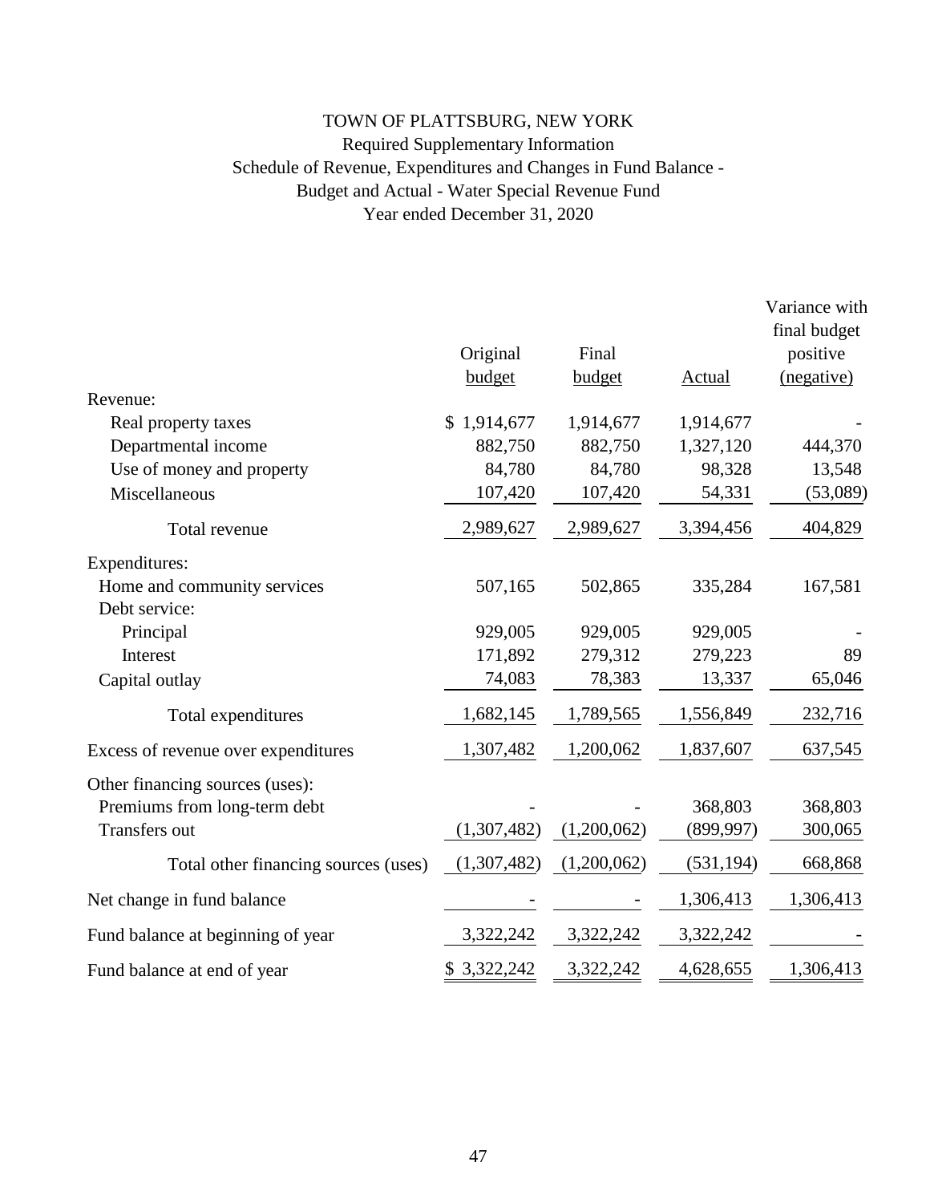# TOWN OF PLATTSBURG, NEW YORK

## Required Supplementary Information

## Schedule of Revenue, Expenditures and Changes in Fund Balance - Budget and Actual - Water Special Revenue Fund

## Year ended December 31, 2020

| | Original budget | Final budget | Actual | Variance with final budget positive (negative) |
|---|---|---|---|---|
| Revenue: | | | | |
| Real property taxes | $ 1,914,677 | 1,914,677 | 1,914,677 | - |
| Departmental income | 882,750 | 882,750 | 1,327,120 | 444,370 |
| Use of money and property | 84,780 | 84,780 | 98,328 | 13,548 |
| Miscellaneous | 107,420 | 107,420 | 54,331 | (53,089) |
| Total revenue | 2,989,627 | 2,989,627 | 3,394,456 | 404,829 |
| Expenditures: | | | | |
| Home and community services | 507,165 | 502,865 | 335,284 | 167,581 |
| Debt service: | | | | |
| Principal | 929,005 | 929,005 | 929,005 | - |
| Interest | 171,892 | 279,312 | 279,223 | 89 |
| Capital outlay | 74,083 | 78,383 | 13,337 | 65,046 |
| Total expenditures | 1,682,145 | 1,789,565 | 1,556,849 | 232,716 |
| Excess of revenue over expenditures | 1,307,482 | 1,200,062 | 1,837,607 | 637,545 |
| Other financing sources (uses): | | | | |
| Premiums from long-term debt | - | - | 368,803 | 368,803 |
| Transfers out | (1,307,482) | (1,200,062) | (899,997) | 300,065 |
| Total other financing sources (uses) | (1,307,482) | (1,200,062) | (531,194) | 668,868 |
| Net change in fund balance | - | - | 1,306,413 | 1,306,413 |
| Fund balance at beginning of year | 3,322,242 | 3,322,242 | 3,322,242 | - |
| Fund balance at end of year | $ 3,322,242 | 3,322,242 | 4,628,655 | 1,306,413 |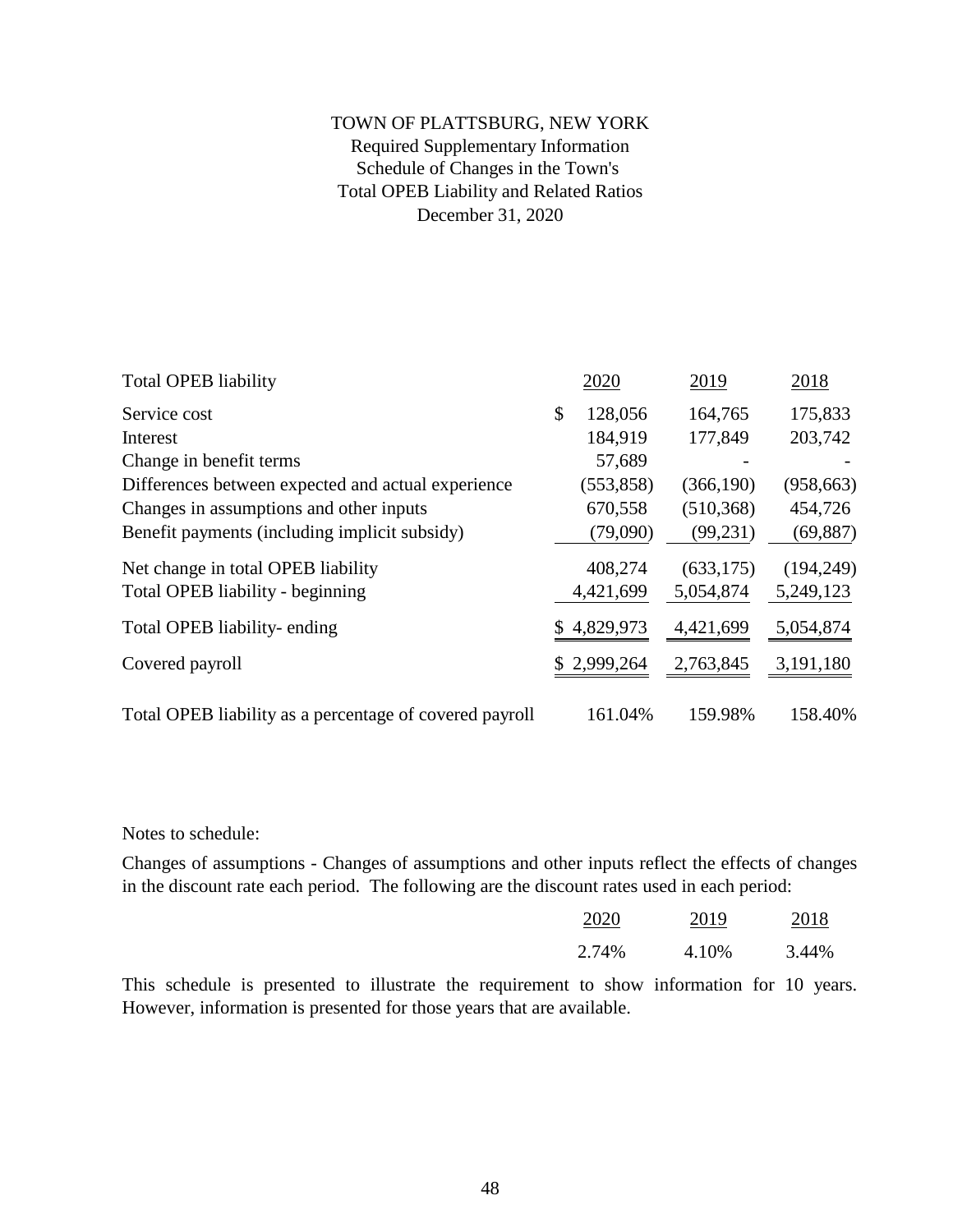# TOWN OF PLATTSBURG, NEW YORK

## Required Supplementary Information

## Schedule of Changes in the Town's Total OPEB Liability and Related Ratios

## December 31, 2020

| Total OPEB liability | 2020 | 2019 | 2018 |
|---|---|---|---|
| Service cost | $ 128,056 | 164,765 | 175,833 |
| Interest | 184,919 | 177,849 | 203,742 |
| Change in benefit terms | 57,689 | - | - |
| Differences between expected and actual experience | (553,858) | (366,190) | (958,663) |
| Changes in assumptions and other inputs | 670,558 | (510,368) | 454,726 |
| Benefit payments (including implicit subsidy) | (79,090) | (99,231) | (69,887) |
| Net change in total OPEB liability | 408,274 | (633,175) | (194,249) |
| Total OPEB liability - beginning | 4,421,699 | 5,054,874 | 5,249,123 |
| Total OPEB liability- ending | $ 4,829,973 | 4,421,699 | 5,054,874 |
| Covered payroll | $ 2,999,264 | 2,763,845 | 3,191,180 |
| Total OPEB liability as a percentage of covered payroll | 161.04% | 159.98% | 158.40% |

Notes to schedule:

Changes of assumptions - Changes of assumptions and other inputs reflect the effects of changes in the discount rate each period. The following are the discount rates used in each period:

| 2020 | 2019 | 2018 |
|---|---|---|
| 2.74% | 4.10% | 3.44% |

This schedule is presented to illustrate the requirement to show information for 10 years. However, information is presented for those years that are available.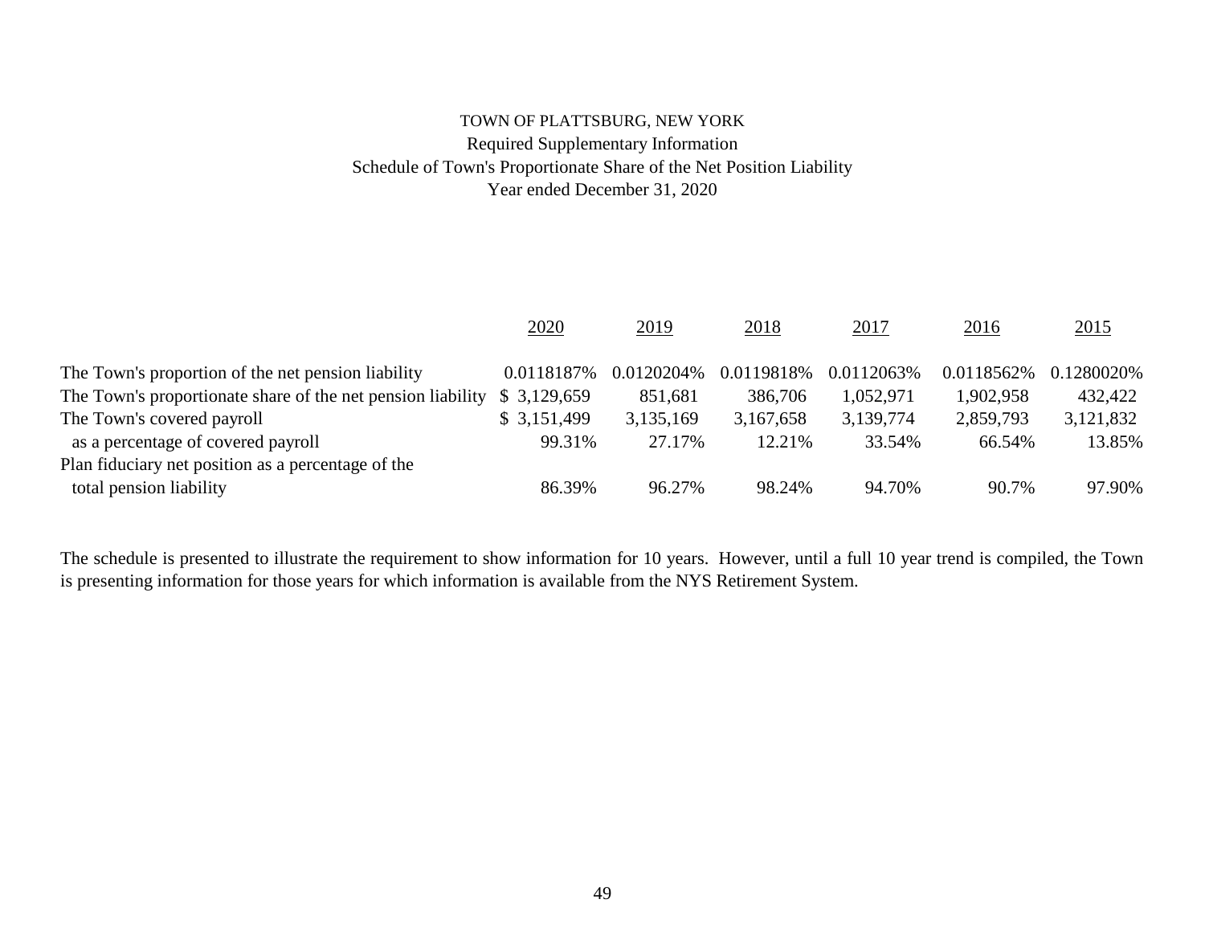TOWN OF PLATTSBURG, NEW YORK

Required Supplementary Information

Schedule of Town's Proportionate Share of the Net Position Liability

Year ended December 31, 2020

| | 2020 | 2019 | 2018 | 2017 | 2016 | 2015 |
|---|---|---|---|---|---|---|
| The Town's proportion of the net pension liability | 0.0118187% | 0.0120204% | 0.0119818% | 0.0112063% | 0.0118562% | 0.1280020% |
| The Town's proportionate share of the net pension liability | $ 3,129,659 | 851,681 | 386,706 | 1,052,971 | 1,902,958 | 432,422 |
| The Town's covered payroll | $ 3,151,499 | 3,135,169 | 3,167,658 | 3,139,774 | 2,859,793 | 3,121,832 |
| as a percentage of covered payroll | 99.31% | 27.17% | 12.21% | 33.54% | 66.54% | 13.85% |
| Plan fiduciary net position as a percentage of the total pension liability | 86.39% | 96.27% | 98.24% | 94.70% | 90.7% | 97.90% |

The schedule is presented to illustrate the requirement to show information for 10 years. However, until a full 10 year trend is compiled, the Town is presenting information for those years for which information is available from the NYS Retirement System.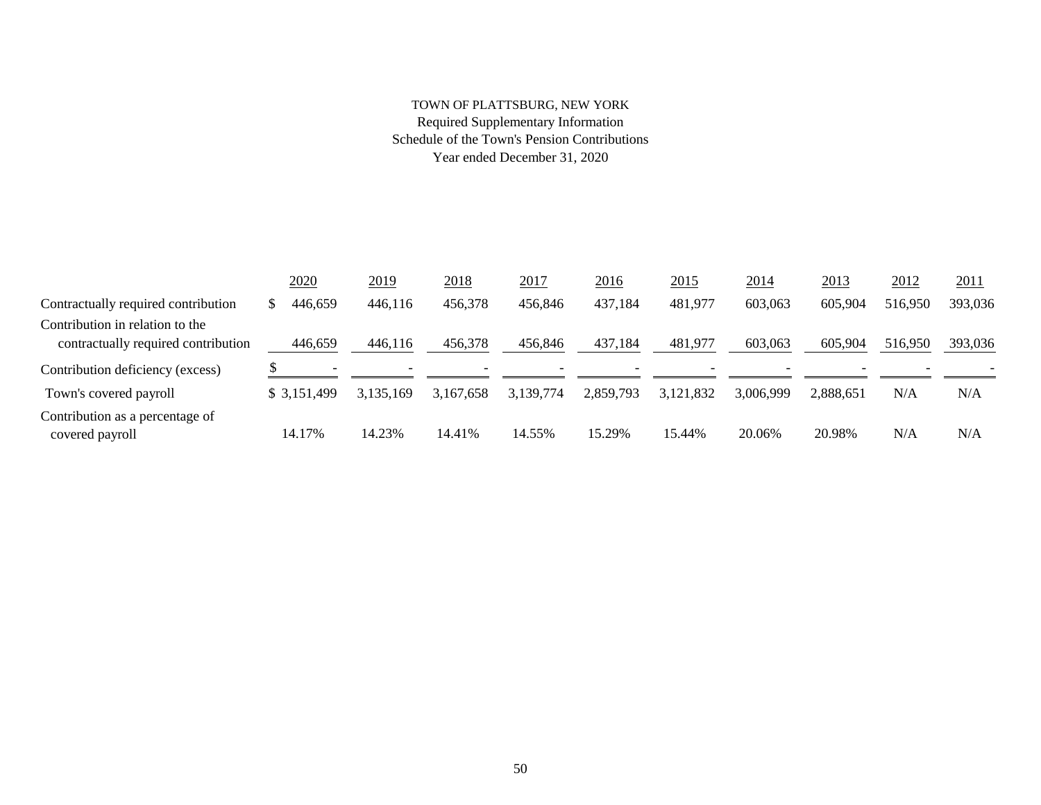TOWN OF PLATTSBURG, NEW YORK
Required Supplementary Information
Schedule of the Town's Pension Contributions
Year ended December 31, 2020

| | 2020 | 2019 | 2018 | 2017 | 2016 | 2015 | 2014 | 2013 | 2012 | 2011 |
|---|---|---|---|---|---|---|---|---|---|---|
| Contractually required contribution | $ 446,659 | 446,116 | 456,378 | 456,846 | 437,184 | 481,977 | 603,063 | 605,904 | 516,950 | 393,036 |
| Contribution in relation to the contractually required contribution | 446,659 | 446,116 | 456,378 | 456,846 | 437,184 | 481,977 | 603,063 | 605,904 | 516,950 | 393,036 |
| Contribution deficiency (excess) | $ - | - | - | - | - | - | - | - | - | - |
| Town's covered payroll | $ 3,151,499 | 3,135,169 | 3,167,658 | 3,139,774 | 2,859,793 | 3,121,832 | 3,006,999 | 2,888,651 | N/A | N/A |
| Contribution as a percentage of covered payroll | 14.17% | 14.23% | 14.41% | 14.55% | 15.29% | 15.44% | 20.06% | 20.98% | N/A | N/A |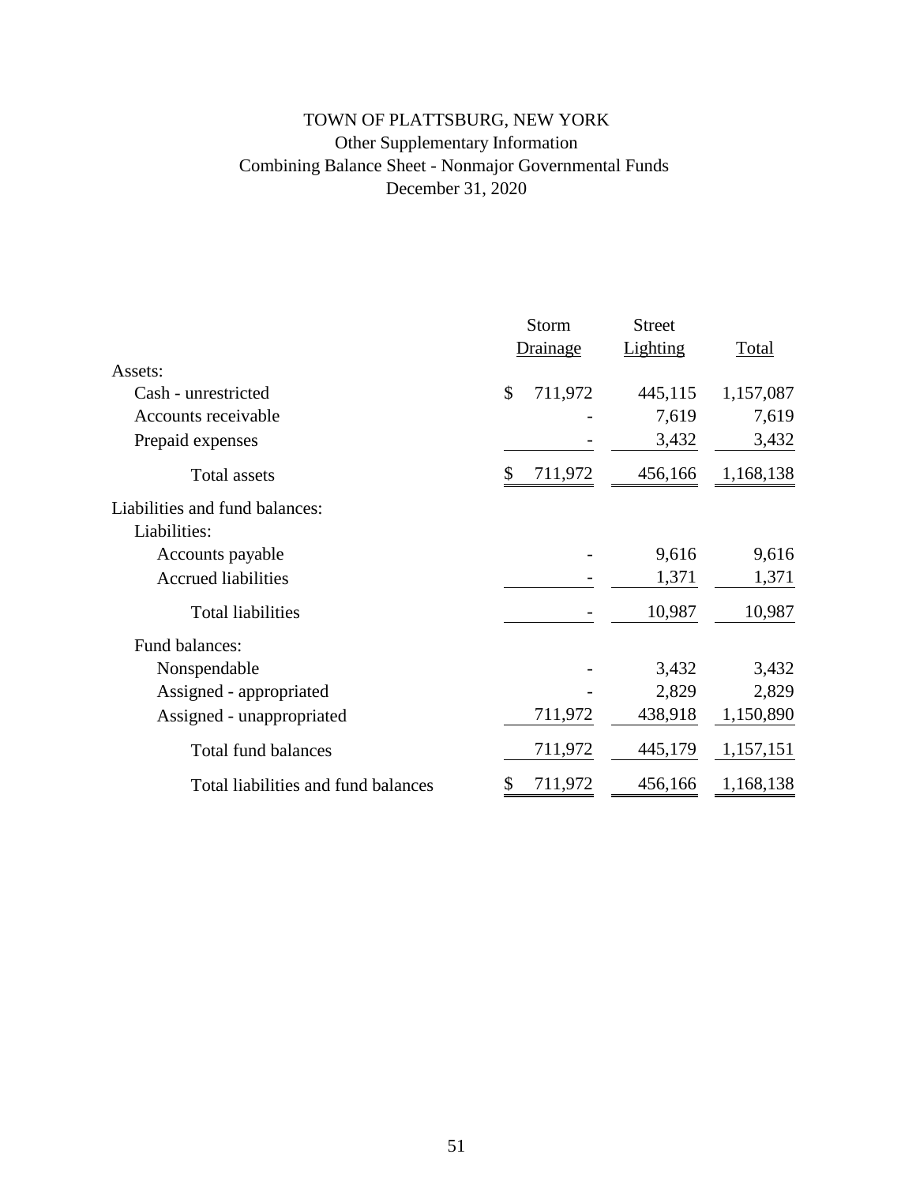# TOWN OF PLATTSBURG, NEW YORK

## Other Supplementary Information

## Combining Balance Sheet - Nonmajor Governmental Funds

## December 31, 2020

| | Storm Drainage | Street Lighting | Total |
|---|---|---|---|
| Assets: | | | |
| Cash - unrestricted | $ 711,972 | 445,115 | 1,157,087 |
| Accounts receivable | - | 7,619 | 7,619 |
| Prepaid expenses | - | 3,432 | 3,432 |
| Total assets | $ 711,972 | 456,166 | 1,168,138 |
| Liabilities and fund balances: | | | |
| Liabilities: | | | |
| Accounts payable | - | 9,616 | 9,616 |
| Accrued liabilities | - | 1,371 | 1,371 |
| Total liabilities | - | 10,987 | 10,987 |
| Fund balances: | | | |
| Nonspendable | - | 3,432 | 3,432 |
| Assigned - appropriated | - | 2,829 | 2,829 |
| Assigned - unappropriated | 711,972 | 438,918 | 1,150,890 |
| Total fund balances | 711,972 | 445,179 | 1,157,151 |
| Total liabilities and fund balances | $ 711,972 | 456,166 | 1,168,138 |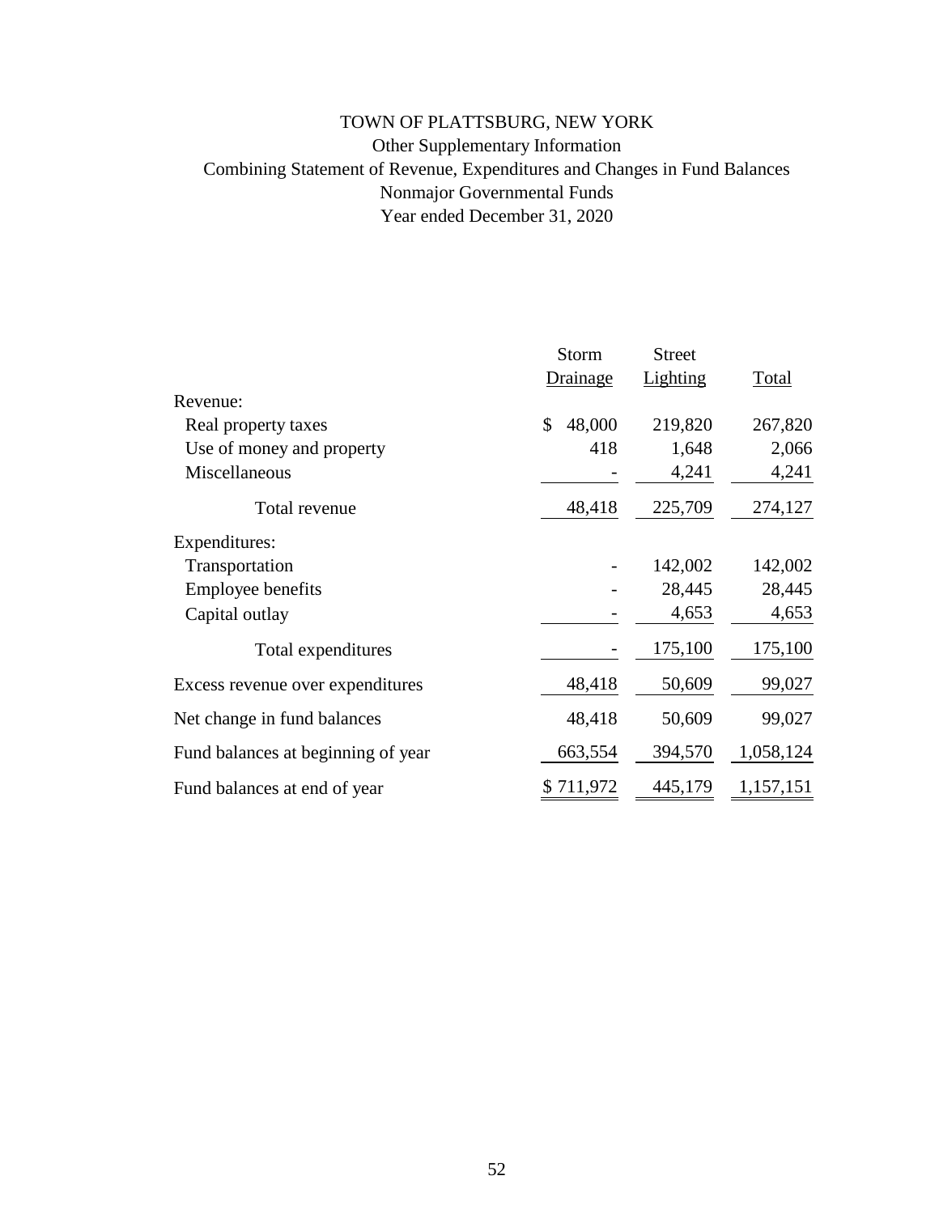# TOWN OF PLATTSBURG, NEW YORK

## Other Supplementary Information

## Combining Statement of Revenue, Expenditures and Changes in Fund Balances

## Nonmajor Governmental Funds

## Year ended December 31, 2020

| | Storm Drainage | Street Lighting | Total |
|---|---|---|---|
| Revenue: | | | |
| Real property taxes | $ 48,000 | 219,820 | 267,820 |
| Use of money and property | 418 | 1,648 | 2,066 |
| Miscellaneous | - | 4,241 | 4,241 |
| Total revenue | 48,418 | 225,709 | 274,127 |
| Expenditures: | | | |
| Transportation | - | 142,002 | 142,002 |
| Employee benefits | - | 28,445 | 28,445 |
| Capital outlay | - | 4,653 | 4,653 |
| Total expenditures | - | 175,100 | 175,100 |
| Excess revenue over expenditures | 48,418 | 50,609 | 99,027 |
| Net change in fund balances | 48,418 | 50,609 | 99,027 |
| Fund balances at beginning of year | 663,554 | 394,570 | 1,058,124 |
| Fund balances at end of year | $ 711,972 | 445,179 | 1,157,151 |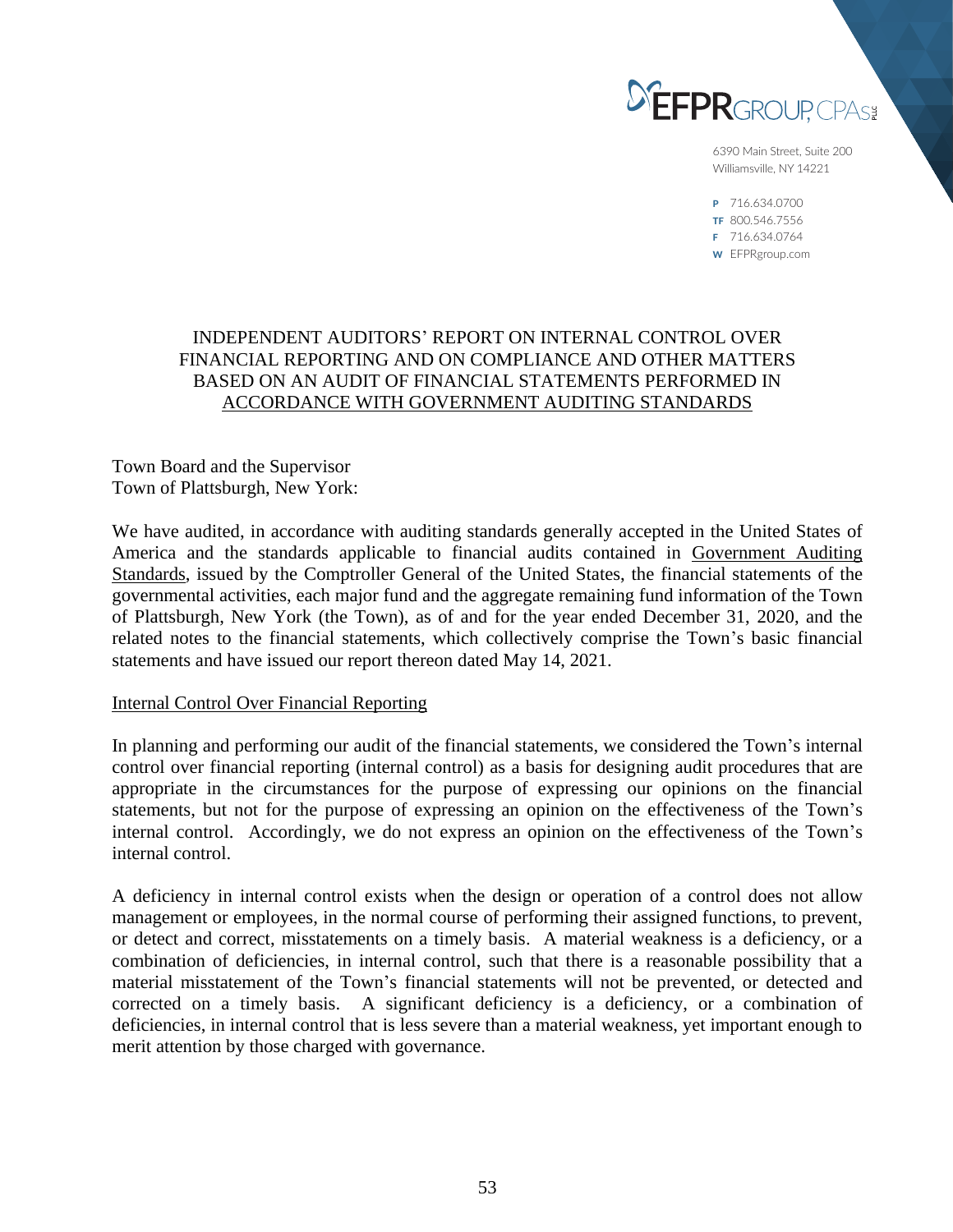EFPR GROUP, CPAs PLLC

6390 Main Street, Suite 200
Williamsville, NY 14221

P 716.634.0700
TF 800.546.7556
F 716.634.0764
W EFPRgroup.com

# INDEPENDENT AUDITORS' REPORT ON INTERNAL CONTROL OVER FINANCIAL REPORTING AND ON COMPLIANCE AND OTHER MATTERS BASED ON AN AUDIT OF FINANCIAL STATEMENTS PERFORMED IN ACCORDANCE WITH GOVERNMENT AUDITING STANDARDS

Town Board and the Supervisor
Town of Plattsburgh, New York:

We have audited, in accordance with auditing standards generally accepted in the United States of America and the standards applicable to financial audits contained in Government Auditing Standards, issued by the Comptroller General of the United States, the financial statements of the governmental activities, each major fund and the aggregate remaining fund information of the Town of Plattsburgh, New York (the Town), as of and for the year ended December 31, 2020, and the related notes to the financial statements, which collectively comprise the Town's basic financial statements and have issued our report thereon dated May 14, 2021.

## Internal Control Over Financial Reporting

In planning and performing our audit of the financial statements, we considered the Town's internal control over financial reporting (internal control) as a basis for designing audit procedures that are appropriate in the circumstances for the purpose of expressing our opinions on the financial statements, but not for the purpose of expressing an opinion on the effectiveness of the Town's internal control. Accordingly, we do not express an opinion on the effectiveness of the Town's internal control.

A deficiency in internal control exists when the design or operation of a control does not allow management or employees, in the normal course of performing their assigned functions, to prevent, or detect and correct, misstatements on a timely basis. A material weakness is a deficiency, or a combination of deficiencies, in internal control, such that there is a reasonable possibility that a material misstatement of the Town's financial statements will not be prevented, or detected and corrected on a timely basis. A significant deficiency is a deficiency, or a combination of deficiencies, in internal control that is less severe than a material weakness, yet important enough to merit attention by those charged with governance.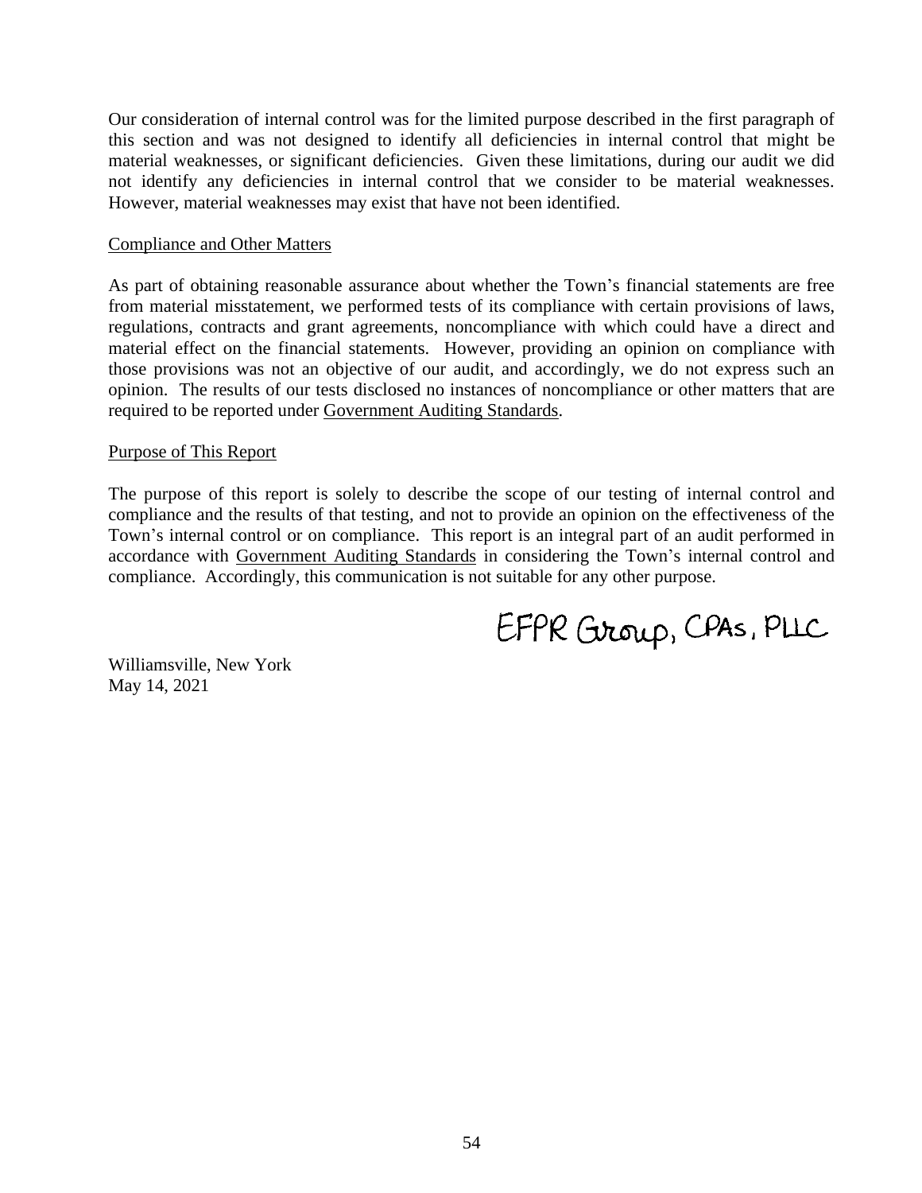Our consideration of internal control was for the limited purpose described in the first paragraph of this section and was not designed to identify all deficiencies in internal control that might be material weaknesses, or significant deficiencies. Given these limitations, during our audit we did not identify any deficiencies in internal control that we consider to be material weaknesses. However, material weaknesses may exist that have not been identified.

Compliance and Other Matters

As part of obtaining reasonable assurance about whether the Town's financial statements are free from material misstatement, we performed tests of its compliance with certain provisions of laws, regulations, contracts and grant agreements, noncompliance with which could have a direct and material effect on the financial statements. However, providing an opinion on compliance with those provisions was not an objective of our audit, and accordingly, we do not express such an opinion. The results of our tests disclosed no instances of noncompliance or other matters that are required to be reported under Government Auditing Standards.

Purpose of This Report

The purpose of this report is solely to describe the scope of our testing of internal control and compliance and the results of that testing, and not to provide an opinion on the effectiveness of the Town's internal control or on compliance. This report is an integral part of an audit performed in accordance with Government Auditing Standards in considering the Town's internal control and compliance. Accordingly, this communication is not suitable for any other purpose.

EFPR Group, CPAs, PLLC

Williamsville, New York
May 14, 2021